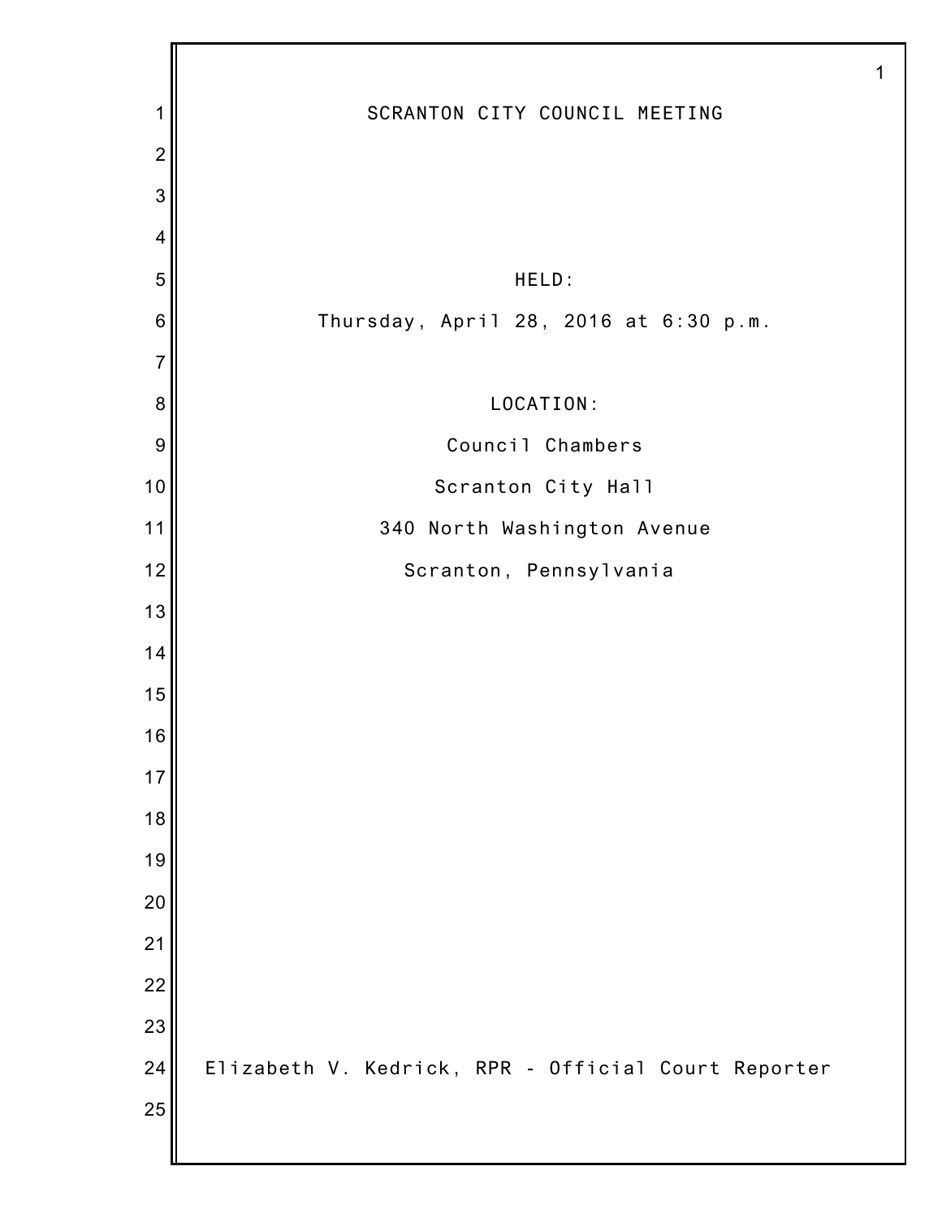# SCRANTON CITY COUNCIL MEETING

HELD:

Thursday, April 28, 2016 at 6:30 p.m.

LOCATION:

Council Chambers

Scranton City Hall

340 North Washington Avenue

Scranton, Pennsylvania

Elizabeth V. Kedrick, RPR - Official Court Reporter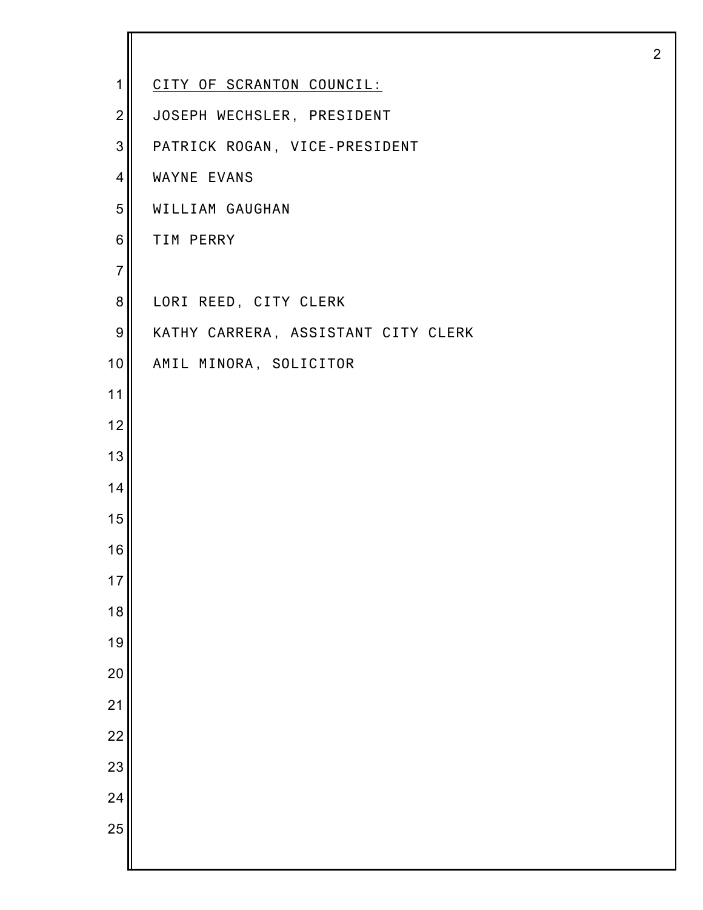CITY OF SCRANTON COUNCIL:

JOSEPH WECHSLER, PRESIDENT

PATRICK ROGAN, VICE-PRESIDENT

WAYNE EVANS

WILLIAM GAUGHAN

TIM PERRY

LORI REED, CITY CLERK

KATHY CARRERA, ASSISTANT CITY CLERK

AMIL MINORA, SOLICITOR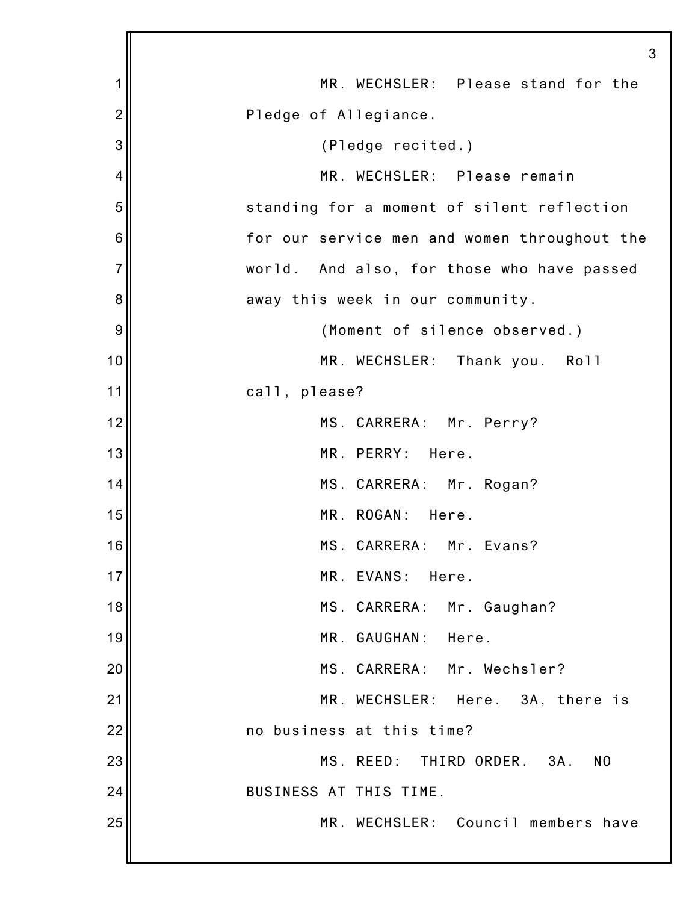MR. WECHSLER: Please stand for the Pledge of Allegiance.

(Pledge recited.)

MR. WECHSLER: Please remain standing for a moment of silent reflection for our service men and women throughout the world. And also, for those who have passed away this week in our community.

(Moment of silence observed.)

MR. WECHSLER: Thank you. Roll call, please?

MS. CARRERA: Mr. Perry?

MR. PERRY: Here.

MS. CARRERA: Mr. Rogan?

MR. ROGAN: Here.

MS. CARRERA: Mr. Evans?

MR. EVANS: Here.

MS. CARRERA: Mr. Gaughan?

MR. GAUGHAN: Here.

MS. CARRERA: Mr. Wechsler?

MR. WECHSLER: Here. 3A, there is no business at this time?

MS. REED: THIRD ORDER. 3A. NO BUSINESS AT THIS TIME.

MR. WECHSLER: Council members have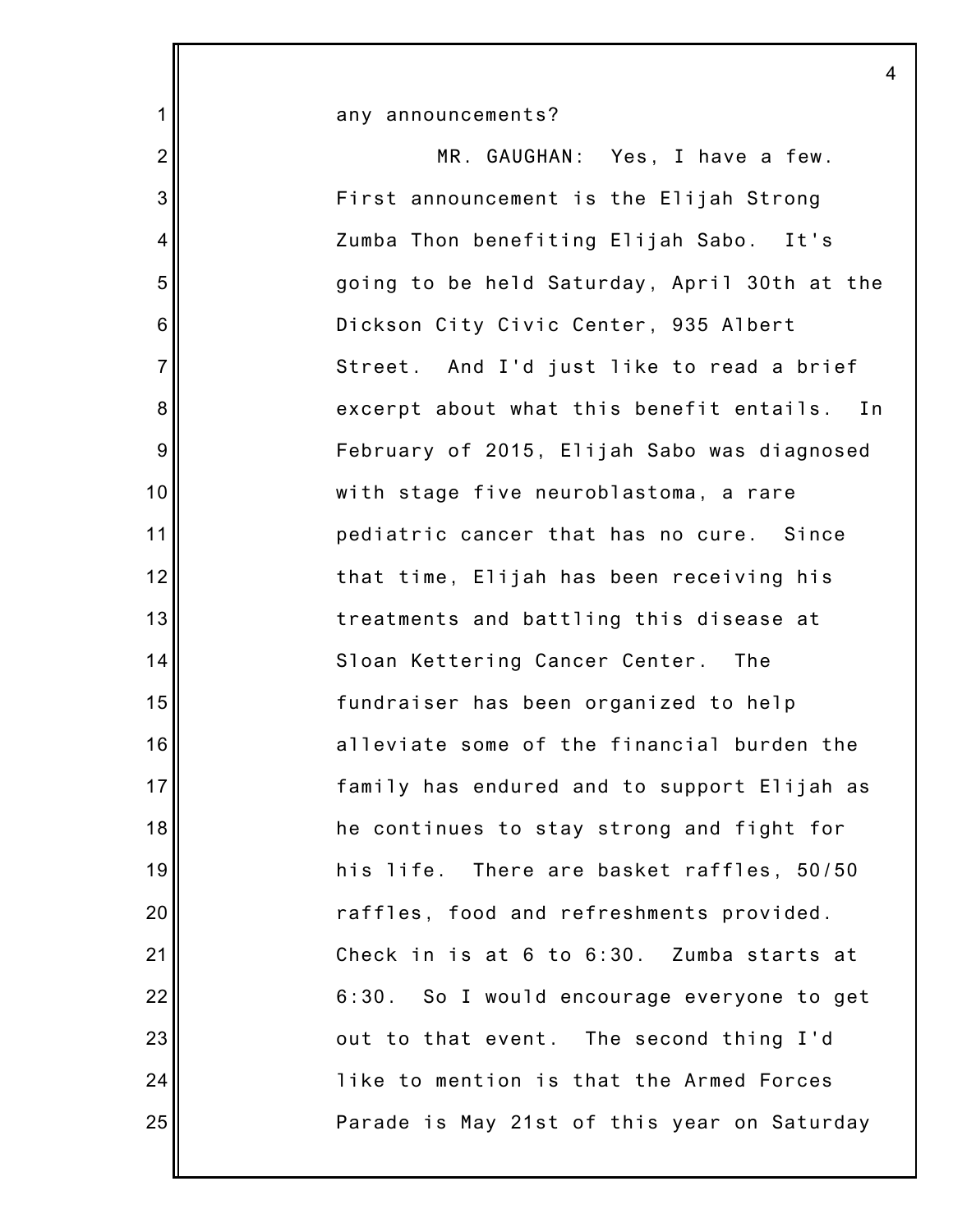any announcements?

MR. GAUGHAN: Yes, I have a few. First announcement is the Elijah Strong Zumba Thon benefiting Elijah Sabo. It's going to be held Saturday, April 30th at the Dickson City Civic Center, 935 Albert Street. And I'd just like to read a brief excerpt about what this benefit entails. In February of 2015, Elijah Sabo was diagnosed with stage five neuroblastoma, a rare pediatric cancer that has no cure. Since that time, Elijah has been receiving his treatments and battling this disease at Sloan Kettering Cancer Center. The fundraiser has been organized to help alleviate some of the financial burden the family has endured and to support Elijah as he continues to stay strong and fight for his life. There are basket raffles, 50/50 raffles, food and refreshments provided. Check in is at 6 to 6:30. Zumba starts at 6:30. So I would encourage everyone to get out to that event. The second thing I'd like to mention is that the Armed Forces Parade is May 21st of this year on Saturday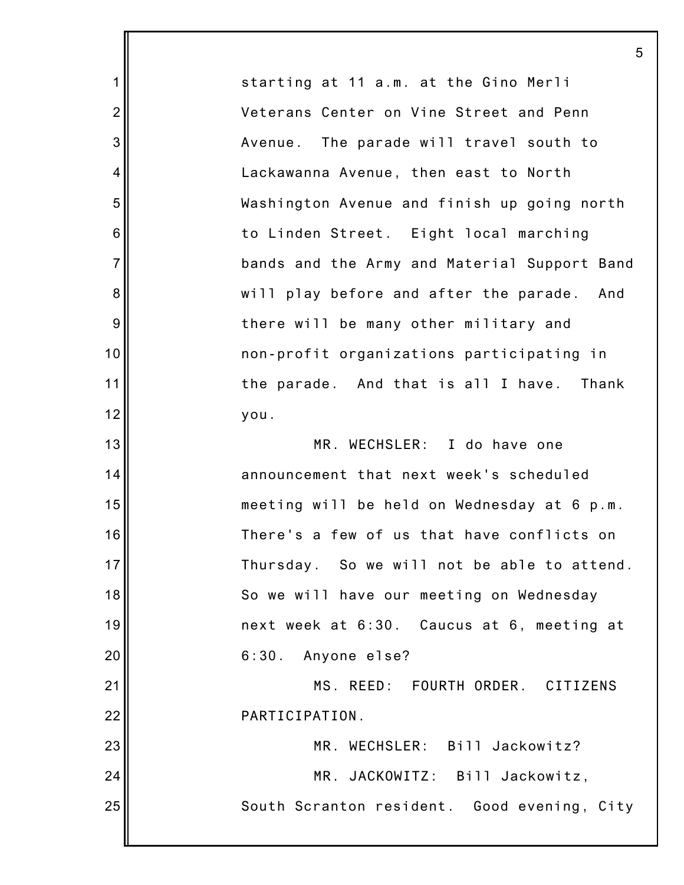starting at 11 a.m. at the Gino Merli Veterans Center on Vine Street and Penn Avenue. The parade will travel south to Lackawanna Avenue, then east to North Washington Avenue and finish up going north to Linden Street. Eight local marching bands and the Army and Material Support Band will play before and after the parade. And there will be many other military and non-profit organizations participating in the parade. And that is all I have. Thank you.

MR. WECHSLER: I do have one announcement that next week's scheduled meeting will be held on Wednesday at 6 p.m. There's a few of us that have conflicts on Thursday. So we will not be able to attend. So we will have our meeting on Wednesday next week at 6:30. Caucus at 6, meeting at 6:30. Anyone else?

MS. REED: FOURTH ORDER. CITIZENS PARTICIPATION.

MR. WECHSLER: Bill Jackowitz?

MR. JACKOWITZ: Bill Jackowitz, South Scranton resident. Good evening, City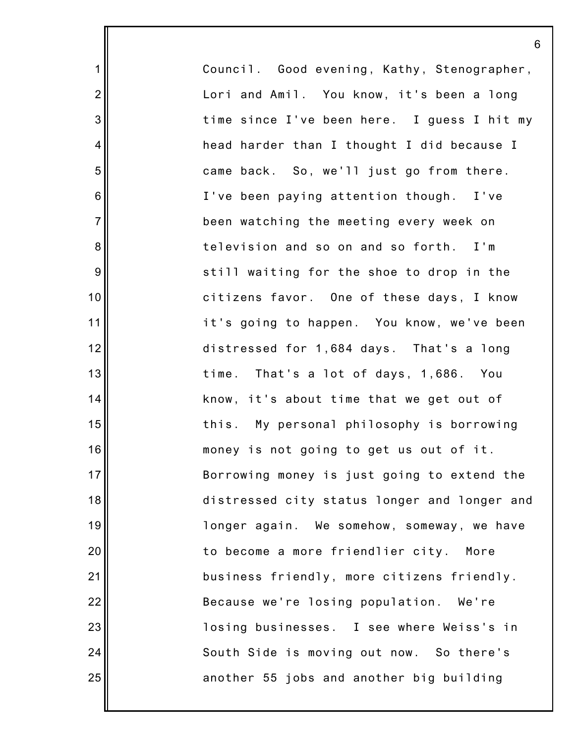Council. Good evening, Kathy, Stenographer, Lori and Amil. You know, it's been a long time since I've been here. I guess I hit my head harder than I thought I did because I came back. So, we'll just go from there. I've been paying attention though. I've been watching the meeting every week on television and so on and so forth. I'm still waiting for the shoe to drop in the citizens favor. One of these days, I know it's going to happen. You know, we've been distressed for 1,684 days. That's a long time. That's a lot of days, 1,686. You know, it's about time that we get out of this. My personal philosophy is borrowing money is not going to get us out of it. Borrowing money is just going to extend the distressed city status longer and longer and longer again. We somehow, someway, we have to become a more friendlier city. More business friendly, more citizens friendly. Because we're losing population. We're losing businesses. I see where Weiss's in South Side is moving out now. So there's another 55 jobs and another big building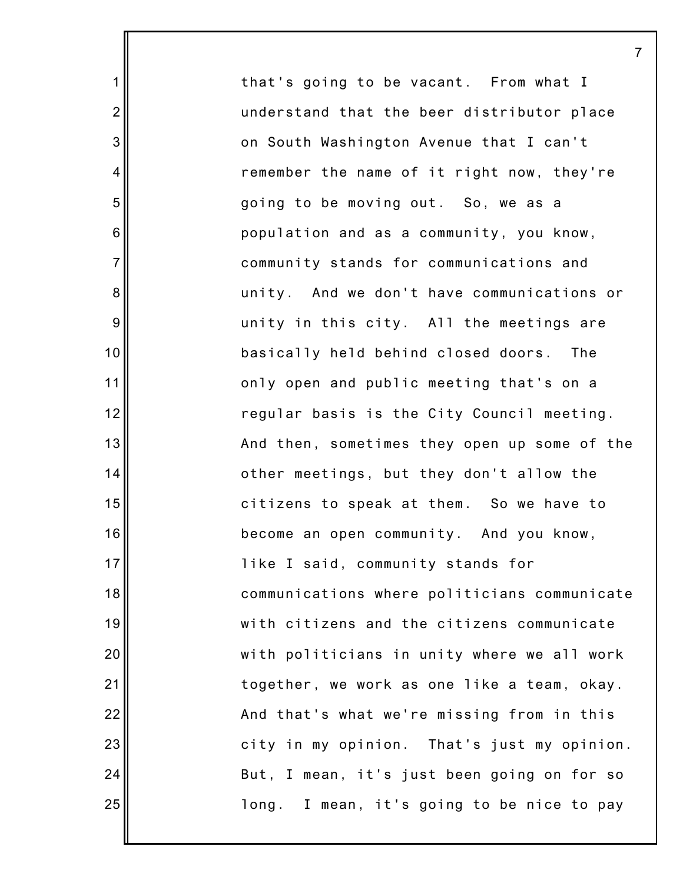that's going to be vacant. From what I understand that the beer distributor place on South Washington Avenue that I can't remember the name of it right now, they're going to be moving out. So, we as a population and as a community, you know, community stands for communications and unity. And we don't have communications or unity in this city. All the meetings are basically held behind closed doors. The only open and public meeting that's on a regular basis is the City Council meeting. And then, sometimes they open up some of the other meetings, but they don't allow the citizens to speak at them. So we have to become an open community. And you know, like I said, community stands for communications where politicians communicate with citizens and the citizens communicate with politicians in unity where we all work together, we work as one like a team, okay. And that's what we're missing from in this city in my opinion. That's just my opinion. But, I mean, it's just been going on for so long. I mean, it's going to be nice to pay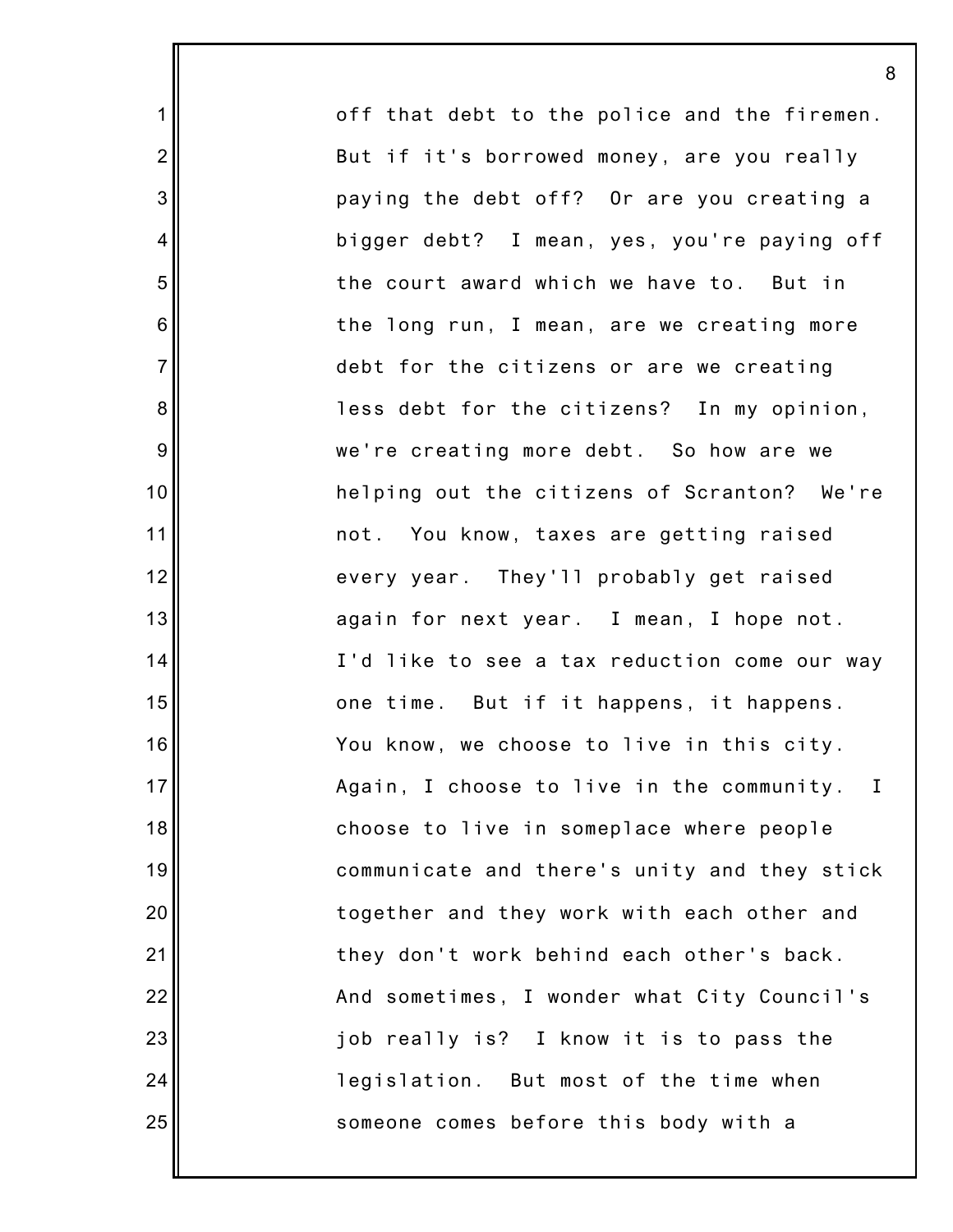off that debt to the police and the firemen. But if it's borrowed money, are you really paying the debt off? Or are you creating a bigger debt? I mean, yes, you're paying off the court award which we have to. But in the long run, I mean, are we creating more debt for the citizens or are we creating less debt for the citizens? In my opinion, we're creating more debt. So how are we helping out the citizens of Scranton? We're not. You know, taxes are getting raised every year. They'll probably get raised again for next year. I mean, I hope not. I'd like to see a tax reduction come our way one time. But if it happens, it happens. You know, we choose to live in this city. Again, I choose to live in the community. I choose to live in someplace where people communicate and there's unity and they stick together and they work with each other and they don't work behind each other's back. And sometimes, I wonder what City Council's job really is? I know it is to pass the legislation. But most of the time when someone comes before this body with a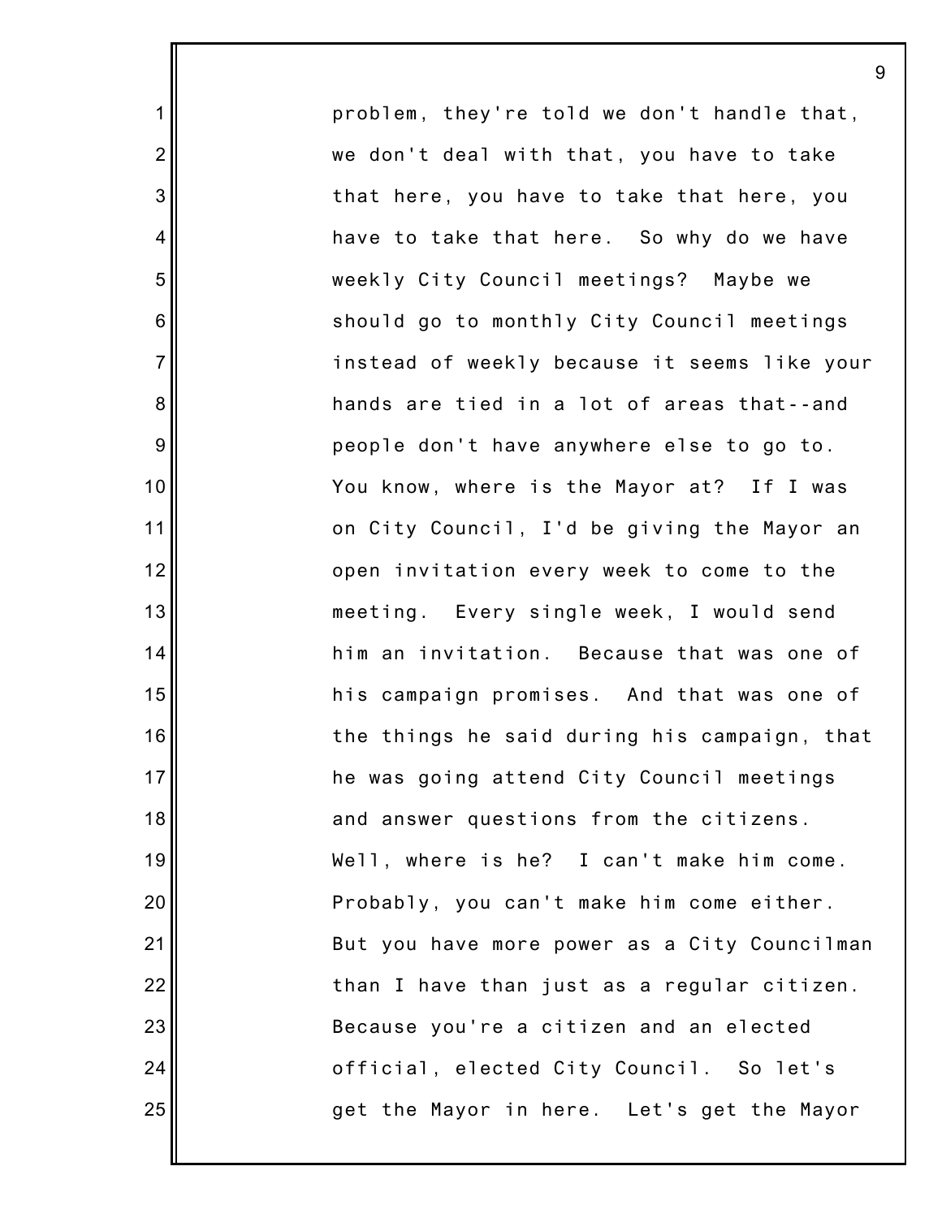problem, they're told we don't handle that, we don't deal with that, you have to take that here, you have to take that here, you have to take that here. So why do we have weekly City Council meetings? Maybe we should go to monthly City Council meetings instead of weekly because it seems like your hands are tied in a lot of areas that--and people don't have anywhere else to go to. You know, where is the Mayor at? If I was on City Council, I'd be giving the Mayor an open invitation every week to come to the meeting. Every single week, I would send him an invitation. Because that was one of his campaign promises. And that was one of the things he said during his campaign, that he was going attend City Council meetings and answer questions from the citizens. Well, where is he? I can't make him come. Probably, you can't make him come either. But you have more power as a City Councilman than I have than just as a regular citizen. Because you're a citizen and an elected official, elected City Council. So let's get the Mayor in here. Let's get the Mayor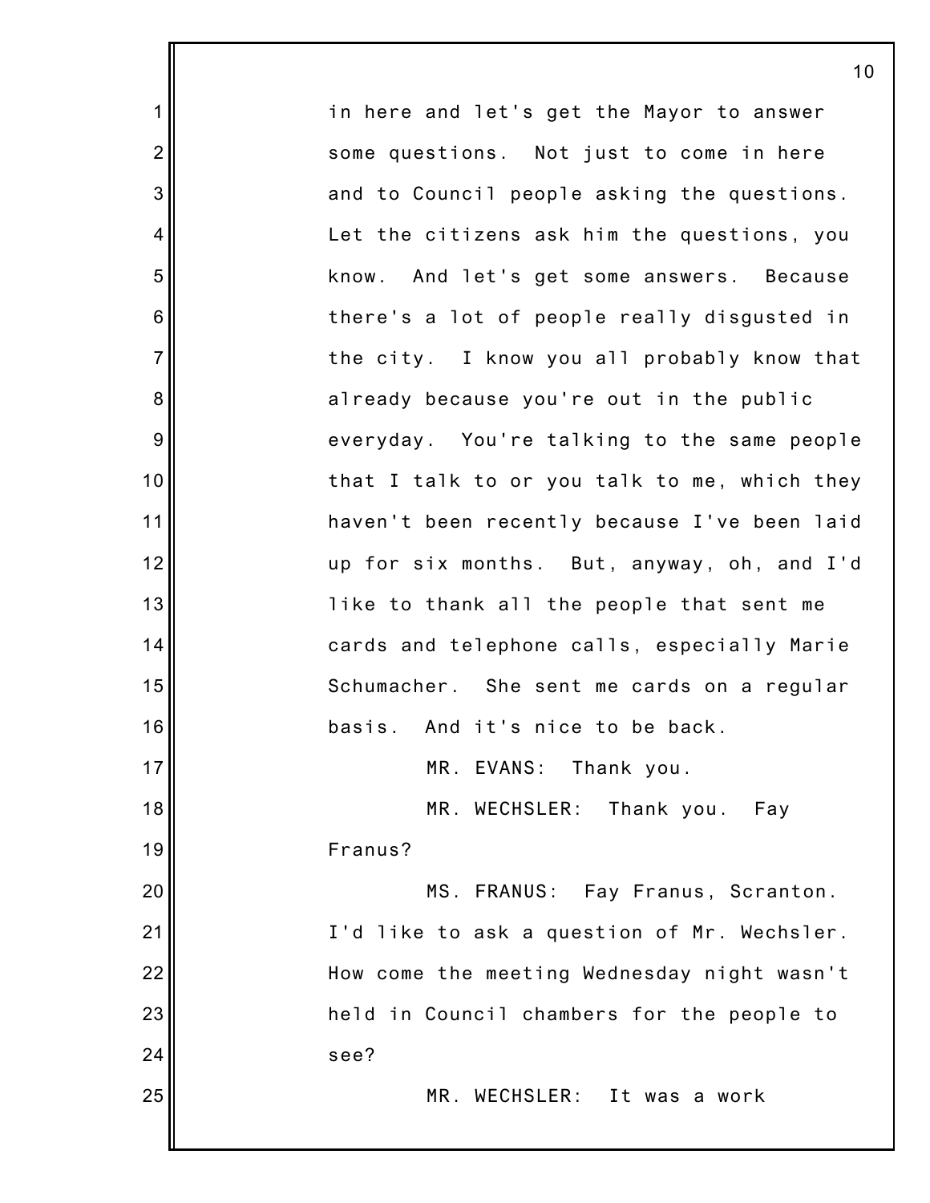in here and let's get the Mayor to answer some questions. Not just to come in here and to Council people asking the questions. Let the citizens ask him the questions, you know. And let's get some answers. Because there's a lot of people really disgusted in the city. I know you all probably know that already because you're out in the public everyday. You're talking to the same people that I talk to or you talk to me, which they haven't been recently because I've been laid up for six months. But, anyway, oh, and I'd like to thank all the people that sent me cards and telephone calls, especially Marie Schumacher. She sent me cards on a regular basis. And it's nice to be back.

MR. EVANS: Thank you.

MR. WECHSLER: Thank you. Fay Franus?

MS. FRANUS: Fay Franus, Scranton. I'd like to ask a question of Mr. Wechsler. How come the meeting Wednesday night wasn't held in Council chambers for the people to see?

MR. WECHSLER: It was a work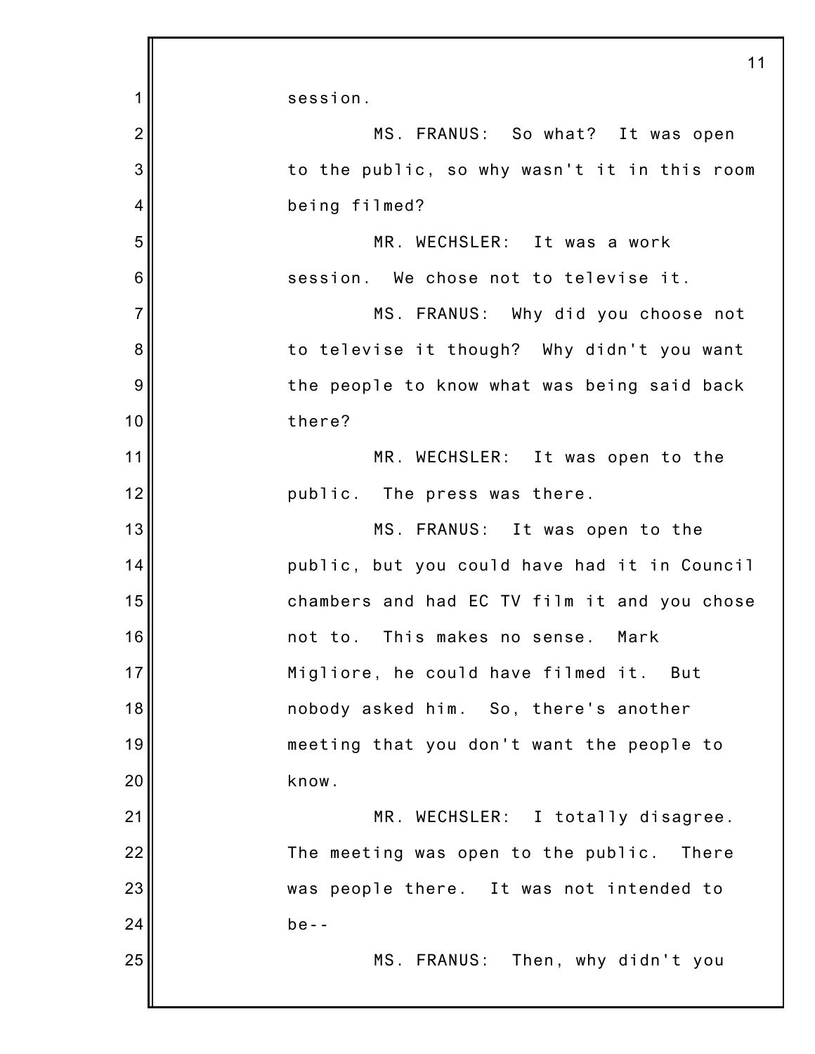session.

MS. FRANUS: So what? It was open to the public, so why wasn't it in this room being filmed?

MR. WECHSLER: It was a work session. We chose not to televise it.

MS. FRANUS: Why did you choose not to televise it though? Why didn't you want the people to know what was being said back there?

MR. WECHSLER: It was open to the public. The press was there.

MS. FRANUS: It was open to the public, but you could have had it in Council chambers and had EC TV film it and you chose not to. This makes no sense. Mark Migliore, he could have filmed it. But nobody asked him. So, there's another meeting that you don't want the people to know.

MR. WECHSLER: I totally disagree. The meeting was open to the public. There was people there. It was not intended to be--

MS. FRANUS: Then, why didn't you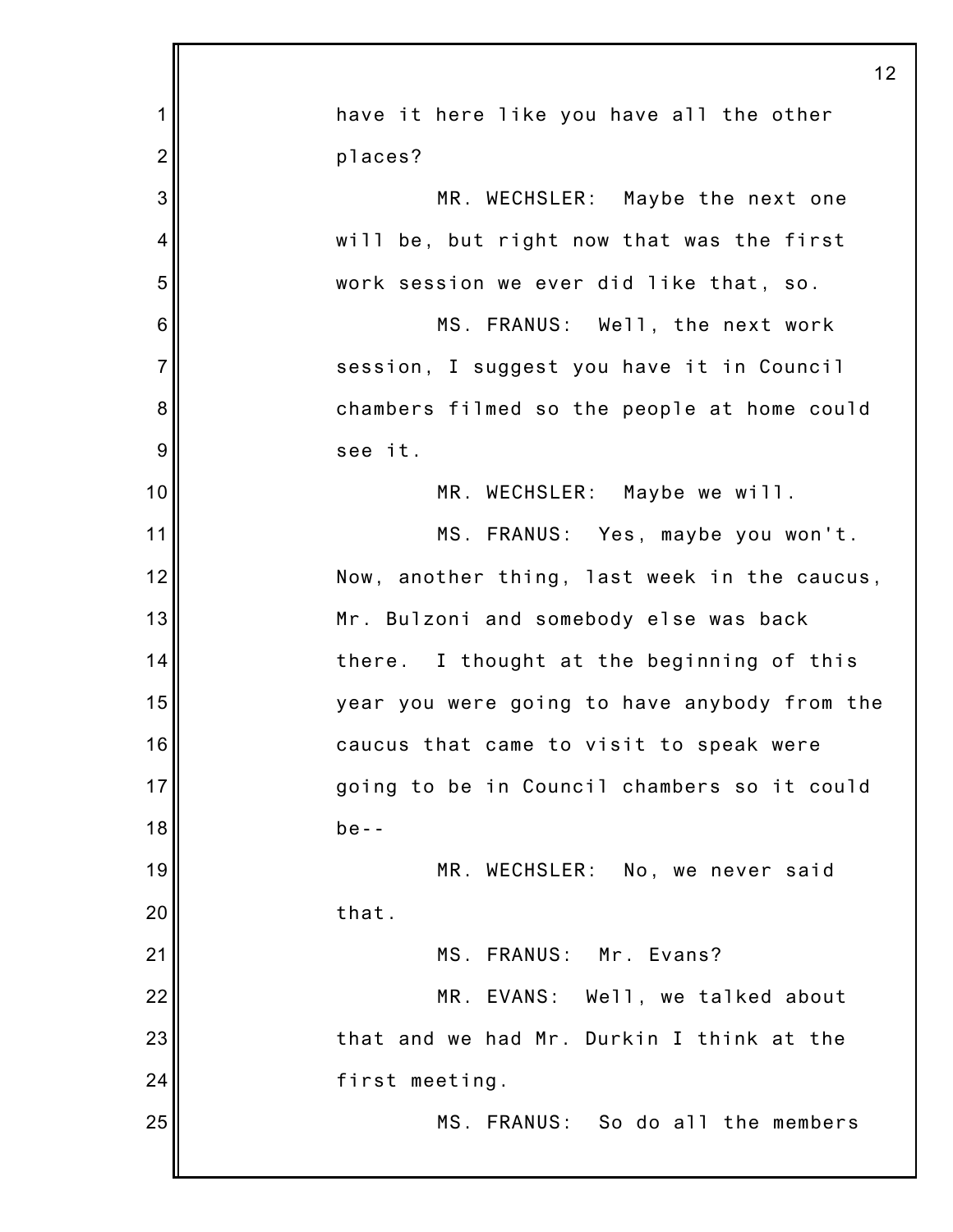have it here like you have all the other places?

MR. WECHSLER: Maybe the next one will be, but right now that was the first work session we ever did like that, so.

MS. FRANUS: Well, the next work session, I suggest you have it in Council chambers filmed so the people at home could see it.

MR. WECHSLER: Maybe we will.

MS. FRANUS: Yes, maybe you won't. Now, another thing, last week in the caucus, Mr. Bulzoni and somebody else was back there. I thought at the beginning of this year you were going to have anybody from the caucus that came to visit to speak were going to be in Council chambers so it could be--

MR. WECHSLER: No, we never said that.

MS. FRANUS: Mr. Evans?

MR. EVANS: Well, we talked about that and we had Mr. Durkin I think at the first meeting.

MS. FRANUS: So do all the members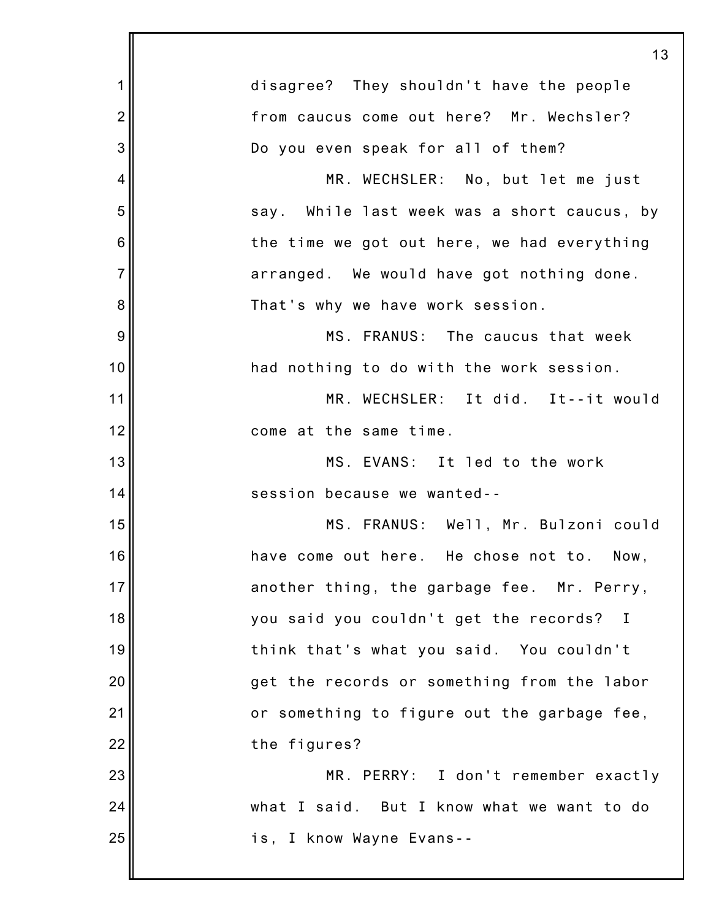disagree? They shouldn't have the people from caucus come out here? Mr. Wechsler? Do you even speak for all of them?

MR. WECHSLER: No, but let me just say. While last week was a short caucus, by the time we got out here, we had everything arranged. We would have got nothing done. That's why we have work session.

MS. FRANUS: The caucus that week had nothing to do with the work session.

MR. WECHSLER: It did. It--it would come at the same time.

MS. EVANS: It led to the work session because we wanted--

MS. FRANUS: Well, Mr. Bulzoni could have come out here. He chose not to. Now, another thing, the garbage fee. Mr. Perry, you said you couldn't get the records? I think that's what you said. You couldn't get the records or something from the labor or something to figure out the garbage fee, the figures?

MR. PERRY: I don't remember exactly what I said. But I know what we want to do is, I know Wayne Evans--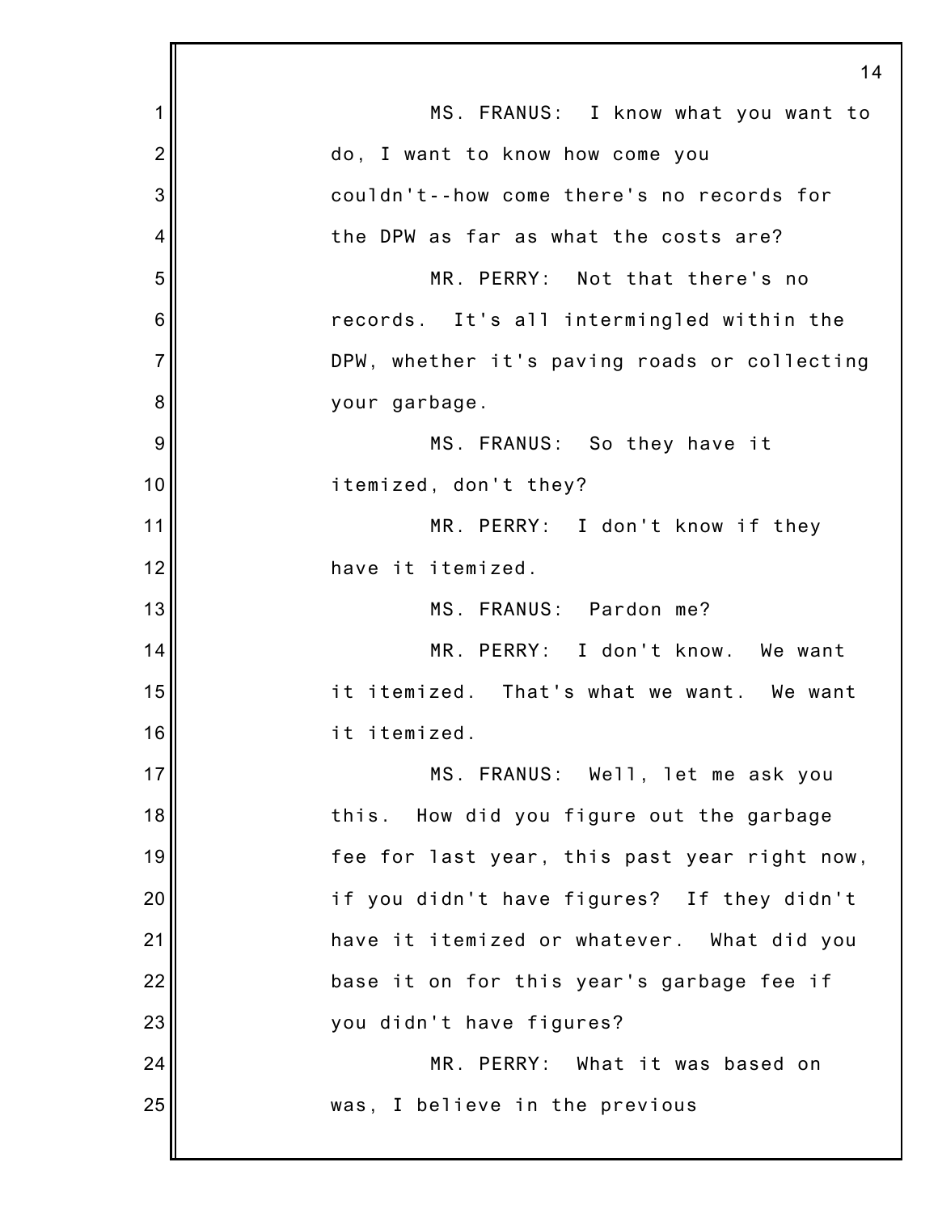MS. FRANUS: I know what you want to do, I want to know how come you couldn't--how come there's no records for the DPW as far as what the costs are?

MR. PERRY: Not that there's no records. It's all intermingled within the DPW, whether it's paving roads or collecting your garbage.

MS. FRANUS: So they have it itemized, don't they?

MR. PERRY: I don't know if they have it itemized.

MS. FRANUS: Pardon me?

MR. PERRY: I don't know. We want it itemized. That's what we want. We want it itemized.

MS. FRANUS: Well, let me ask you this. How did you figure out the garbage fee for last year, this past year right now, if you didn't have figures? If they didn't have it itemized or whatever. What did you base it on for this year's garbage fee if you didn't have figures?

MR. PERRY: What it was based on was, I believe in the previous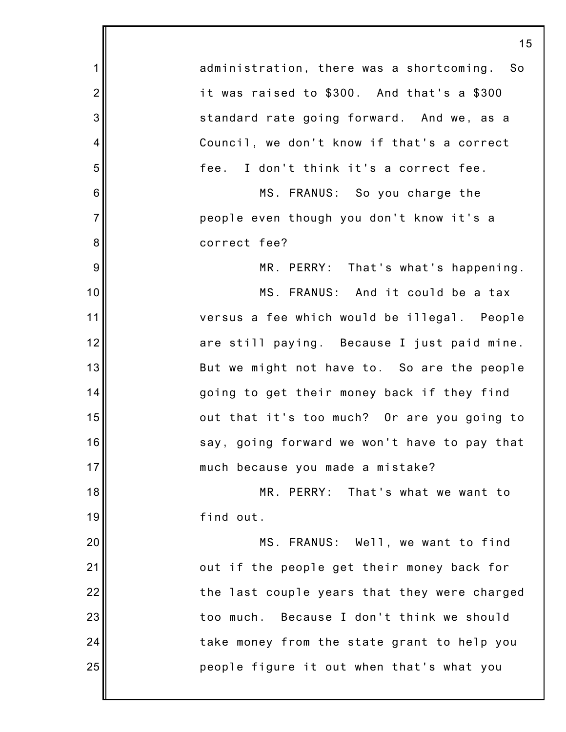administration, there was a shortcoming. So it was raised to $300. And that's a $300 standard rate going forward. And we, as a Council, we don't know if that's a correct fee. I don't think it's a correct fee.

MS. FRANUS: So you charge the people even though you don't know it's a correct fee?

MR. PERRY: That's what's happening.

MS. FRANUS: And it could be a tax versus a fee which would be illegal. People are still paying. Because I just paid mine. But we might not have to. So are the people going to get their money back if they find out that it's too much? Or are you going to say, going forward we won't have to pay that much because you made a mistake?

MR. PERRY: That's what we want to find out.

MS. FRANUS: Well, we want to find out if the people get their money back for the last couple years that they were charged too much. Because I don't think we should take money from the state grant to help you people figure it out when that's what you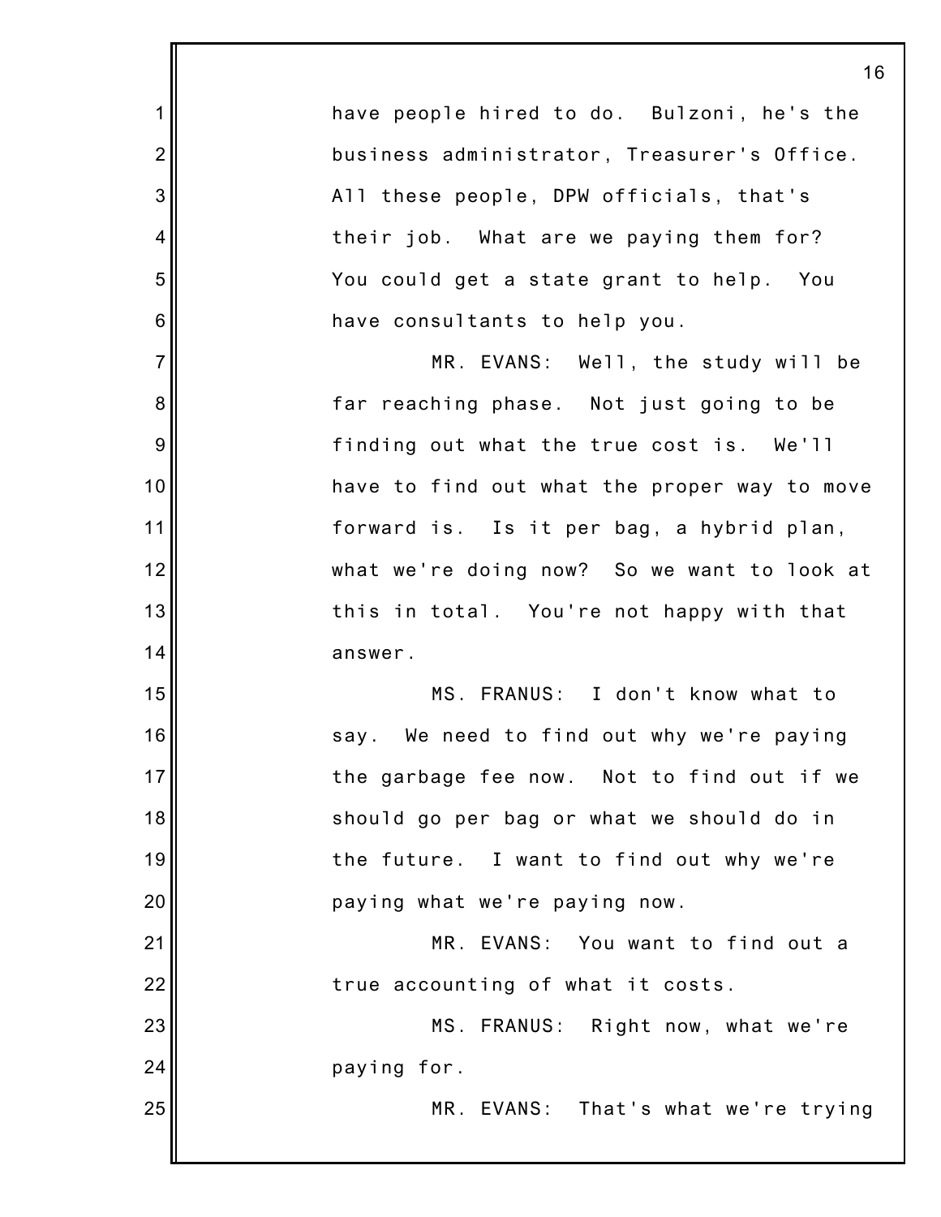have people hired to do. Bulzoni, he's the business administrator, Treasurer's Office. All these people, DPW officials, that's their job. What are we paying them for? You could get a state grant to help. You have consultants to help you.

MR. EVANS: Well, the study will be far reaching phase. Not just going to be finding out what the true cost is. We'll have to find out what the proper way to move forward is. Is it per bag, a hybrid plan, what we're doing now? So we want to look at this in total. You're not happy with that answer.

MS. FRANUS: I don't know what to say. We need to find out why we're paying the garbage fee now. Not to find out if we should go per bag or what we should do in the future. I want to find out why we're paying what we're paying now.

MR. EVANS: You want to find out a true accounting of what it costs.

MS. FRANUS: Right now, what we're paying for.

MR. EVANS: That's what we're trying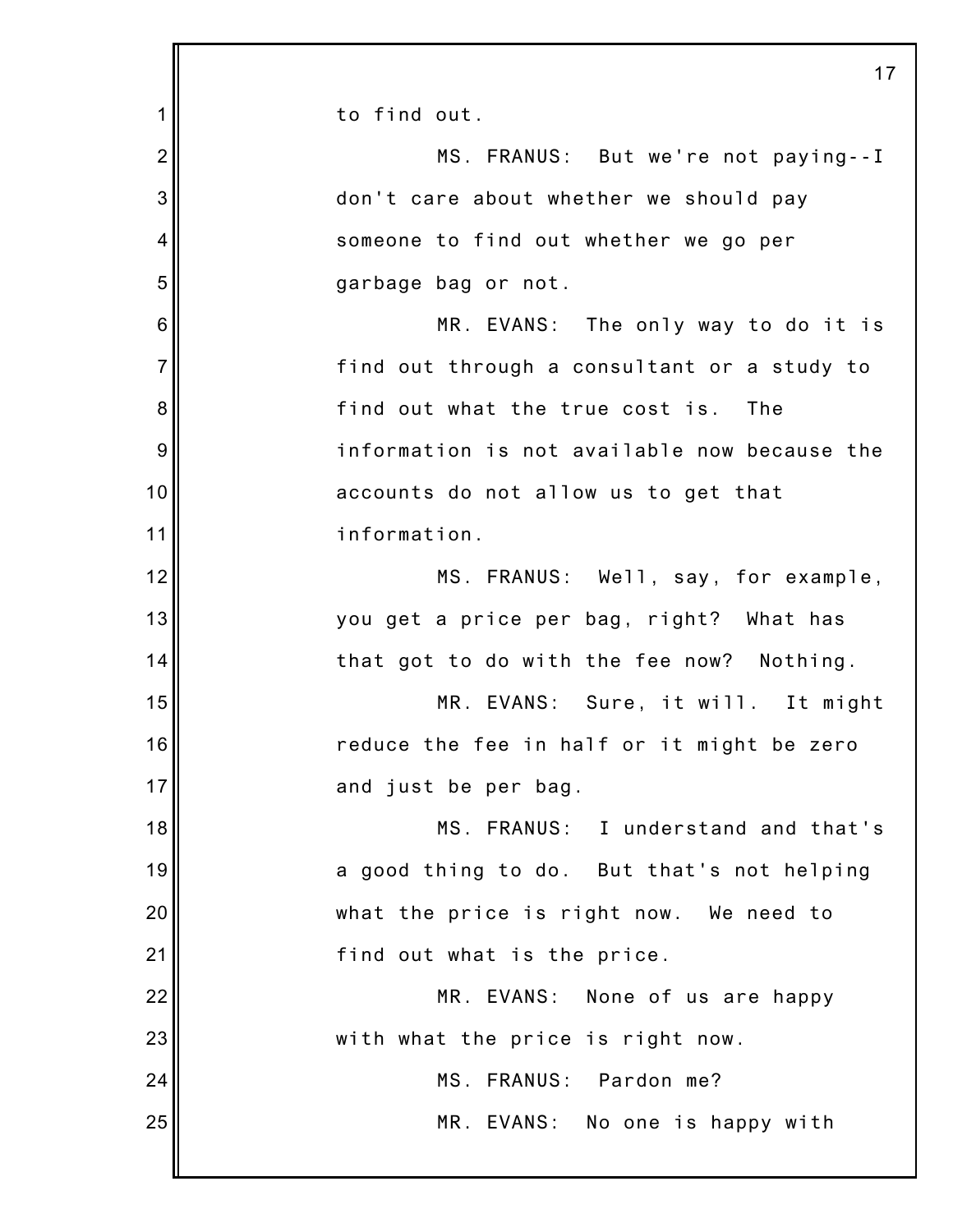to find out.

MS. FRANUS: But we're not paying--I don't care about whether we should pay someone to find out whether we go per garbage bag or not.

MR. EVANS: The only way to do it is find out through a consultant or a study to find out what the true cost is. The information is not available now because the accounts do not allow us to get that information.

MS. FRANUS: Well, say, for example, you get a price per bag, right? What has that got to do with the fee now? Nothing.

MR. EVANS: Sure, it will. It might reduce the fee in half or it might be zero and just be per bag.

MS. FRANUS: I understand and that's a good thing to do. But that's not helping what the price is right now. We need to find out what is the price.

MR. EVANS: None of us are happy with what the price is right now.

MS. FRANUS: Pardon me?

MR. EVANS: No one is happy with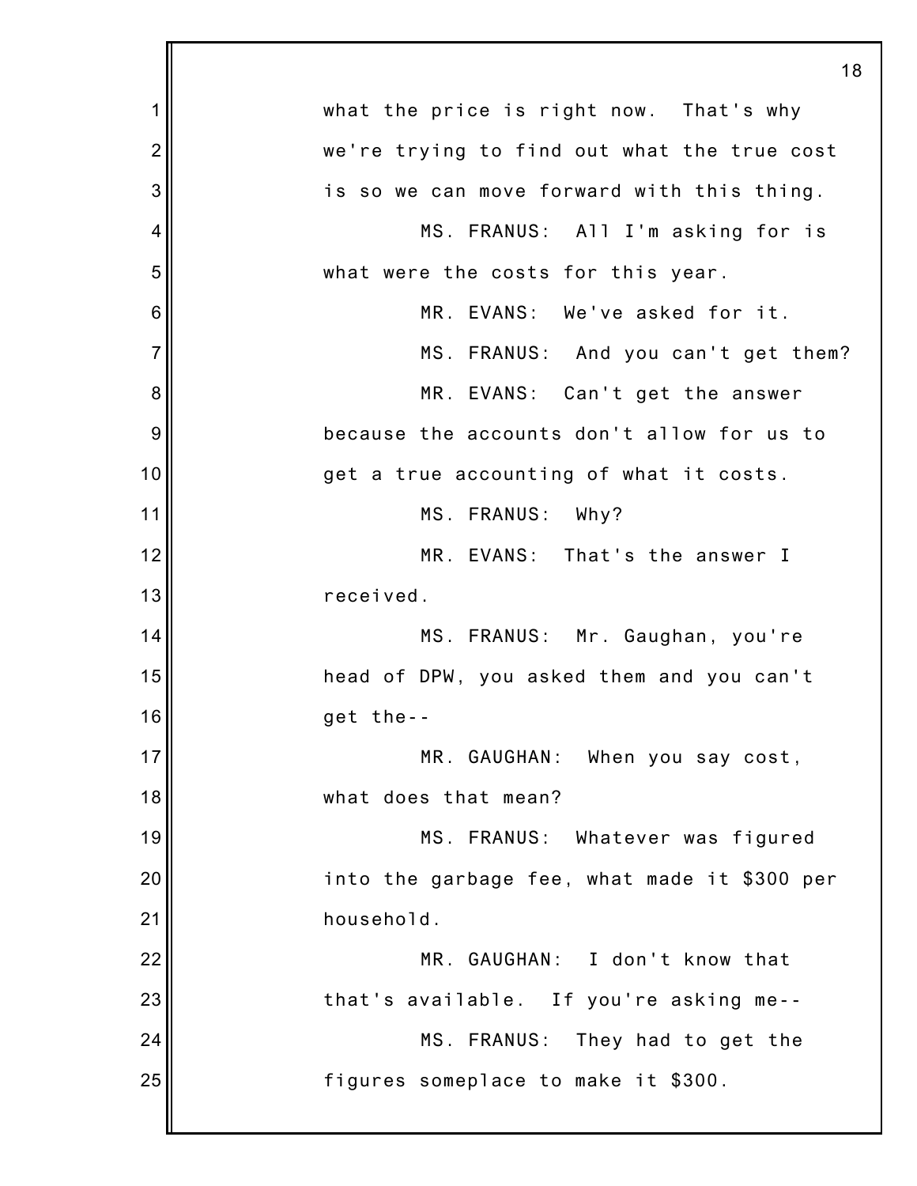what the price is right now. That's why we're trying to find out what the true cost is so we can move forward with this thing.

MS. FRANUS: All I'm asking for is what were the costs for this year.

MR. EVANS: We've asked for it.

MS. FRANUS: And you can't get them?

MR. EVANS: Can't get the answer because the accounts don't allow for us to get a true accounting of what it costs.

MS. FRANUS: Why?

MR. EVANS: That's the answer I received.

MS. FRANUS: Mr. Gaughan, you're head of DPW, you asked them and you can't get the--

MR. GAUGHAN: When you say cost, what does that mean?

MS. FRANUS: Whatever was figured into the garbage fee, what made it $300 per household.

MR. GAUGHAN: I don't know that that's available. If you're asking me--

MS. FRANUS: They had to get the figures someplace to make it $300.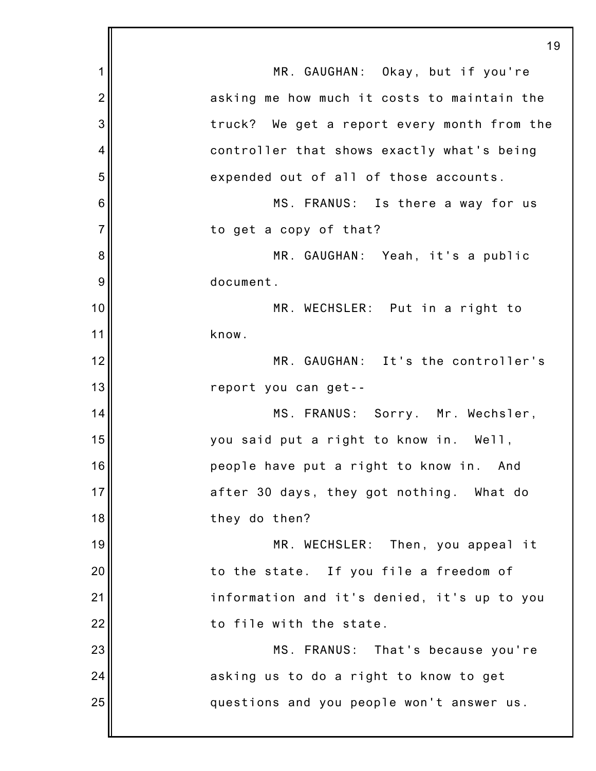MR. GAUGHAN: Okay, but if you're asking me how much it costs to maintain the truck? We get a report every month from the controller that shows exactly what's being expended out of all of those accounts.

MS. FRANUS: Is there a way for us to get a copy of that?

MR. GAUGHAN: Yeah, it's a public document.

MR. WECHSLER: Put in a right to know.

MR. GAUGHAN: It's the controller's report you can get--

MS. FRANUS: Sorry. Mr. Wechsler, you said put a right to know in. Well, people have put a right to know in. And after 30 days, they got nothing. What do they do then?

MR. WECHSLER: Then, you appeal it to the state. If you file a freedom of information and it's denied, it's up to you to file with the state.

MS. FRANUS: That's because you're asking us to do a right to know to get questions and you people won't answer us.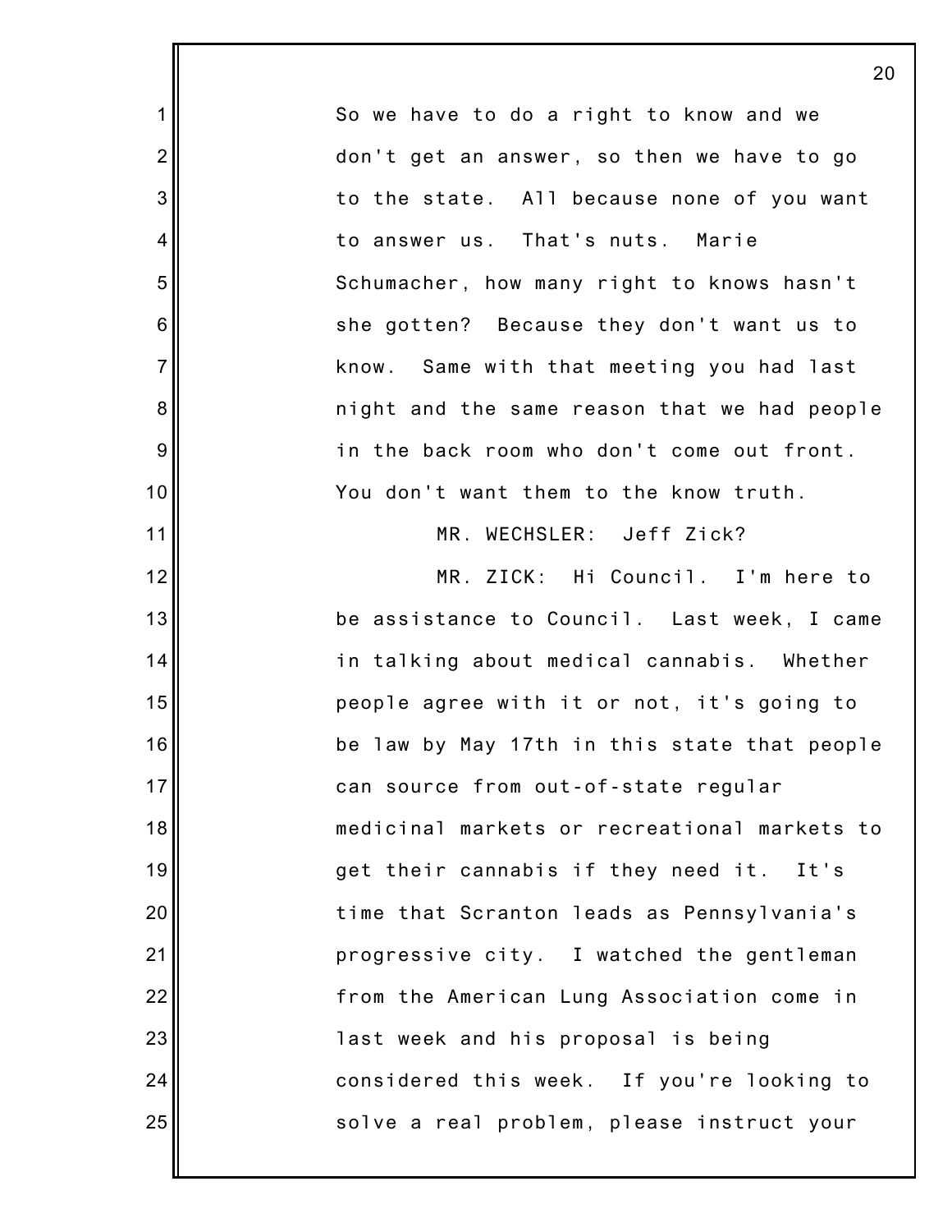So we have to do a right to know and we don't get an answer, so then we have to go to the state. All because none of you want to answer us. That's nuts. Marie Schumacher, how many right to knows hasn't she gotten? Because they don't want us to know. Same with that meeting you had last night and the same reason that we had people in the back room who don't come out front. You don't want them to the know truth.

MR. WECHSLER: Jeff Zick?

MR. ZICK: Hi Council. I'm here to be assistance to Council. Last week, I came in talking about medical cannabis. Whether people agree with it or not, it's going to be law by May 17th in this state that people can source from out-of-state regular medicinal markets or recreational markets to get their cannabis if they need it. It's time that Scranton leads as Pennsylvania's progressive city. I watched the gentleman from the American Lung Association come in last week and his proposal is being considered this week. If you're looking to solve a real problem, please instruct your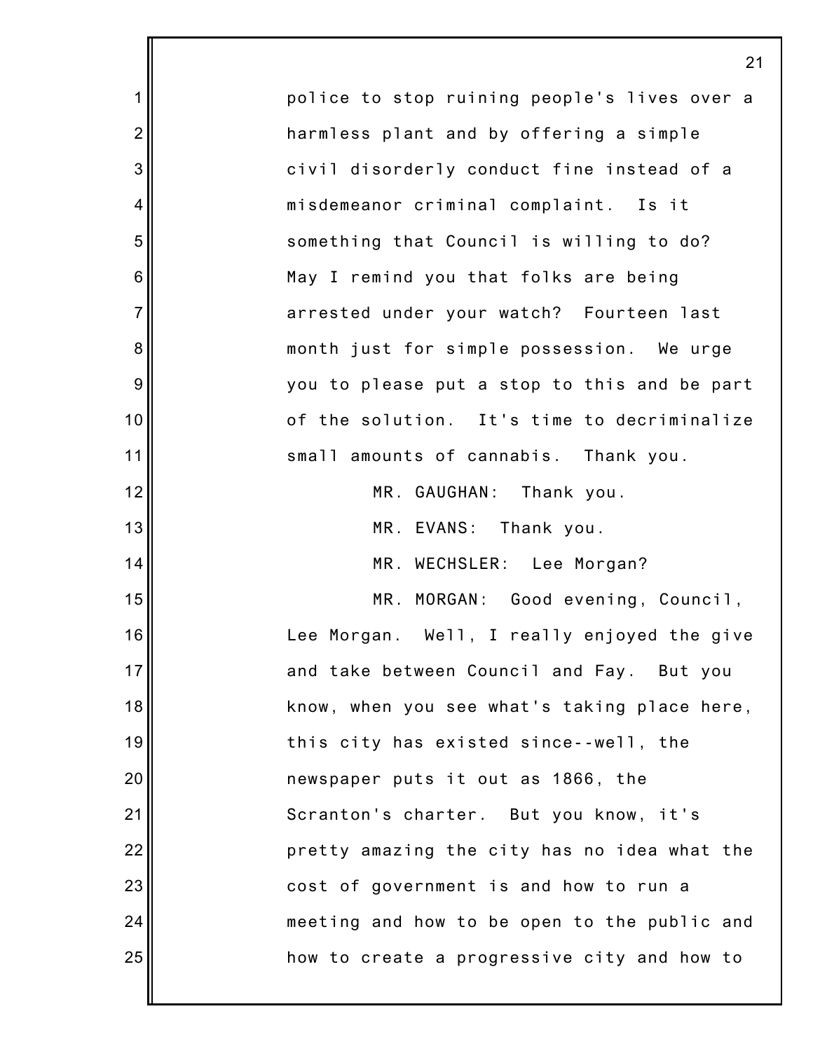police to stop ruining people's lives over a harmless plant and by offering a simple civil disorderly conduct fine instead of a misdemeanor criminal complaint. Is it something that Council is willing to do? May I remind you that folks are being arrested under your watch? Fourteen last month just for simple possession. We urge you to please put a stop to this and be part of the solution. It's time to decriminalize small amounts of cannabis. Thank you.

MR. GAUGHAN: Thank you.

MR. EVANS: Thank you.

MR. WECHSLER: Lee Morgan?

MR. MORGAN: Good evening, Council, Lee Morgan. Well, I really enjoyed the give and take between Council and Fay. But you know, when you see what's taking place here, this city has existed since--well, the newspaper puts it out as 1866, the Scranton's charter. But you know, it's pretty amazing the city has no idea what the cost of government is and how to run a meeting and how to be open to the public and how to create a progressive city and how to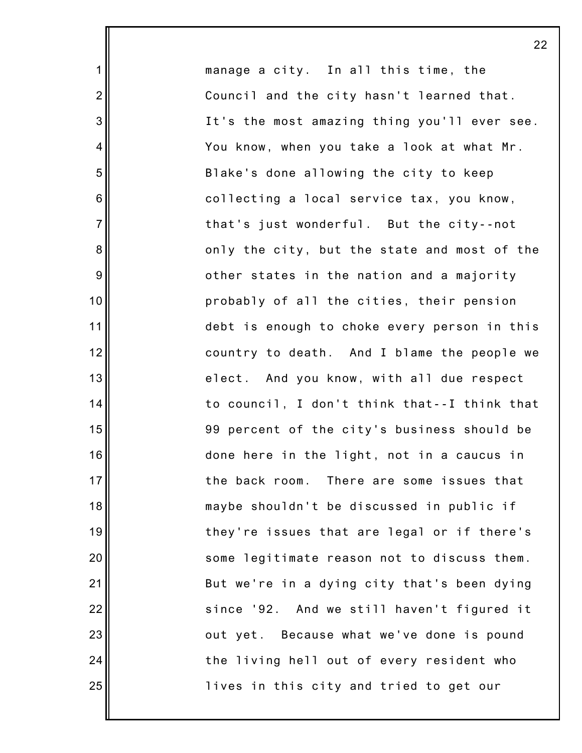manage a city. In all this time, the Council and the city hasn't learned that. It's the most amazing thing you'll ever see. You know, when you take a look at what Mr. Blake's done allowing the city to keep collecting a local service tax, you know, that's just wonderful. But the city--not only the city, but the state and most of the other states in the nation and a majority probably of all the cities, their pension debt is enough to choke every person in this country to death. And I blame the people we elect. And you know, with all due respect to council, I don't think that--I think that 99 percent of the city's business should be done here in the light, not in a caucus in the back room. There are some issues that maybe shouldn't be discussed in public if they're issues that are legal or if there's some legitimate reason not to discuss them. But we're in a dying city that's been dying since '92. And we still haven't figured it out yet. Because what we've done is pound the living hell out of every resident who lives in this city and tried to get our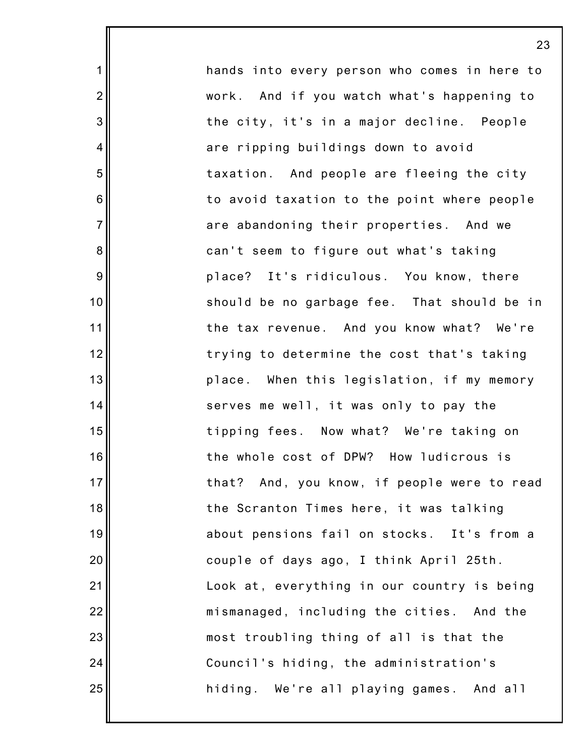hands into every person who comes in here to work. And if you watch what's happening to the city, it's in a major decline. People are ripping buildings down to avoid taxation. And people are fleeing the city to avoid taxation to the point where people are abandoning their properties. And we can't seem to figure out what's taking place? It's ridiculous. You know, there should be no garbage fee. That should be in the tax revenue. And you know what? We're trying to determine the cost that's taking place. When this legislation, if my memory serves me well, it was only to pay the tipping fees. Now what? We're taking on the whole cost of DPW? How ludicrous is that? And, you know, if people were to read the Scranton Times here, it was talking about pensions fail on stocks. It's from a couple of days ago, I think April 25th. Look at, everything in our country is being mismanaged, including the cities. And the most troubling thing of all is that the Council's hiding, the administration's hiding. We're all playing games. And all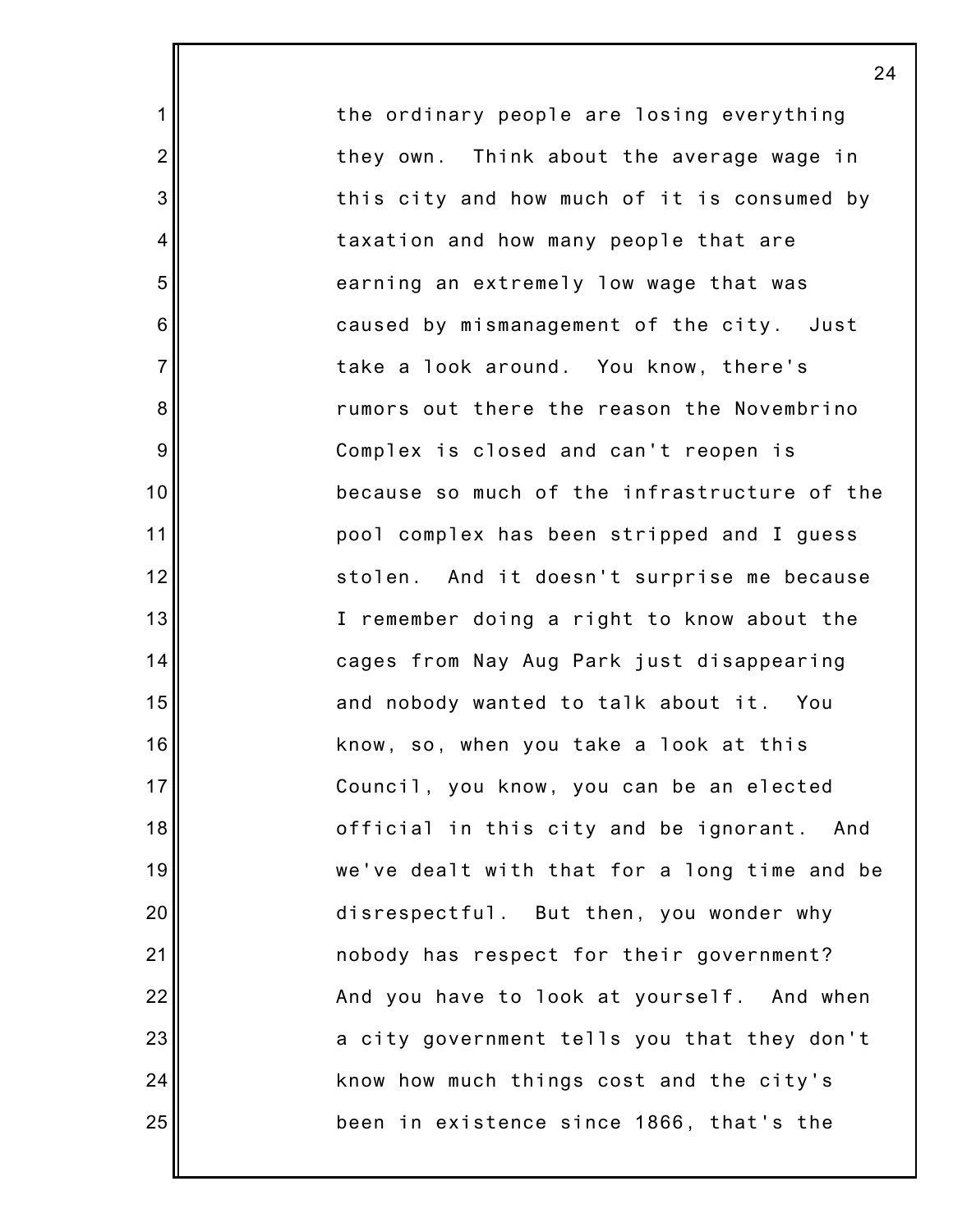the ordinary people are losing everything they own. Think about the average wage in this city and how much of it is consumed by taxation and how many people that are earning an extremely low wage that was caused by mismanagement of the city. Just take a look around. You know, there's rumors out there the reason the Novembrino Complex is closed and can't reopen is because so much of the infrastructure of the pool complex has been stripped and I guess stolen. And it doesn't surprise me because I remember doing a right to know about the cages from Nay Aug Park just disappearing and nobody wanted to talk about it. You know, so, when you take a look at this Council, you know, you can be an elected official in this city and be ignorant. And we've dealt with that for a long time and be disrespectful. But then, you wonder why nobody has respect for their government? And you have to look at yourself. And when a city government tells you that they don't know how much things cost and the city's been in existence since 1866, that's the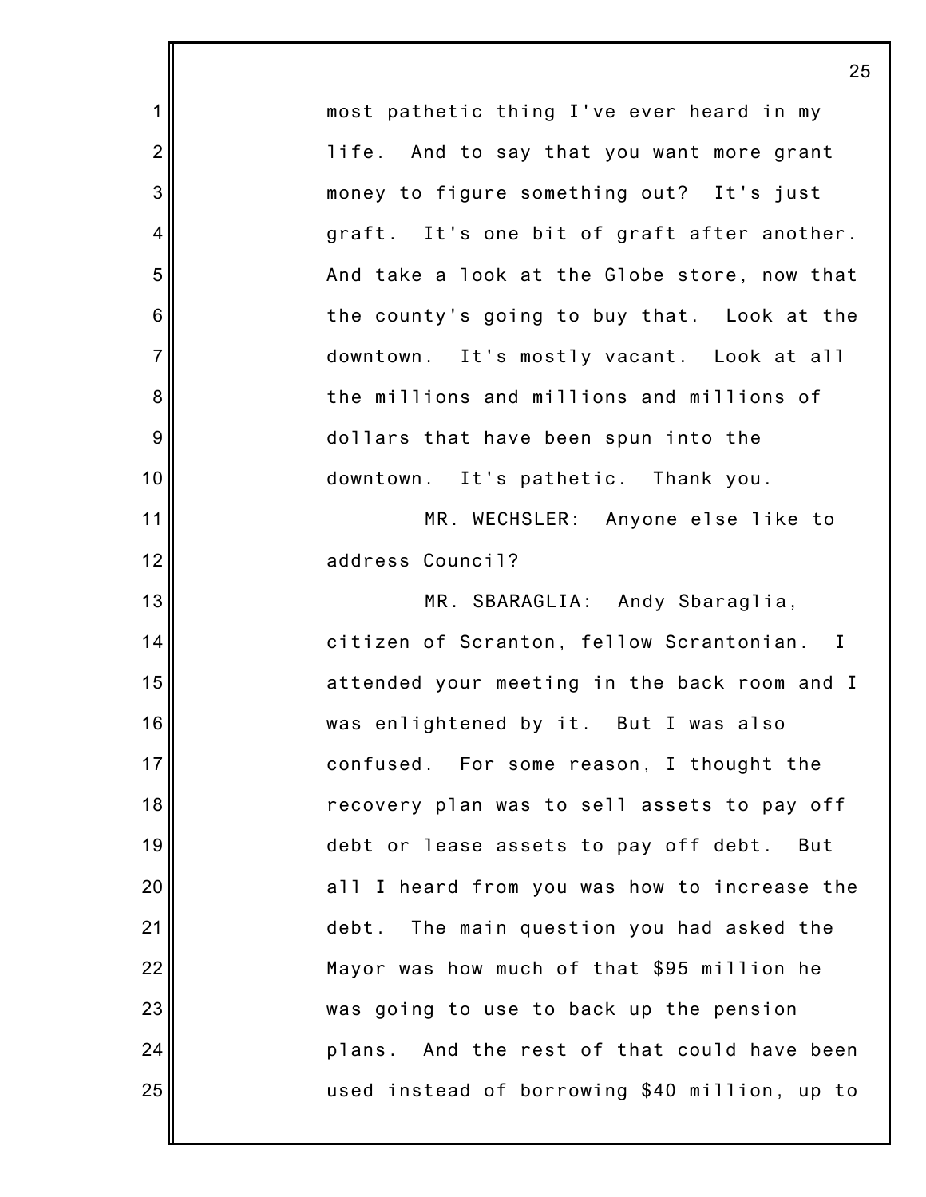most pathetic thing I've ever heard in my life. And to say that you want more grant money to figure something out? It's just graft. It's one bit of graft after another. And take a look at the Globe store, now that the county's going to buy that. Look at the downtown. It's mostly vacant. Look at all the millions and millions and millions of dollars that have been spun into the downtown. It's pathetic. Thank you.

MR. WECHSLER: Anyone else like to address Council?

MR. SBARAGLIA: Andy Sbaraglia, citizen of Scranton, fellow Scrantonian. I attended your meeting in the back room and I was enlightened by it. But I was also confused. For some reason, I thought the recovery plan was to sell assets to pay off debt or lease assets to pay off debt. But all I heard from you was how to increase the debt. The main question you had asked the Mayor was how much of that $95 million he was going to use to back up the pension plans. And the rest of that could have been used instead of borrowing $40 million, up to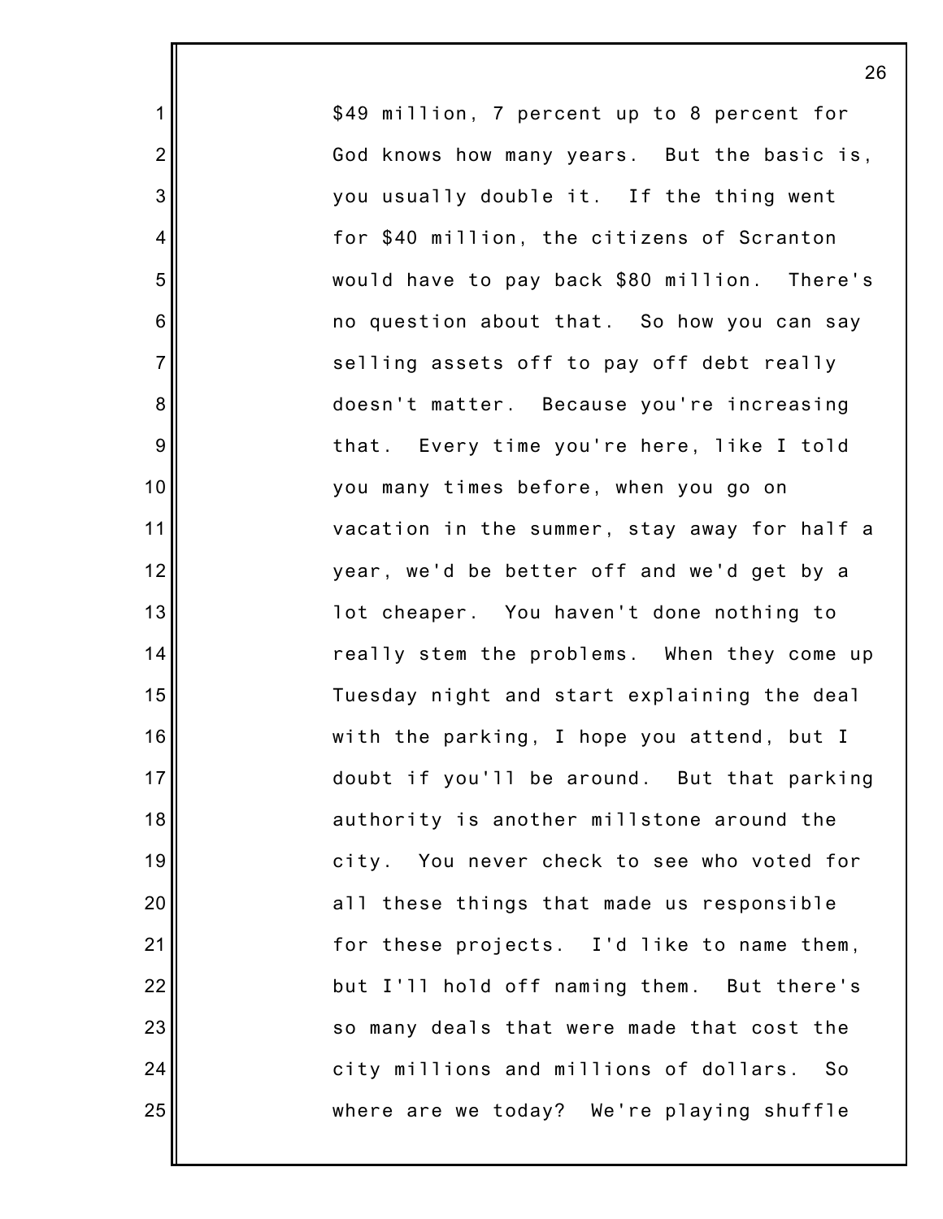$49 million, 7 percent up to 8 percent for God knows how many years. But the basic is, you usually double it. If the thing went for $40 million, the citizens of Scranton would have to pay back $80 million. There's no question about that. So how you can say selling assets off to pay off debt really doesn't matter. Because you're increasing that. Every time you're here, like I told you many times before, when you go on vacation in the summer, stay away for half a year, we'd be better off and we'd get by a lot cheaper. You haven't done nothing to really stem the problems. When they come up Tuesday night and start explaining the deal with the parking, I hope you attend, but I doubt if you'll be around. But that parking authority is another millstone around the city. You never check to see who voted for all these things that made us responsible for these projects. I'd like to name them, but I'll hold off naming them. But there's so many deals that were made that cost the city millions and millions of dollars. So where are we today? We're playing shuffle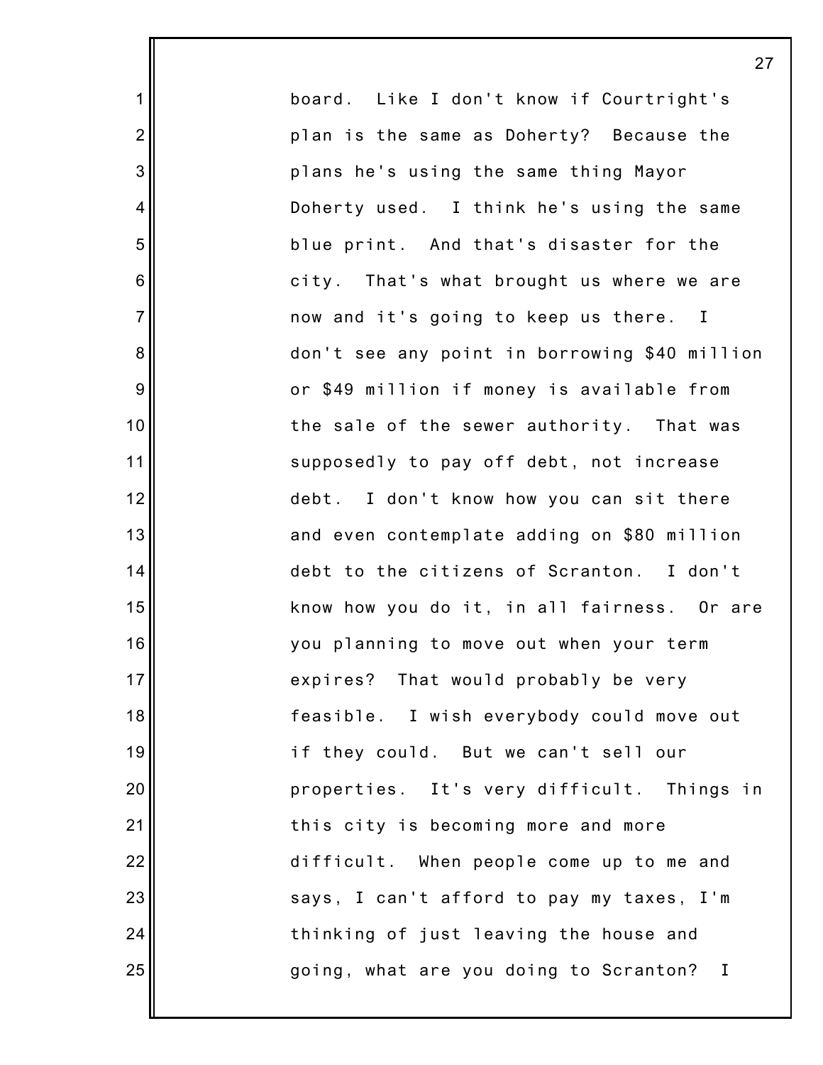board. Like I don't know if Courtright's plan is the same as Doherty? Because the plans he's using the same thing Mayor Doherty used. I think he's using the same blue print. And that's disaster for the city. That's what brought us where we are now and it's going to keep us there. I don't see any point in borrowing $40 million or $49 million if money is available from the sale of the sewer authority. That was supposedly to pay off debt, not increase debt. I don't know how you can sit there and even contemplate adding on $80 million debt to the citizens of Scranton. I don't know how you do it, in all fairness. Or are you planning to move out when your term expires? That would probably be very feasible. I wish everybody could move out if they could. But we can't sell our properties. It's very difficult. Things in this city is becoming more and more difficult. When people come up to me and says, I can't afford to pay my taxes, I'm thinking of just leaving the house and going, what are you doing to Scranton? I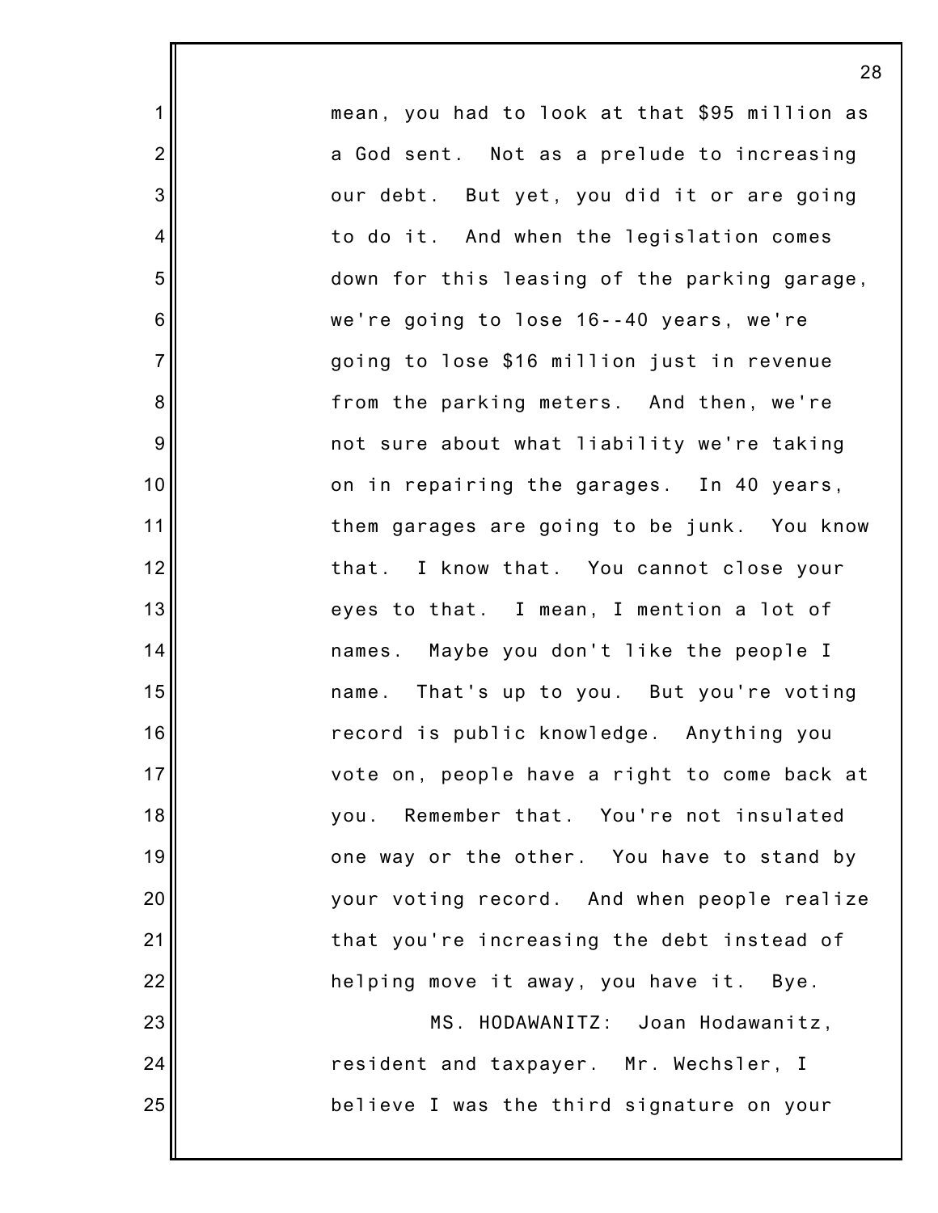mean, you had to look at that $95 million as a God sent. Not as a prelude to increasing our debt. But yet, you did it or are going to do it. And when the legislation comes down for this leasing of the parking garage, we're going to lose 16--40 years, we're going to lose $16 million just in revenue from the parking meters. And then, we're not sure about what liability we're taking on in repairing the garages. In 40 years, them garages are going to be junk. You know that. I know that. You cannot close your eyes to that. I mean, I mention a lot of names. Maybe you don't like the people I name. That's up to you. But you're voting record is public knowledge. Anything you vote on, people have a right to come back at you. Remember that. You're not insulated one way or the other. You have to stand by your voting record. And when people realize that you're increasing the debt instead of helping move it away, you have it. Bye.

MS. HODAWANITZ: Joan Hodawanitz, resident and taxpayer. Mr. Wechsler, I believe I was the third signature on your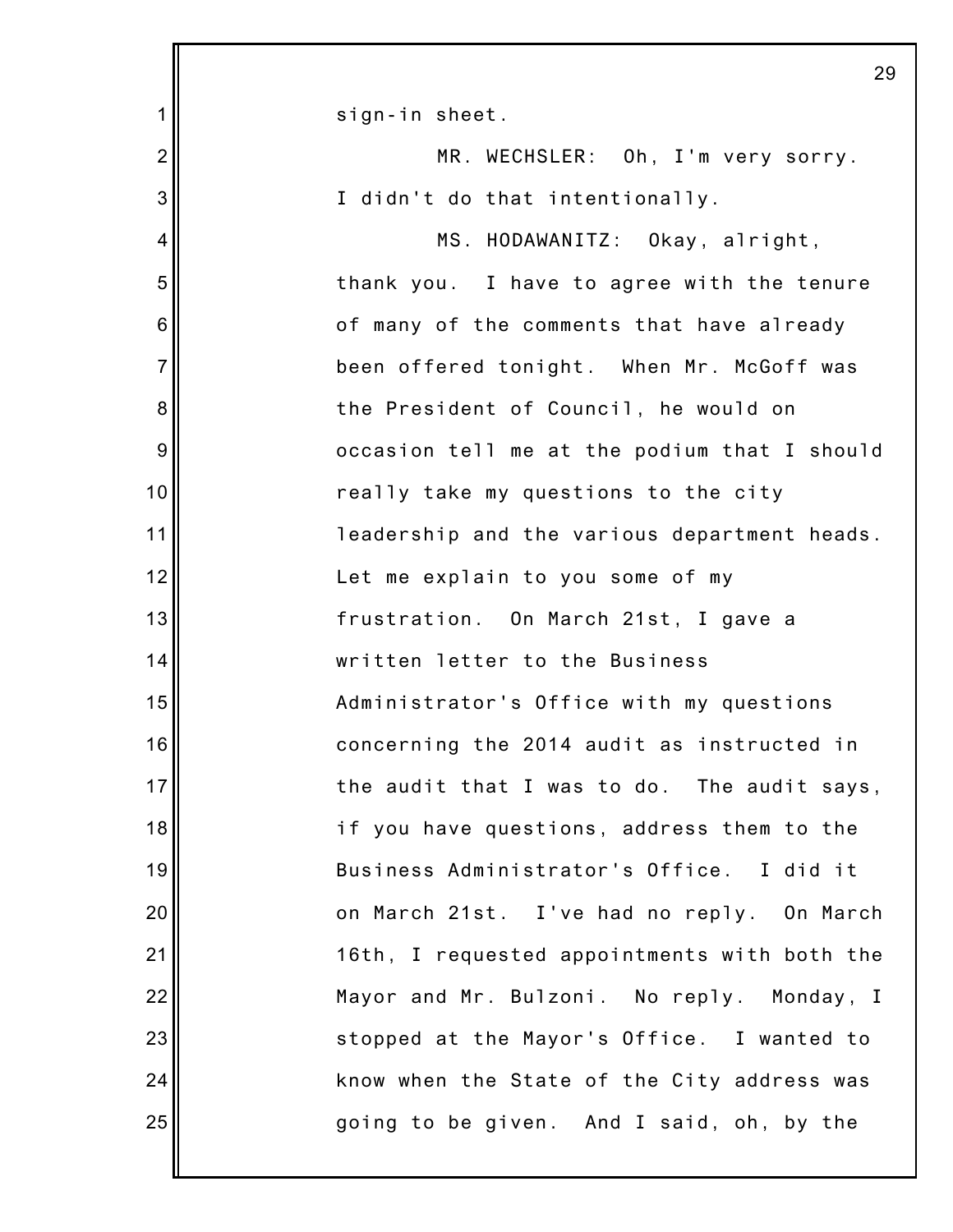sign-in sheet.

MR. WECHSLER: Oh, I'm very sorry. I didn't do that intentionally.

MS. HODAWANITZ: Okay, alright, thank you. I have to agree with the tenure of many of the comments that have already been offered tonight. When Mr. McGoff was the President of Council, he would on occasion tell me at the podium that I should really take my questions to the city leadership and the various department heads. Let me explain to you some of my frustration. On March 21st, I gave a written letter to the Business Administrator's Office with my questions concerning the 2014 audit as instructed in the audit that I was to do. The audit says, if you have questions, address them to the Business Administrator's Office. I did it on March 21st. I've had no reply. On March 16th, I requested appointments with both the Mayor and Mr. Bulzoni. No reply. Monday, I stopped at the Mayor's Office. I wanted to know when the State of the City address was going to be given. And I said, oh, by the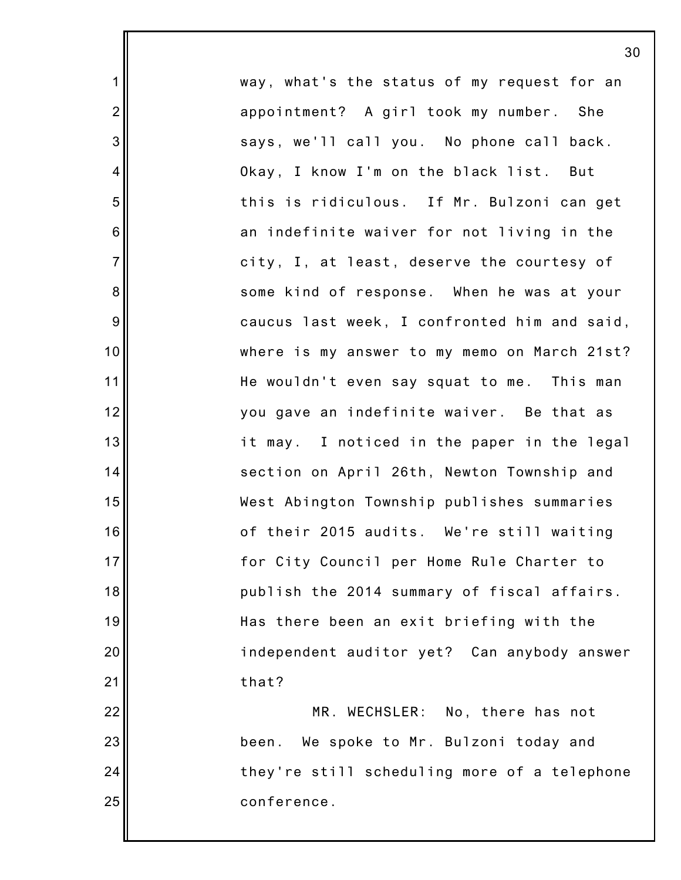way, what's the status of my request for an appointment? A girl took my number. She says, we'll call you. No phone call back. Okay, I know I'm on the black list. But this is ridiculous. If Mr. Bulzoni can get an indefinite waiver for not living in the city, I, at least, deserve the courtesy of some kind of response. When he was at your caucus last week, I confronted him and said, where is my answer to my memo on March 21st? He wouldn't even say squat to me. This man you gave an indefinite waiver. Be that as it may. I noticed in the paper in the legal section on April 26th, Newton Township and West Abington Township publishes summaries of their 2015 audits. We're still waiting for City Council per Home Rule Charter to publish the 2014 summary of fiscal affairs. Has there been an exit briefing with the independent auditor yet? Can anybody answer that?

MR. WECHSLER: No, there has not been. We spoke to Mr. Bulzoni today and they're still scheduling more of a telephone conference.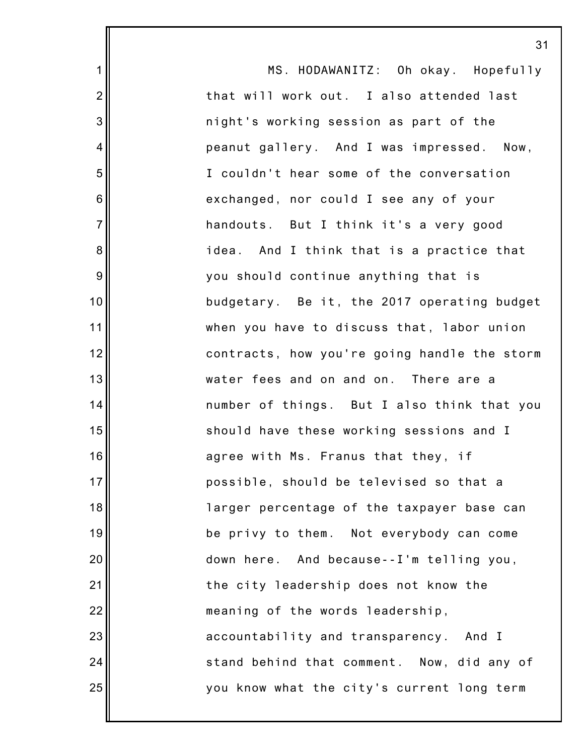MS. HODAWANITZ: Oh okay. Hopefully that will work out. I also attended last night's working session as part of the peanut gallery. And I was impressed. Now, I couldn't hear some of the conversation exchanged, nor could I see any of your handouts. But I think it's a very good idea. And I think that is a practice that you should continue anything that is budgetary. Be it, the 2017 operating budget when you have to discuss that, labor union contracts, how you're going handle the storm water fees and on and on. There are a number of things. But I also think that you should have these working sessions and I agree with Ms. Franus that they, if possible, should be televised so that a larger percentage of the taxpayer base can be privy to them. Not everybody can come down here. And because--I'm telling you, the city leadership does not know the meaning of the words leadership, accountability and transparency. And I stand behind that comment. Now, did any of you know what the city's current long term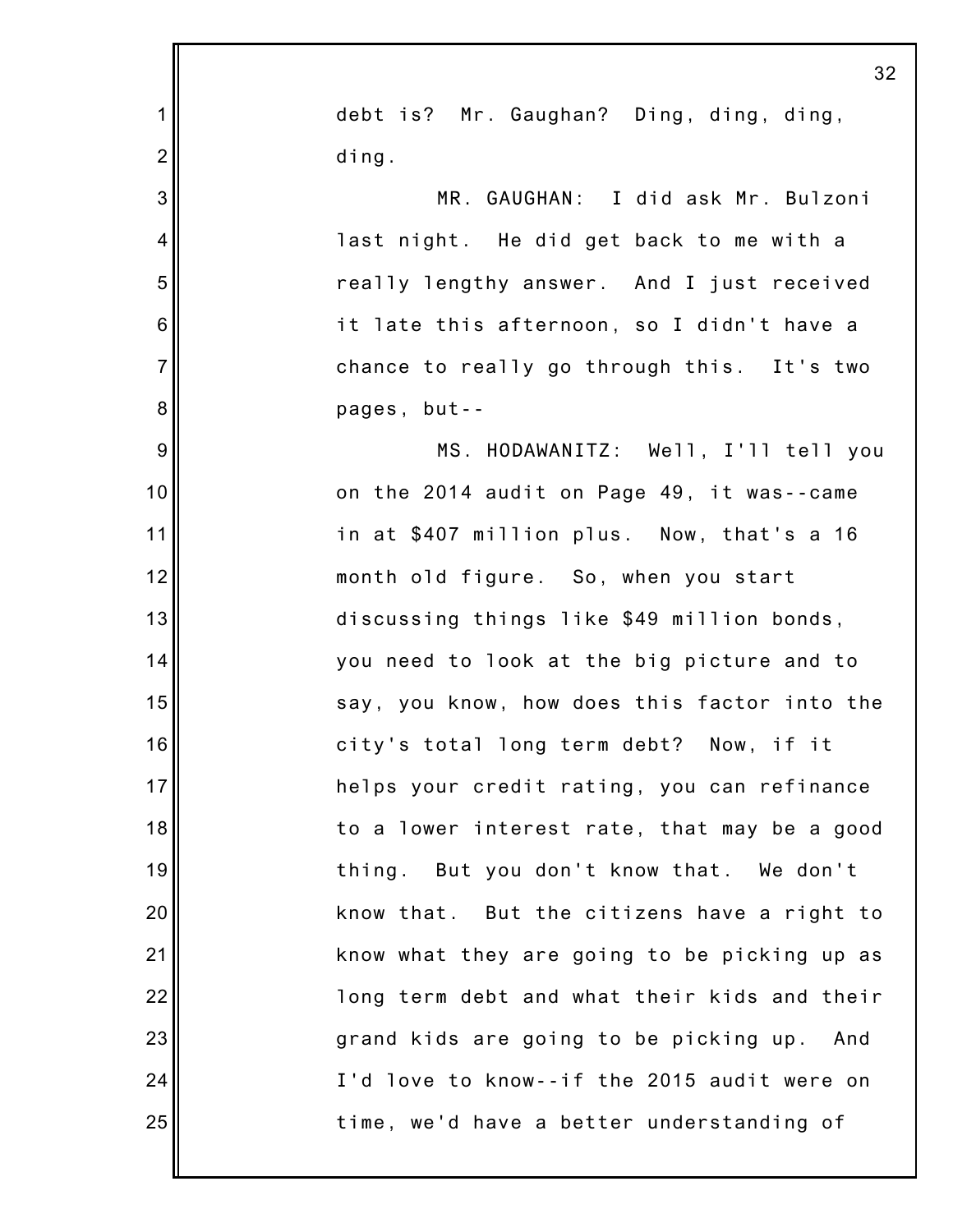debt is? Mr. Gaughan? Ding, ding, ding, ding.

MR. GAUGHAN: I did ask Mr. Bulzoni last night. He did get back to me with a really lengthy answer. And I just received it late this afternoon, so I didn't have a chance to really go through this. It's two pages, but--

MS. HODAWANITZ: Well, I'll tell you on the 2014 audit on Page 49, it was--came in at $407 million plus. Now, that's a 16 month old figure. So, when you start discussing things like $49 million bonds, you need to look at the big picture and to say, you know, how does this factor into the city's total long term debt? Now, if it helps your credit rating, you can refinance to a lower interest rate, that may be a good thing. But you don't know that. We don't know that. But the citizens have a right to know what they are going to be picking up as long term debt and what their kids and their grand kids are going to be picking up. And I'd love to know--if the 2015 audit were on time, we'd have a better understanding of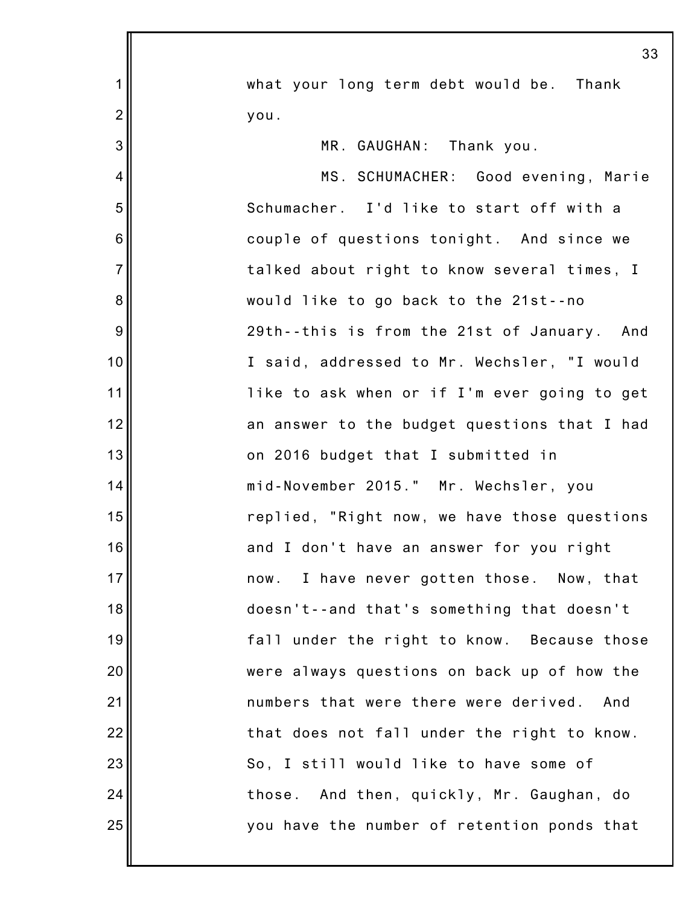what your long term debt would be. Thank you.

MR. GAUGHAN: Thank you.

MS. SCHUMACHER: Good evening, Marie Schumacher. I'd like to start off with a couple of questions tonight. And since we talked about right to know several times, I would like to go back to the 21st--no 29th--this is from the 21st of January. And I said, addressed to Mr. Wechsler, "I would like to ask when or if I'm ever going to get an answer to the budget questions that I had on 2016 budget that I submitted in mid-November 2015." Mr. Wechsler, you replied, "Right now, we have those questions and I don't have an answer for you right now. I have never gotten those. Now, that doesn't--and that's something that doesn't fall under the right to know. Because those were always questions on back up of how the numbers that were there were derived. And that does not fall under the right to know. So, I still would like to have some of those. And then, quickly, Mr. Gaughan, do you have the number of retention ponds that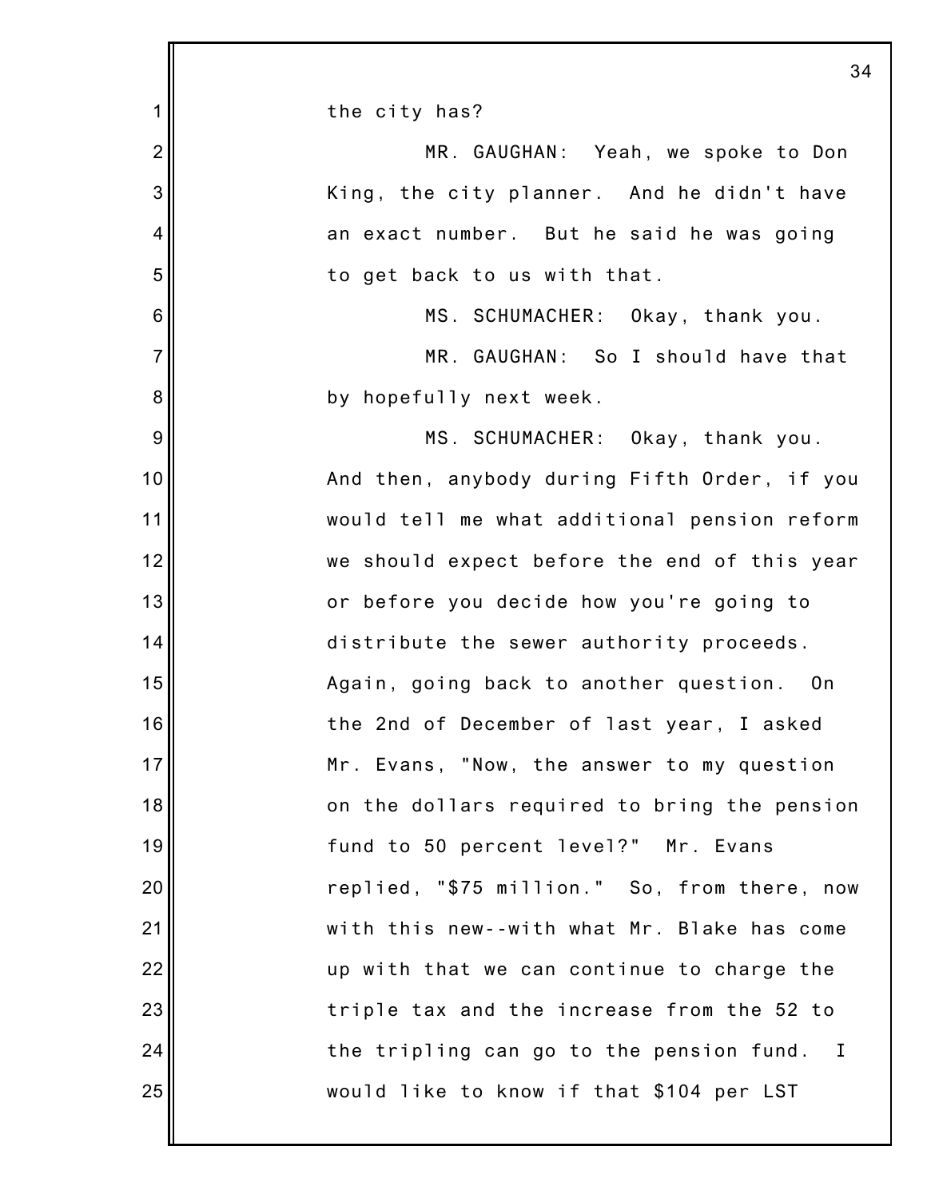the city has?

MR. GAUGHAN: Yeah, we spoke to Don King, the city planner. And he didn't have an exact number. But he said he was going to get back to us with that.

MS. SCHUMACHER: Okay, thank you.

MR. GAUGHAN: So I should have that by hopefully next week.

MS. SCHUMACHER: Okay, thank you. And then, anybody during Fifth Order, if you would tell me what additional pension reform we should expect before the end of this year or before you decide how you're going to distribute the sewer authority proceeds. Again, going back to another question. On the 2nd of December of last year, I asked Mr. Evans, "Now, the answer to my question on the dollars required to bring the pension fund to 50 percent level?" Mr. Evans replied, "$75 million." So, from there, now with this new--with what Mr. Blake has come up with that we can continue to charge the triple tax and the increase from the 52 to the tripling can go to the pension fund. I would like to know if that $104 per LST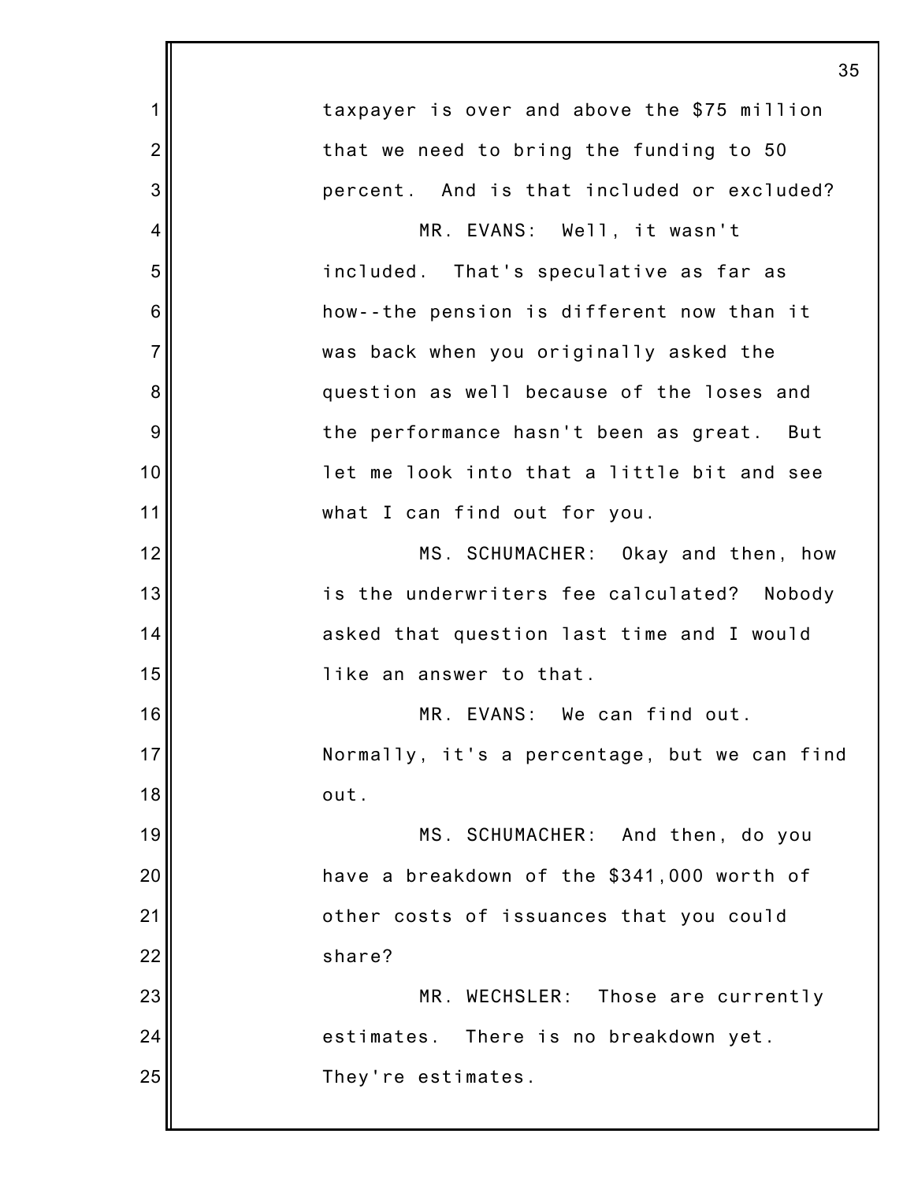taxpayer is over and above the $75 million that we need to bring the funding to 50 percent. And is that included or excluded?

MR. EVANS: Well, it wasn't included. That's speculative as far as how--the pension is different now than it was back when you originally asked the question as well because of the loses and the performance hasn't been as great. But let me look into that a little bit and see what I can find out for you.

MS. SCHUMACHER: Okay and then, how is the underwriters fee calculated? Nobody asked that question last time and I would like an answer to that.

MR. EVANS: We can find out. Normally, it's a percentage, but we can find out.

MS. SCHUMACHER: And then, do you have a breakdown of the $341,000 worth of other costs of issuances that you could share?

MR. WECHSLER: Those are currently estimates. There is no breakdown yet. They're estimates.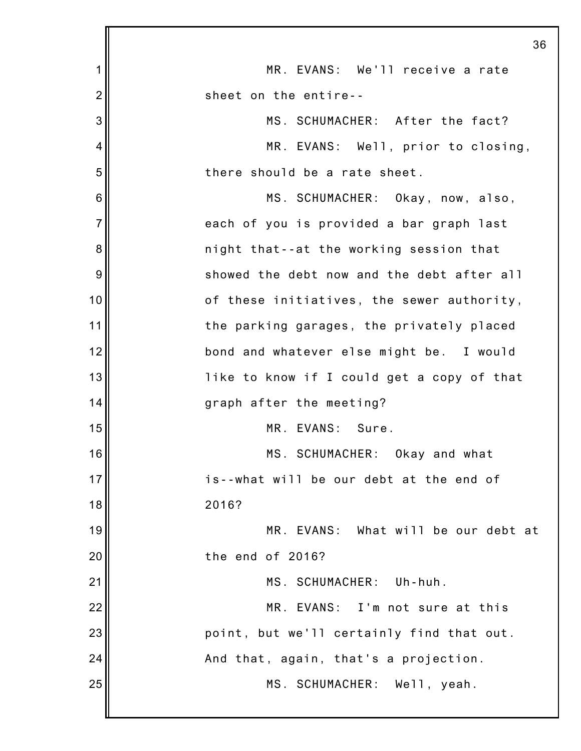MR. EVANS: We'll receive a rate sheet on the entire--

MS. SCHUMACHER: After the fact?

MR. EVANS: Well, prior to closing, there should be a rate sheet.

MS. SCHUMACHER: Okay, now, also, each of you is provided a bar graph last night that--at the working session that showed the debt now and the debt after all of these initiatives, the sewer authority, the parking garages, the privately placed bond and whatever else might be. I would like to know if I could get a copy of that graph after the meeting?

MR. EVANS: Sure.

MS. SCHUMACHER: Okay and what is--what will be our debt at the end of 2016?

MR. EVANS: What will be our debt at the end of 2016?

MS. SCHUMACHER: Uh-huh.

MR. EVANS: I'm not sure at this point, but we'll certainly find that out. And that, again, that's a projection.

MS. SCHUMACHER: Well, yeah.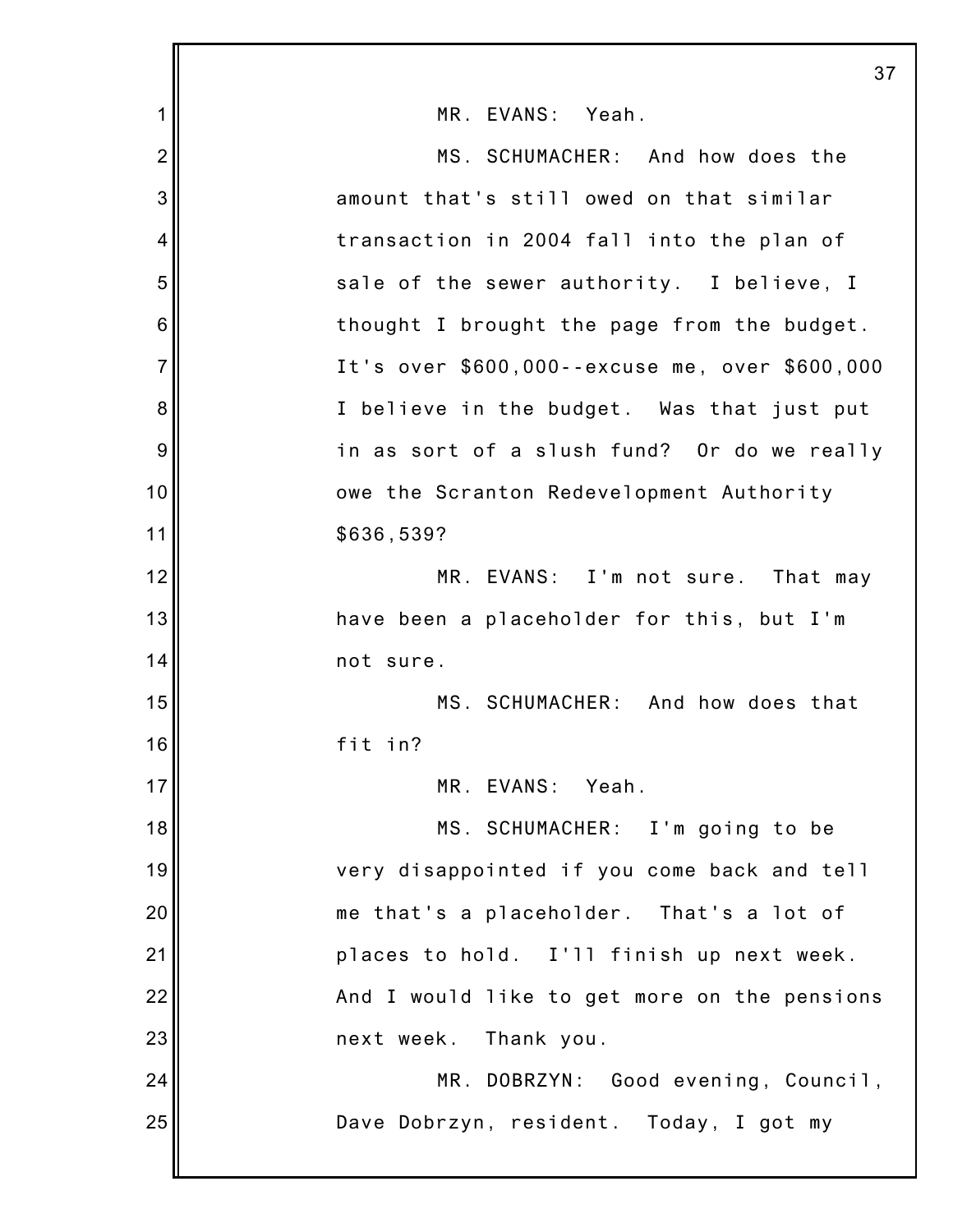MR. EVANS: Yeah.

MS. SCHUMACHER: And how does the amount that's still owed on that similar transaction in 2004 fall into the plan of sale of the sewer authority. I believe, I thought I brought the page from the budget. It's over $600,000--excuse me, over $600,000 I believe in the budget. Was that just put in as sort of a slush fund? Or do we really owe the Scranton Redevelopment Authority $636,539?

MR. EVANS: I'm not sure. That may have been a placeholder for this, but I'm not sure.

MS. SCHUMACHER: And how does that fit in?

MR. EVANS: Yeah.

MS. SCHUMACHER: I'm going to be very disappointed if you come back and tell me that's a placeholder. That's a lot of places to hold. I'll finish up next week. And I would like to get more on the pensions next week. Thank you.

MR. DOBRZYN: Good evening, Council, Dave Dobrzyn, resident. Today, I got my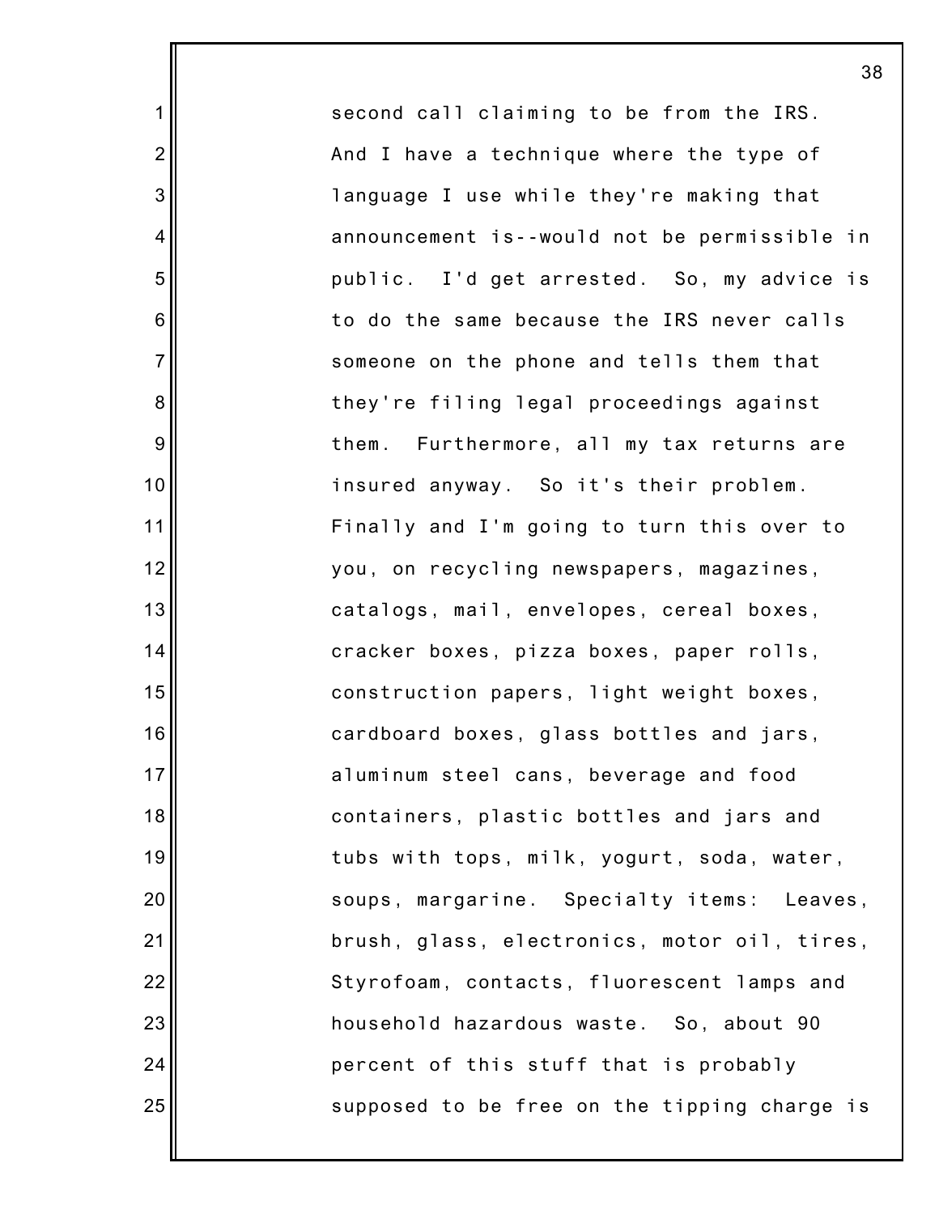second call claiming to be from the IRS. And I have a technique where the type of language I use while they're making that announcement is--would not be permissible in public. I'd get arrested. So, my advice is to do the same because the IRS never calls someone on the phone and tells them that they're filing legal proceedings against them. Furthermore, all my tax returns are insured anyway. So it's their problem. Finally and I'm going to turn this over to you, on recycling newspapers, magazines, catalogs, mail, envelopes, cereal boxes, cracker boxes, pizza boxes, paper rolls, construction papers, light weight boxes, cardboard boxes, glass bottles and jars, aluminum steel cans, beverage and food containers, plastic bottles and jars and tubs with tops, milk, yogurt, soda, water, soups, margarine. Specialty items: Leaves, brush, glass, electronics, motor oil, tires, Styrofoam, contacts, fluorescent lamps and household hazardous waste. So, about 90 percent of this stuff that is probably supposed to be free on the tipping charge is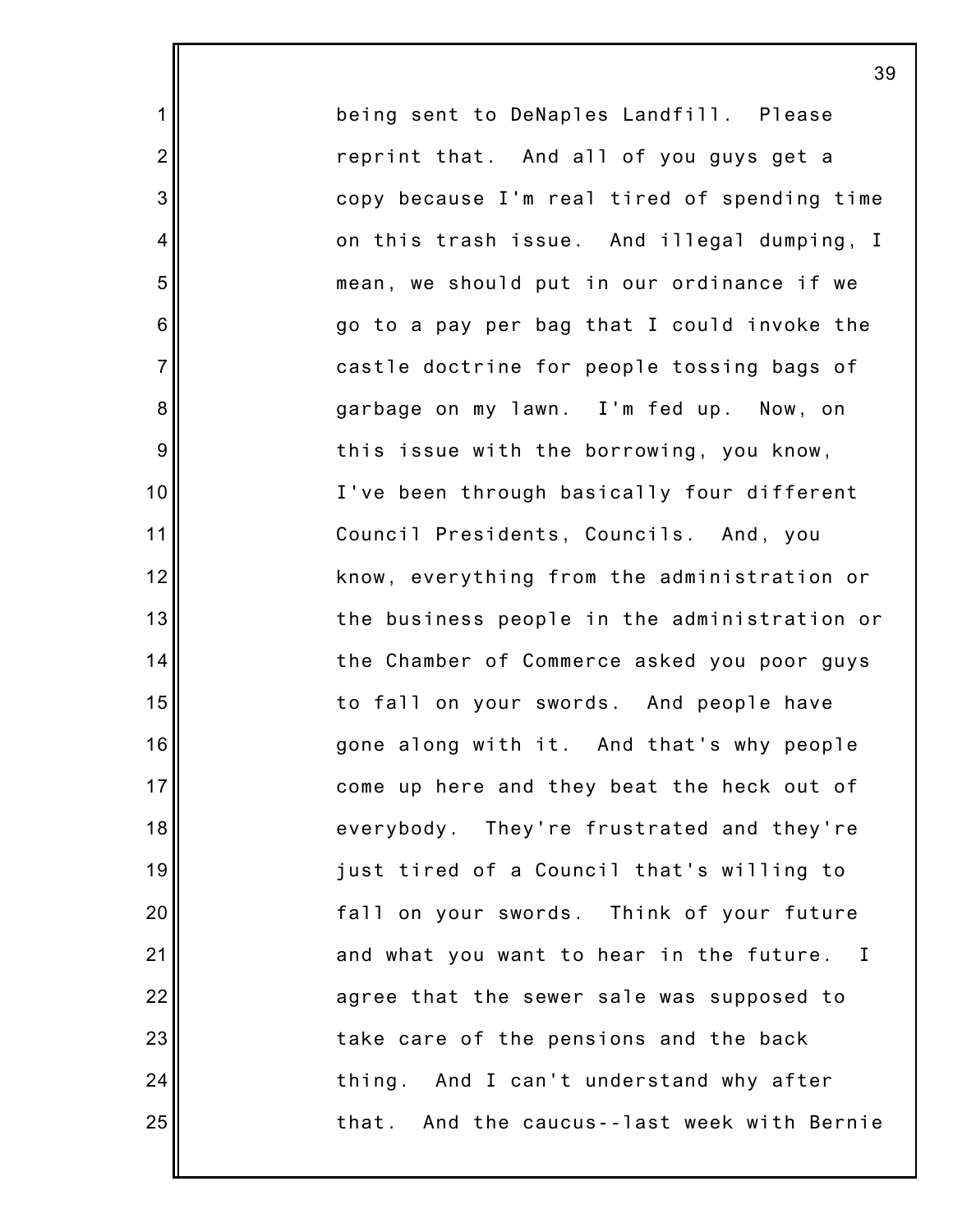being sent to DeNaples Landfill. Please reprint that. And all of you guys get a copy because I'm real tired of spending time on this trash issue. And illegal dumping, I mean, we should put in our ordinance if we go to a pay per bag that I could invoke the castle doctrine for people tossing bags of garbage on my lawn. I'm fed up. Now, on this issue with the borrowing, you know, I've been through basically four different Council Presidents, Councils. And, you know, everything from the administration or the business people in the administration or the Chamber of Commerce asked you poor guys to fall on your swords. And people have gone along with it. And that's why people come up here and they beat the heck out of everybody. They're frustrated and they're just tired of a Council that's willing to fall on your swords. Think of your future and what you want to hear in the future. I agree that the sewer sale was supposed to take care of the pensions and the back thing. And I can't understand why after that. And the caucus--last week with Bernie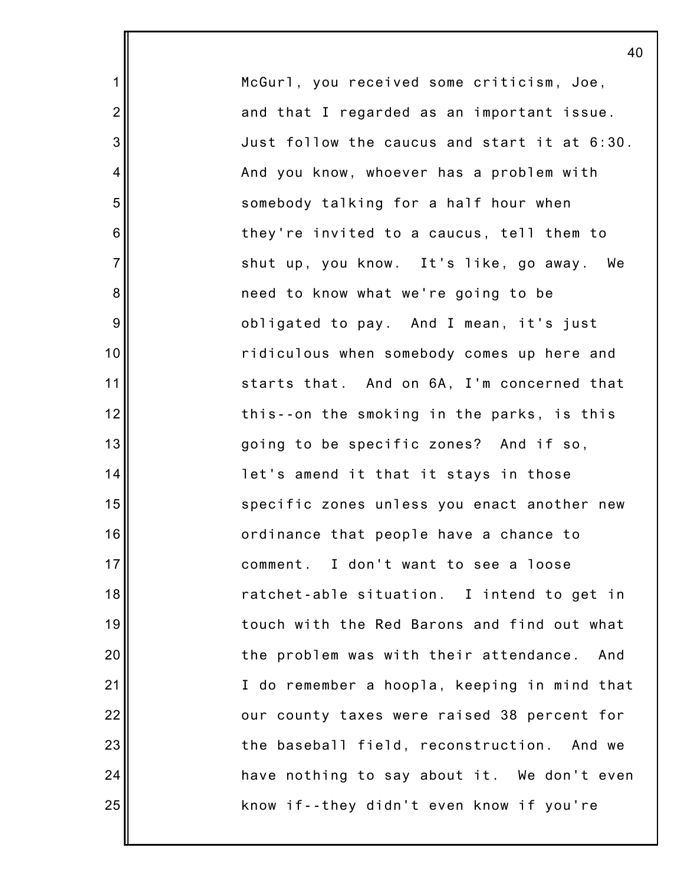McGurl, you received some criticism, Joe, and that I regarded as an important issue. Just follow the caucus and start it at 6:30. And you know, whoever has a problem with somebody talking for a half hour when they're invited to a caucus, tell them to shut up, you know. It's like, go away. We need to know what we're going to be obligated to pay. And I mean, it's just ridiculous when somebody comes up here and starts that. And on 6A, I'm concerned that this--on the smoking in the parks, is this going to be specific zones? And if so, let's amend it that it stays in those specific zones unless you enact another new ordinance that people have a chance to comment. I don't want to see a loose ratchet-able situation. I intend to get in touch with the Red Barons and find out what the problem was with their attendance. And I do remember a hoopla, keeping in mind that our county taxes were raised 38 percent for the baseball field, reconstruction. And we have nothing to say about it. We don't even know if--they didn't even know if you're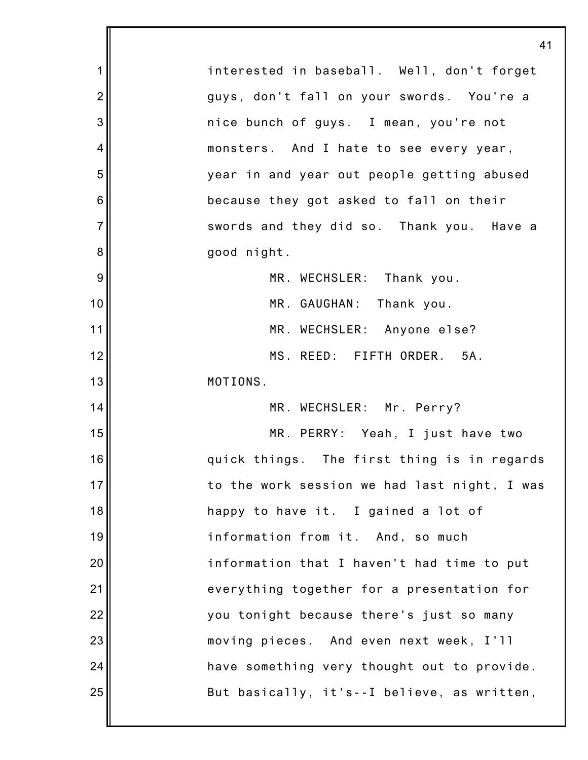interested in baseball. Well, don't forget guys, don't fall on your swords. You're a nice bunch of guys. I mean, you're not monsters. And I hate to see every year, year in and year out people getting abused because they got asked to fall on their swords and they did so. Thank you. Have a good night.

MR. WECHSLER: Thank you.

MR. GAUGHAN: Thank you.

MR. WECHSLER: Anyone else?

MS. REED: FIFTH ORDER. 5A. MOTIONS.

MR. WECHSLER: Mr. Perry?

MR. PERRY: Yeah, I just have two quick things. The first thing is in regards to the work session we had last night, I was happy to have it. I gained a lot of information from it. And, so much information that I haven't had time to put everything together for a presentation for you tonight because there's just so many moving pieces. And even next week, I'll have something very thought out to provide. But basically, it's--I believe, as written,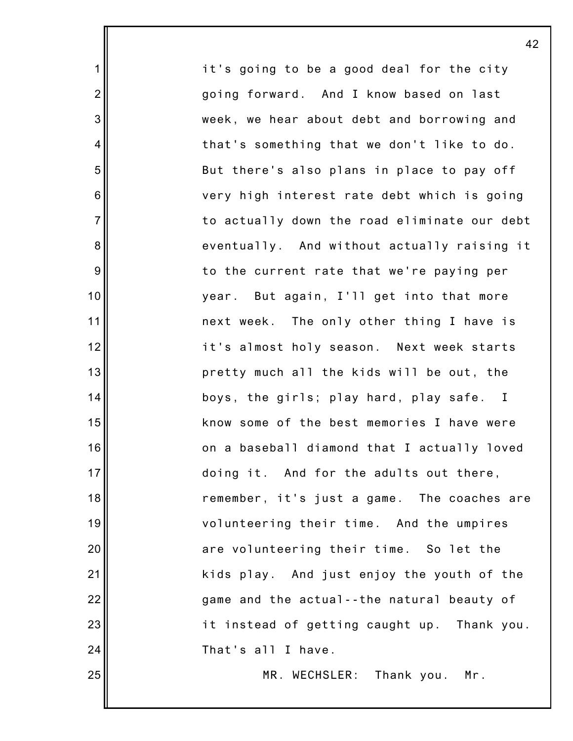it's going to be a good deal for the city going forward. And I know based on last week, we hear about debt and borrowing and that's something that we don't like to do. But there's also plans in place to pay off very high interest rate debt which is going to actually down the road eliminate our debt eventually. And without actually raising it to the current rate that we're paying per year. But again, I'll get into that more next week. The only other thing I have is it's almost holy season. Next week starts pretty much all the kids will be out, the boys, the girls; play hard, play safe. I know some of the best memories I have were on a baseball diamond that I actually loved doing it. And for the adults out there, remember, it's just a game. The coaches are volunteering their time. And the umpires are volunteering their time. So let the kids play. And just enjoy the youth of the game and the actual--the natural beauty of it instead of getting caught up. Thank you. That's all I have.

MR. WECHSLER: Thank you. Mr.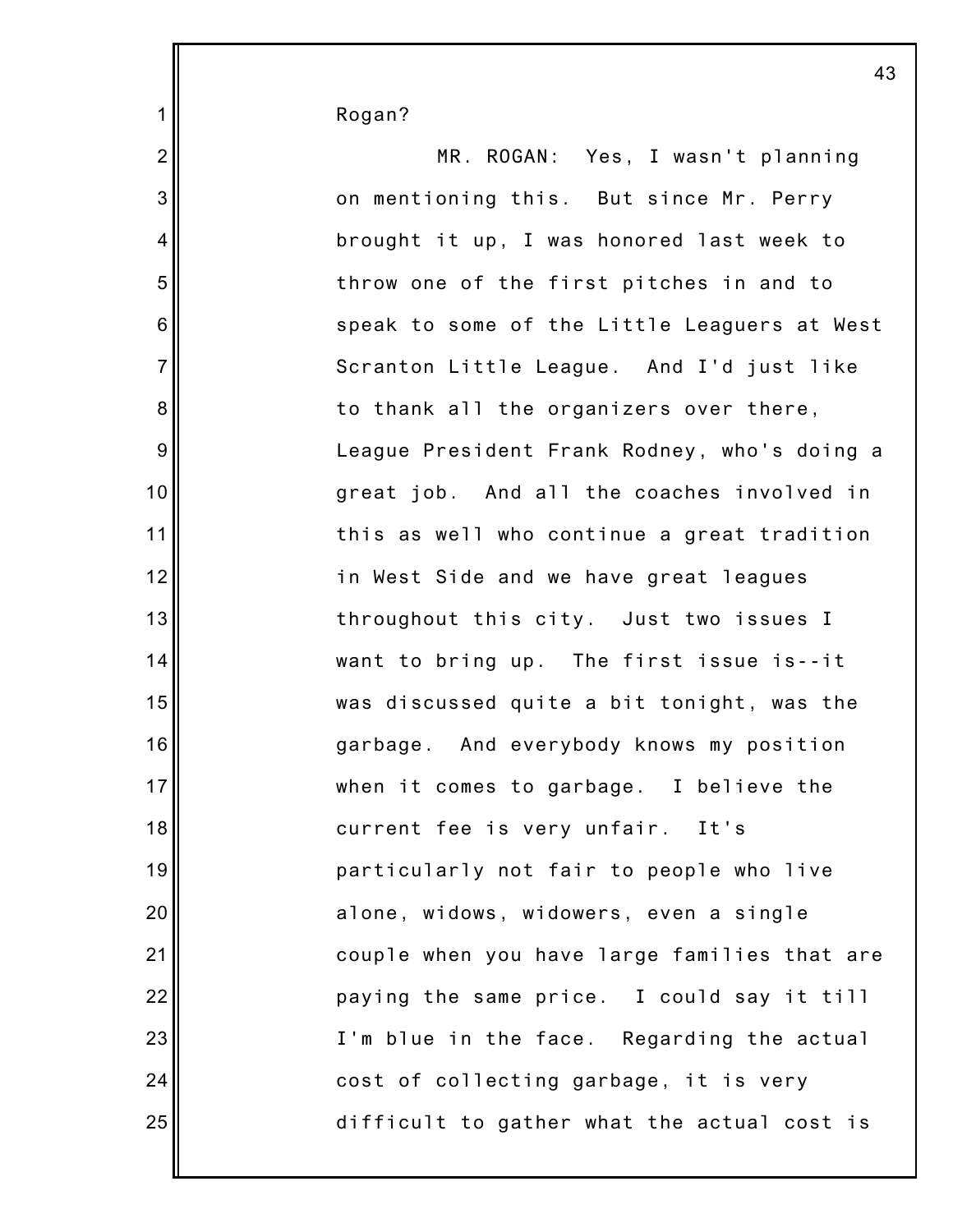Rogan?

MR. ROGAN: Yes, I wasn't planning on mentioning this. But since Mr. Perry brought it up, I was honored last week to throw one of the first pitches in and to speak to some of the Little Leaguers at West Scranton Little League. And I'd just like to thank all the organizers over there, League President Frank Rodney, who's doing a great job. And all the coaches involved in this as well who continue a great tradition in West Side and we have great leagues throughout this city. Just two issues I want to bring up. The first issue is--it was discussed quite a bit tonight, was the garbage. And everybody knows my position when it comes to garbage. I believe the current fee is very unfair. It's particularly not fair to people who live alone, widows, widowers, even a single couple when you have large families that are paying the same price. I could say it till I'm blue in the face. Regarding the actual cost of collecting garbage, it is very difficult to gather what the actual cost is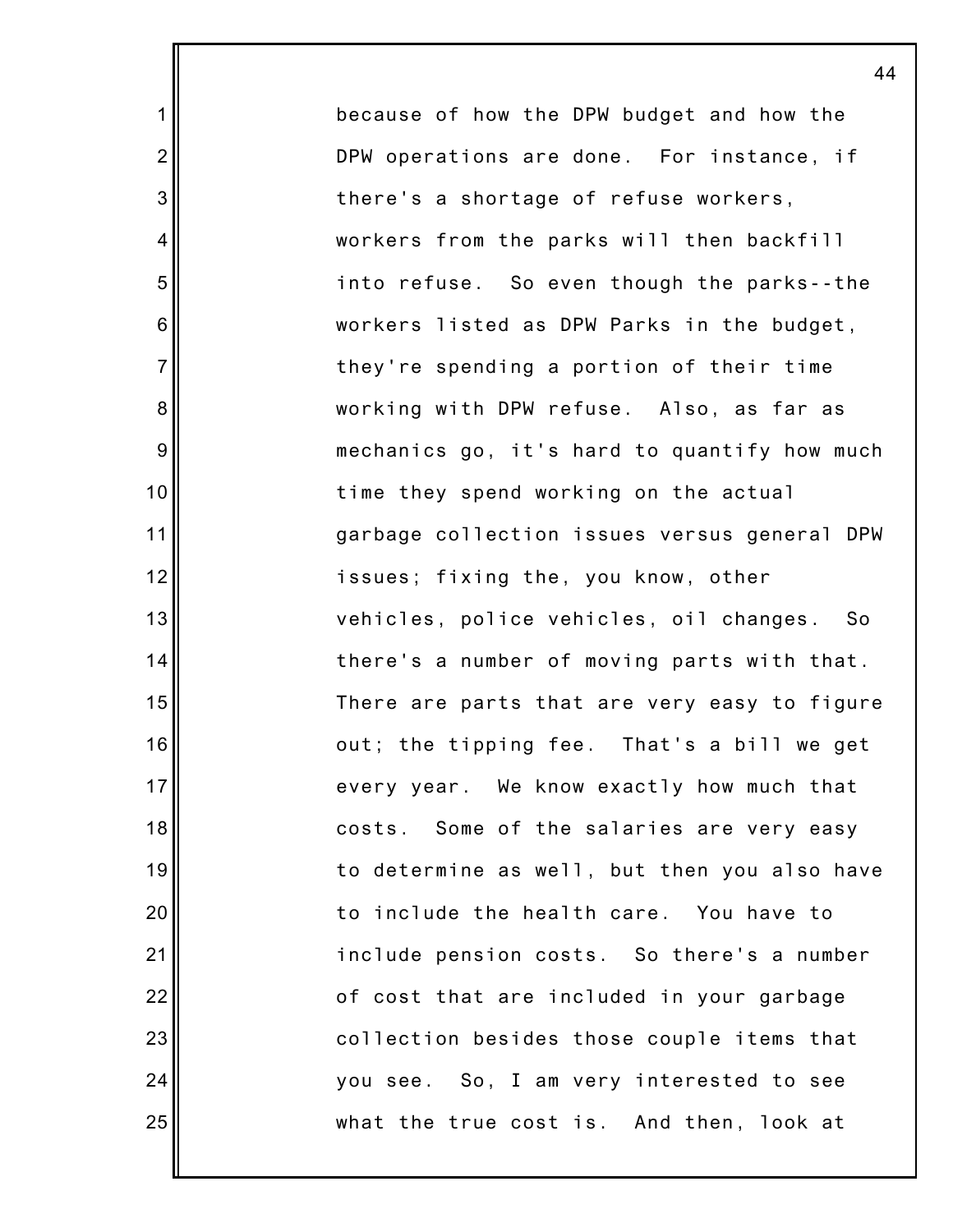because of how the DPW budget and how the DPW operations are done. For instance, if there's a shortage of refuse workers, workers from the parks will then backfill into refuse. So even though the parks--the workers listed as DPW Parks in the budget, they're spending a portion of their time working with DPW refuse. Also, as far as mechanics go, it's hard to quantify how much time they spend working on the actual garbage collection issues versus general DPW issues; fixing the, you know, other vehicles, police vehicles, oil changes. So there's a number of moving parts with that. There are parts that are very easy to figure out; the tipping fee. That's a bill we get every year. We know exactly how much that costs. Some of the salaries are very easy to determine as well, but then you also have to include the health care. You have to include pension costs. So there's a number of cost that are included in your garbage collection besides those couple items that you see. So, I am very interested to see what the true cost is. And then, look at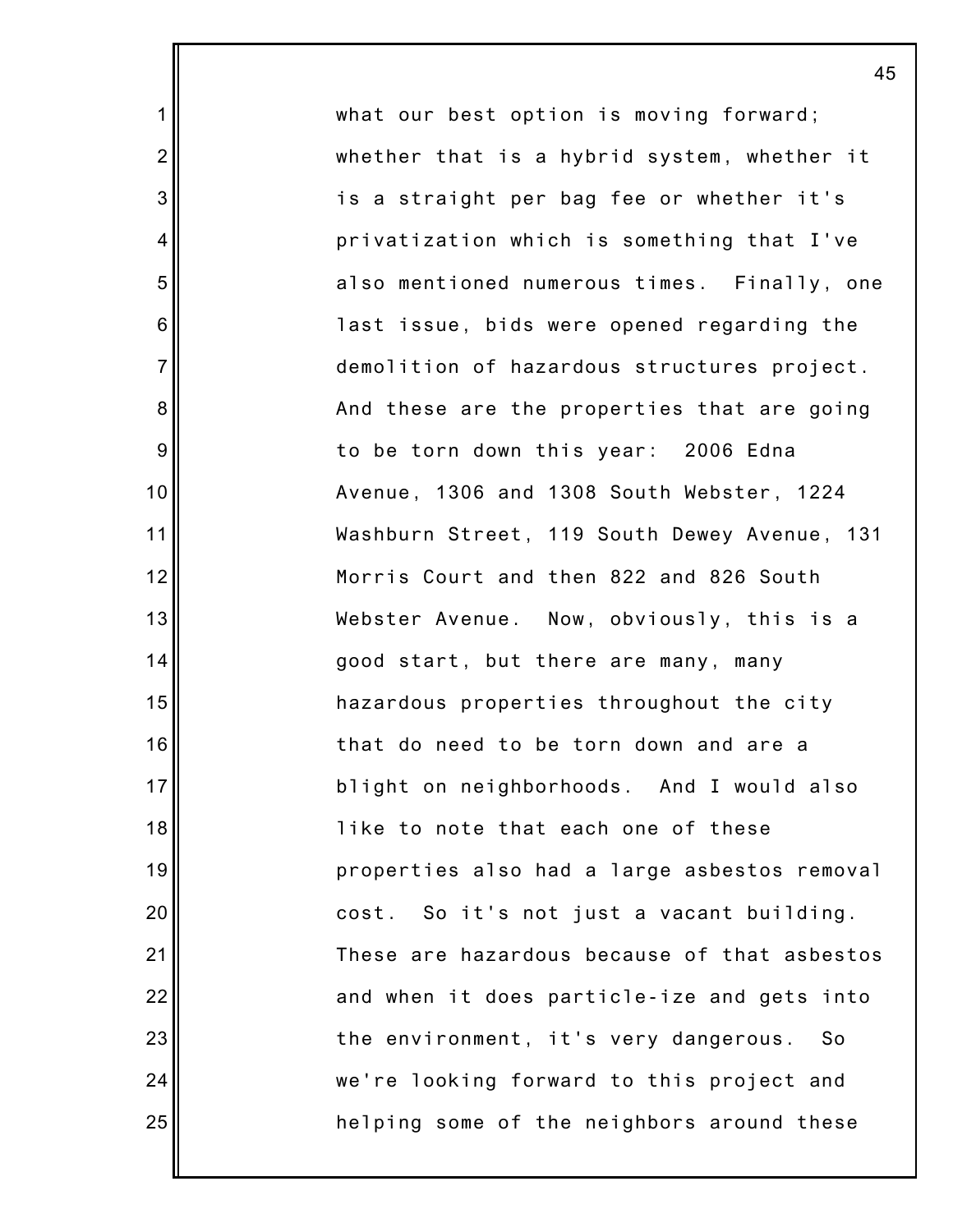what our best option is moving forward; whether that is a hybrid system, whether it is a straight per bag fee or whether it's privatization which is something that I've also mentioned numerous times. Finally, one last issue, bids were opened regarding the demolition of hazardous structures project. And these are the properties that are going to be torn down this year: 2006 Edna Avenue, 1306 and 1308 South Webster, 1224 Washburn Street, 119 South Dewey Avenue, 131 Morris Court and then 822 and 826 South Webster Avenue. Now, obviously, this is a good start, but there are many, many hazardous properties throughout the city that do need to be torn down and are a blight on neighborhoods. And I would also like to note that each one of these properties also had a large asbestos removal cost. So it's not just a vacant building. These are hazardous because of that asbestos and when it does particle-ize and gets into the environment, it's very dangerous. So we're looking forward to this project and helping some of the neighbors around these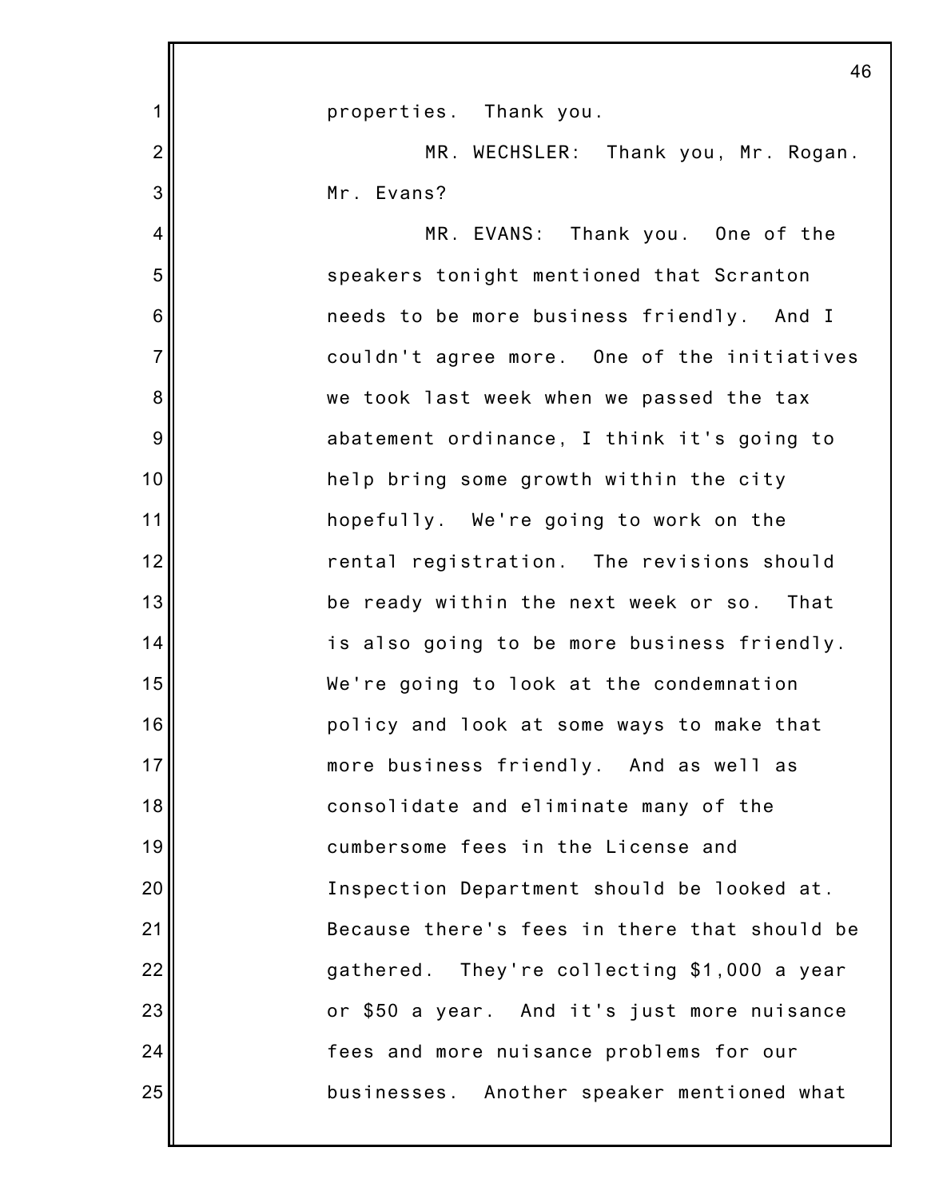properties. Thank you.

MR. WECHSLER: Thank you, Mr. Rogan. Mr. Evans?

MR. EVANS: Thank you. One of the speakers tonight mentioned that Scranton needs to be more business friendly. And I couldn't agree more. One of the initiatives we took last week when we passed the tax abatement ordinance, I think it's going to help bring some growth within the city hopefully. We're going to work on the rental registration. The revisions should be ready within the next week or so. That is also going to be more business friendly. We're going to look at the condemnation policy and look at some ways to make that more business friendly. And as well as consolidate and eliminate many of the cumbersome fees in the License and Inspection Department should be looked at. Because there's fees in there that should be gathered. They're collecting $1,000 a year or $50 a year. And it's just more nuisance fees and more nuisance problems for our businesses. Another speaker mentioned what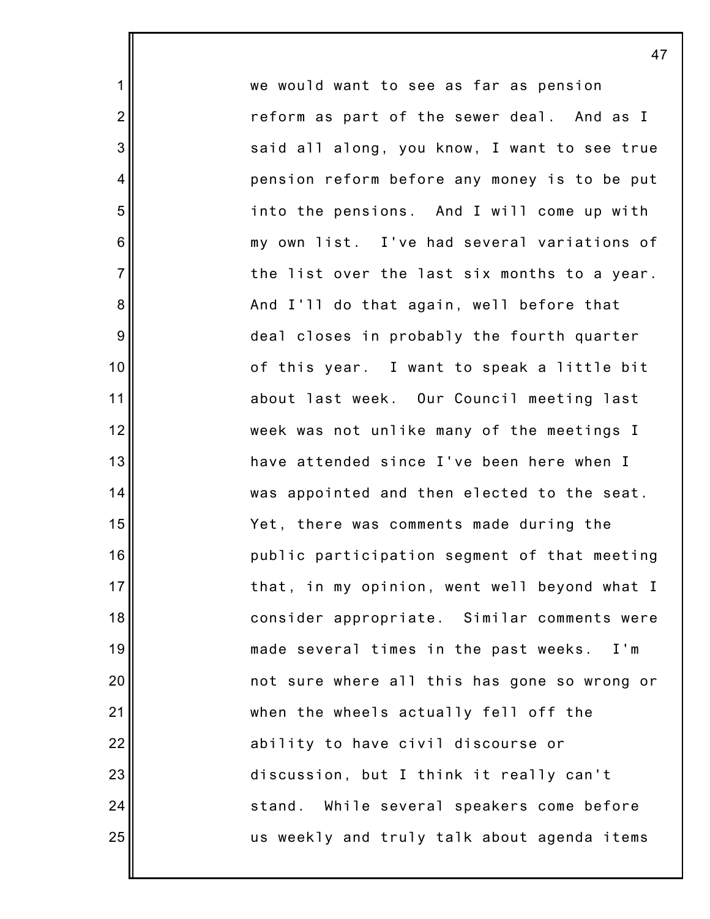we would want to see as far as pension reform as part of the sewer deal. And as I said all along, you know, I want to see true pension reform before any money is to be put into the pensions. And I will come up with my own list. I've had several variations of the list over the last six months to a year. And I'll do that again, well before that deal closes in probably the fourth quarter of this year. I want to speak a little bit about last week. Our Council meeting last week was not unlike many of the meetings I have attended since I've been here when I was appointed and then elected to the seat. Yet, there was comments made during the public participation segment of that meeting that, in my opinion, went well beyond what I consider appropriate. Similar comments were made several times in the past weeks. I'm not sure where all this has gone so wrong or when the wheels actually fell off the ability to have civil discourse or discussion, but I think it really can't stand. While several speakers come before us weekly and truly talk about agenda items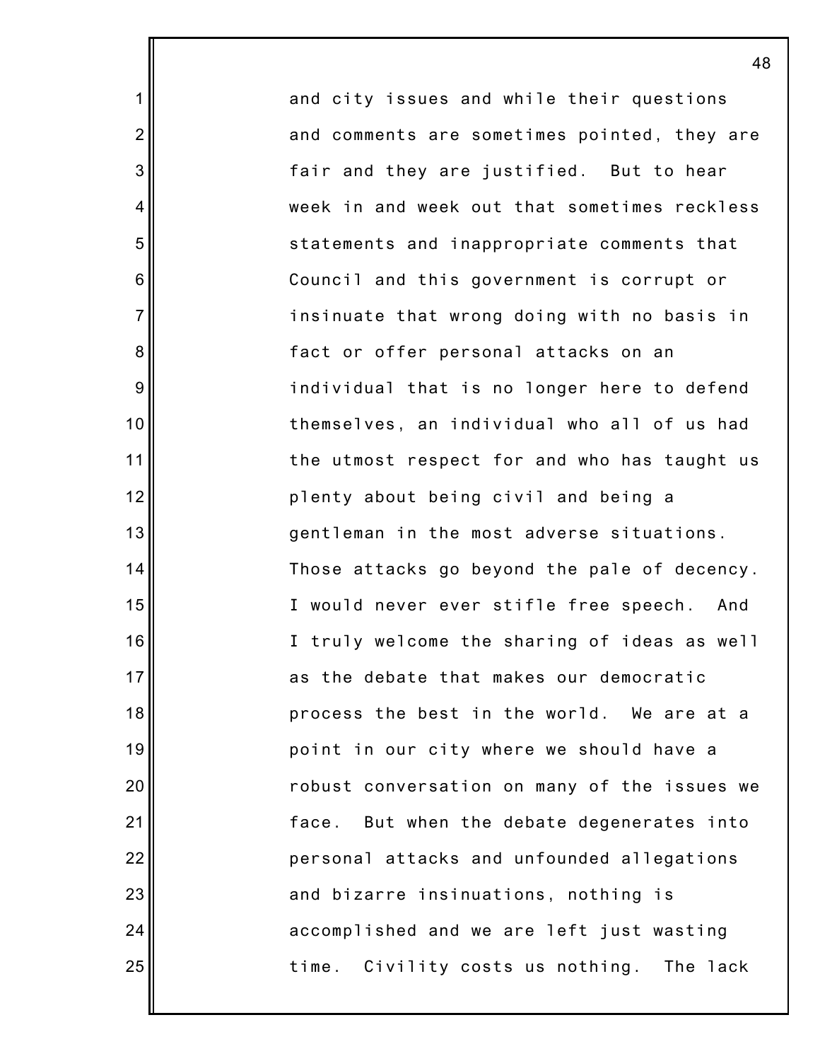and city issues and while their questions and comments are sometimes pointed, they are fair and they are justified. But to hear week in and week out that sometimes reckless statements and inappropriate comments that Council and this government is corrupt or insinuate that wrong doing with no basis in fact or offer personal attacks on an individual that is no longer here to defend themselves, an individual who all of us had the utmost respect for and who has taught us plenty about being civil and being a gentleman in the most adverse situations. Those attacks go beyond the pale of decency. I would never ever stifle free speech. And I truly welcome the sharing of ideas as well as the debate that makes our democratic process the best in the world. We are at a point in our city where we should have a robust conversation on many of the issues we face. But when the debate degenerates into personal attacks and unfounded allegations and bizarre insinuations, nothing is accomplished and we are left just wasting time. Civility costs us nothing. The lack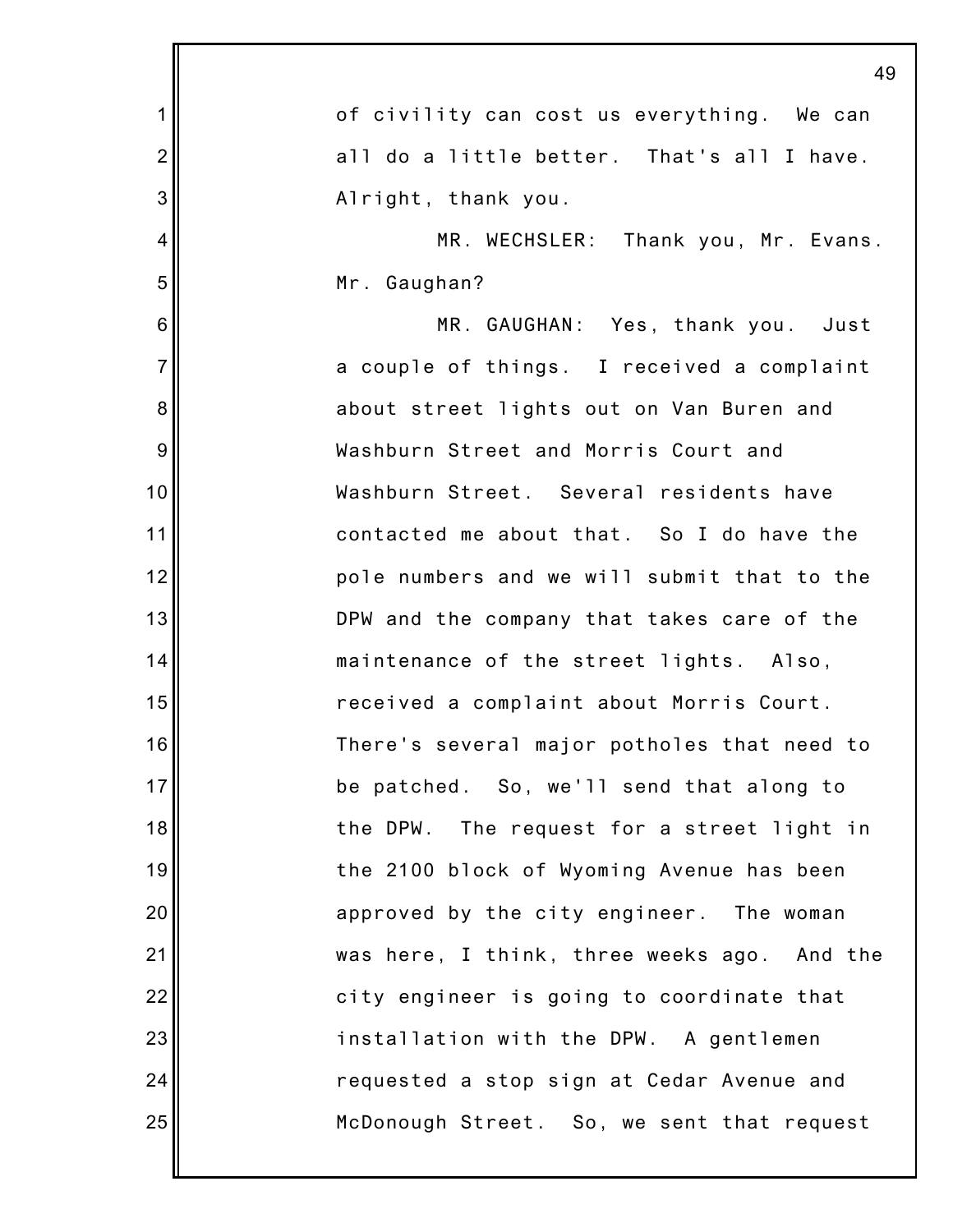of civility can cost us everything. We can all do a little better. That's all I have. Alright, thank you.

MR. WECHSLER: Thank you, Mr. Evans. Mr. Gaughan?

MR. GAUGHAN: Yes, thank you. Just a couple of things. I received a complaint about street lights out on Van Buren and Washburn Street and Morris Court and Washburn Street. Several residents have contacted me about that. So I do have the pole numbers and we will submit that to the DPW and the company that takes care of the maintenance of the street lights. Also, received a complaint about Morris Court. There's several major potholes that need to be patched. So, we'll send that along to the DPW. The request for a street light in the 2100 block of Wyoming Avenue has been approved by the city engineer. The woman was here, I think, three weeks ago. And the city engineer is going to coordinate that installation with the DPW. A gentlemen requested a stop sign at Cedar Avenue and McDonough Street. So, we sent that request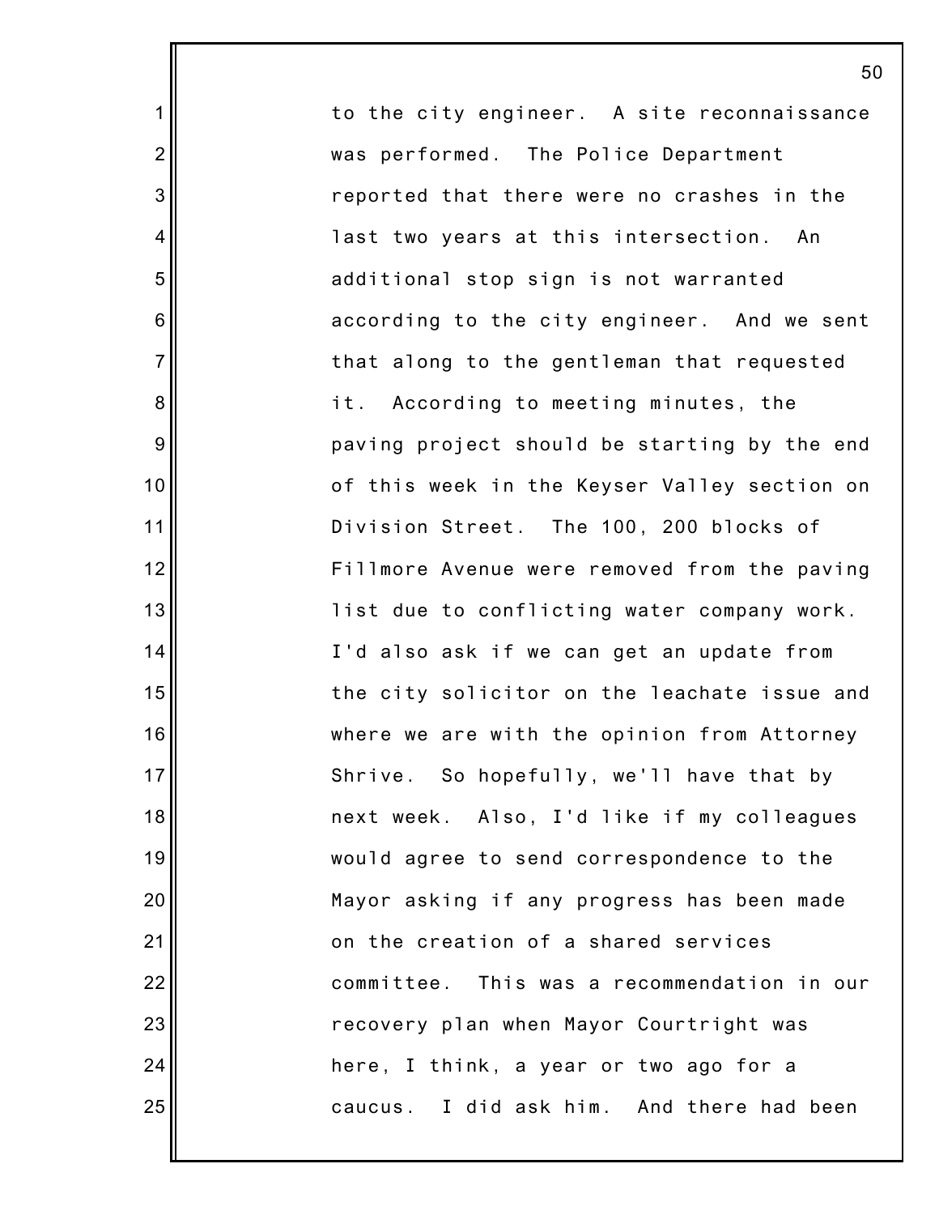to the city engineer. A site reconnaissance was performed. The Police Department reported that there were no crashes in the last two years at this intersection. An additional stop sign is not warranted according to the city engineer. And we sent that along to the gentleman that requested it. According to meeting minutes, the paving project should be starting by the end of this week in the Keyser Valley section on Division Street. The 100, 200 blocks of Fillmore Avenue were removed from the paving list due to conflicting water company work. I'd also ask if we can get an update from the city solicitor on the leachate issue and where we are with the opinion from Attorney Shrive. So hopefully, we'll have that by next week. Also, I'd like if my colleagues would agree to send correspondence to the Mayor asking if any progress has been made on the creation of a shared services committee. This was a recommendation in our recovery plan when Mayor Courtright was here, I think, a year or two ago for a caucus. I did ask him. And there had been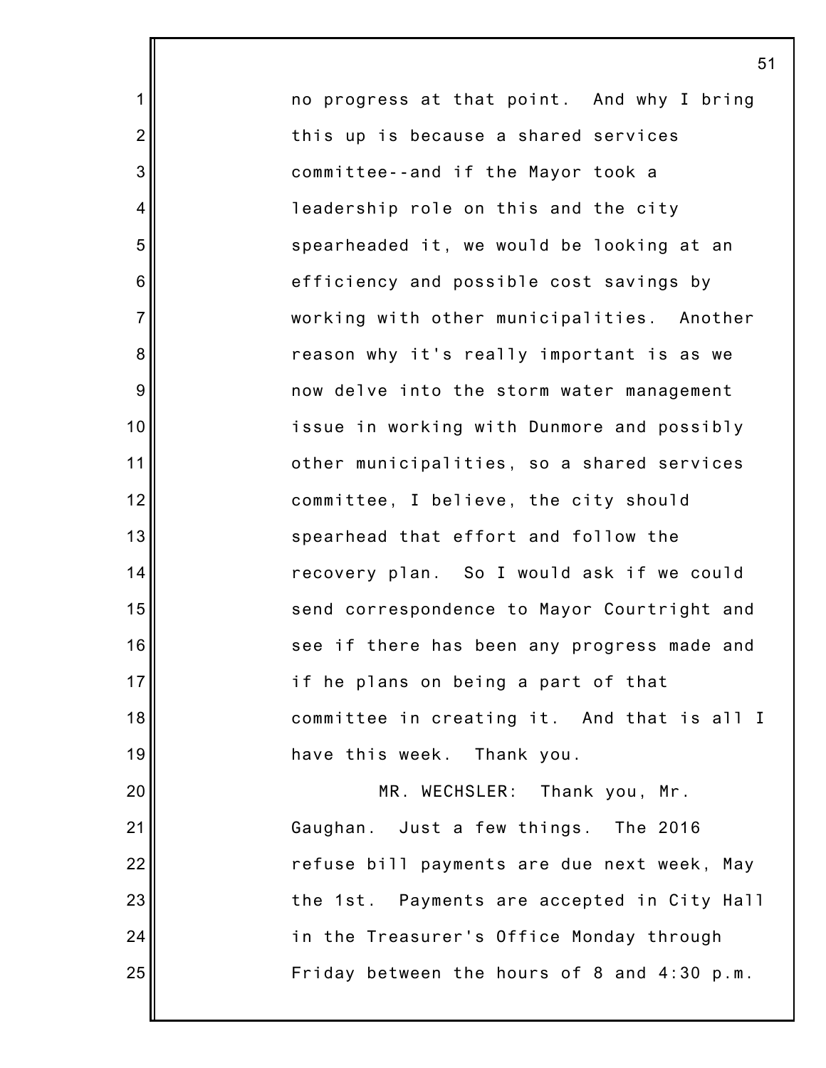no progress at that point. And why I bring this up is because a shared services committee--and if the Mayor took a leadership role on this and the city spearheaded it, we would be looking at an efficiency and possible cost savings by working with other municipalities. Another reason why it's really important is as we now delve into the storm water management issue in working with Dunmore and possibly other municipalities, so a shared services committee, I believe, the city should spearhead that effort and follow the recovery plan. So I would ask if we could send correspondence to Mayor Courtright and see if there has been any progress made and if he plans on being a part of that committee in creating it. And that is all I have this week. Thank you.

MR. WECHSLER: Thank you, Mr. Gaughan. Just a few things. The 2016 refuse bill payments are due next week, May the 1st. Payments are accepted in City Hall in the Treasurer's Office Monday through Friday between the hours of 8 and 4:30 p.m.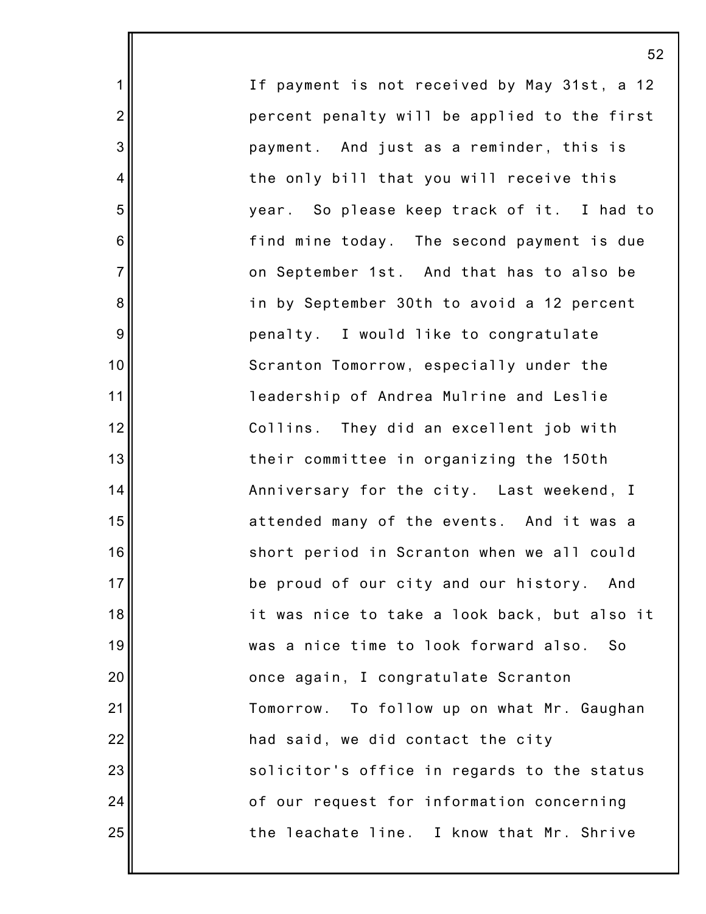If payment is not received by May 31st, a 12 percent penalty will be applied to the first payment. And just as a reminder, this is the only bill that you will receive this year. So please keep track of it. I had to find mine today. The second payment is due on September 1st. And that has to also be in by September 30th to avoid a 12 percent penalty. I would like to congratulate Scranton Tomorrow, especially under the leadership of Andrea Mulrine and Leslie Collins. They did an excellent job with their committee in organizing the 150th Anniversary for the city. Last weekend, I attended many of the events. And it was a short period in Scranton when we all could be proud of our city and our history. And it was nice to take a look back, but also it was a nice time to look forward also. So once again, I congratulate Scranton Tomorrow. To follow up on what Mr. Gaughan had said, we did contact the city solicitor's office in regards to the status of our request for information concerning the leachate line. I know that Mr. Shrive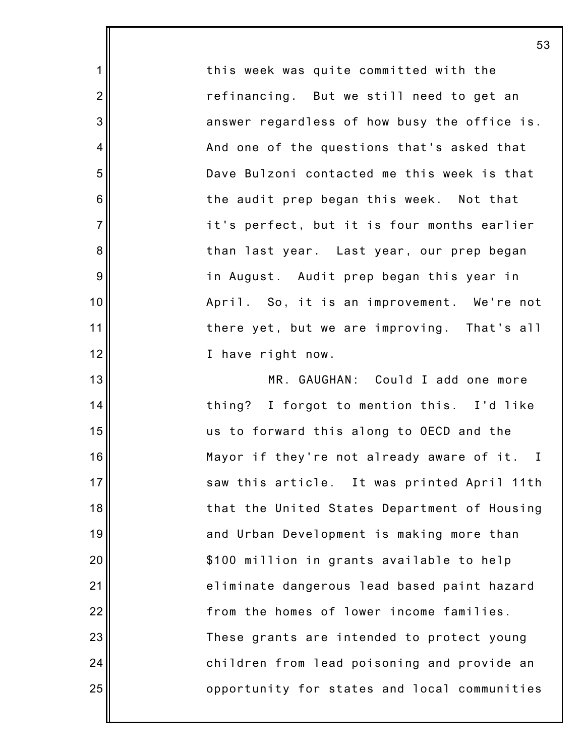this week was quite committed with the refinancing. But we still need to get an answer regardless of how busy the office is. And one of the questions that's asked that Dave Bulzoni contacted me this week is that the audit prep began this week. Not that it's perfect, but it is four months earlier than last year. Last year, our prep began in August. Audit prep began this year in April. So, it is an improvement. We're not there yet, but we are improving. That's all I have right now.

MR. GAUGHAN: Could I add one more thing? I forgot to mention this. I'd like us to forward this along to OECD and the Mayor if they're not already aware of it. I saw this article. It was printed April 11th that the United States Department of Housing and Urban Development is making more than $100 million in grants available to help eliminate dangerous lead based paint hazard from the homes of lower income families. These grants are intended to protect young children from lead poisoning and provide an opportunity for states and local communities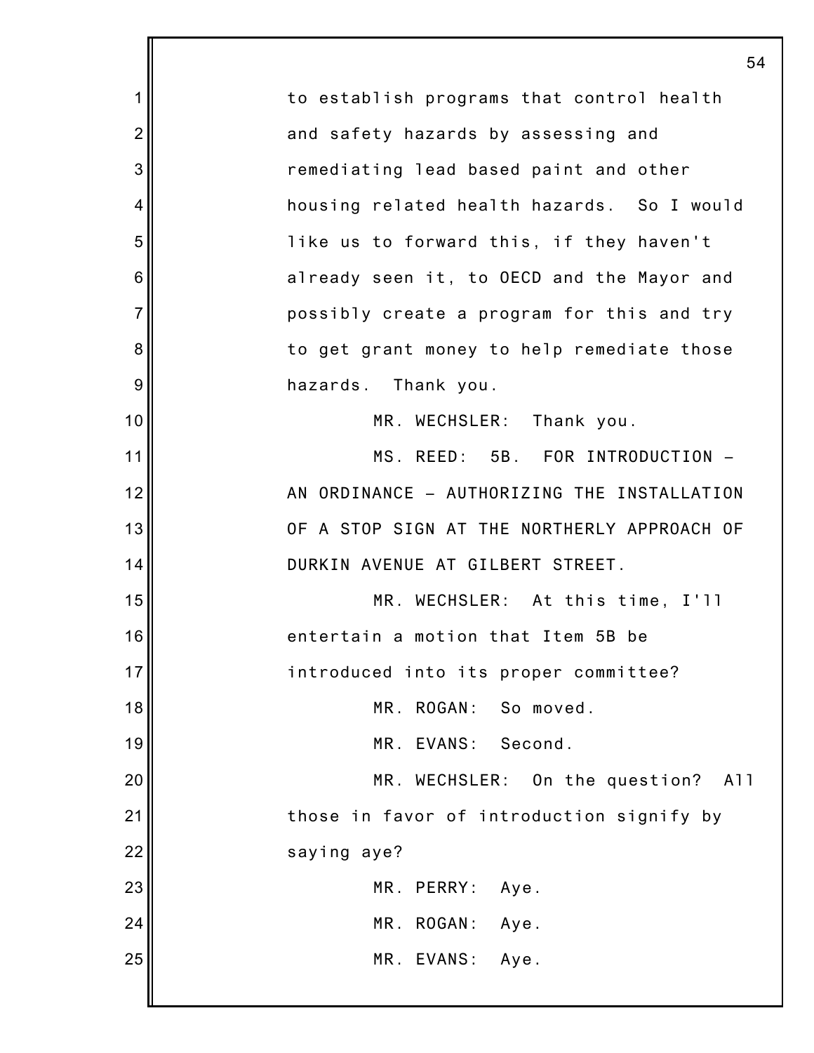to establish programs that control health and safety hazards by assessing and remediating lead based paint and other housing related health hazards. So I would like us to forward this, if they haven't already seen it, to OECD and the Mayor and possibly create a program for this and try to get grant money to help remediate those hazards. Thank you.

MR. WECHSLER: Thank you.

MS. REED: 5B. FOR INTRODUCTION – AN ORDINANCE – AUTHORIZING THE INSTALLATION OF A STOP SIGN AT THE NORTHERLY APPROACH OF DURKIN AVENUE AT GILBERT STREET.

MR. WECHSLER: At this time, I'll entertain a motion that Item 5B be introduced into its proper committee?

MR. ROGAN: So moved.

MR. EVANS: Second.

MR. WECHSLER: On the question? All those in favor of introduction signify by saying aye?

MR. PERRY: Aye.

MR. ROGAN: Aye.

MR. EVANS: Aye.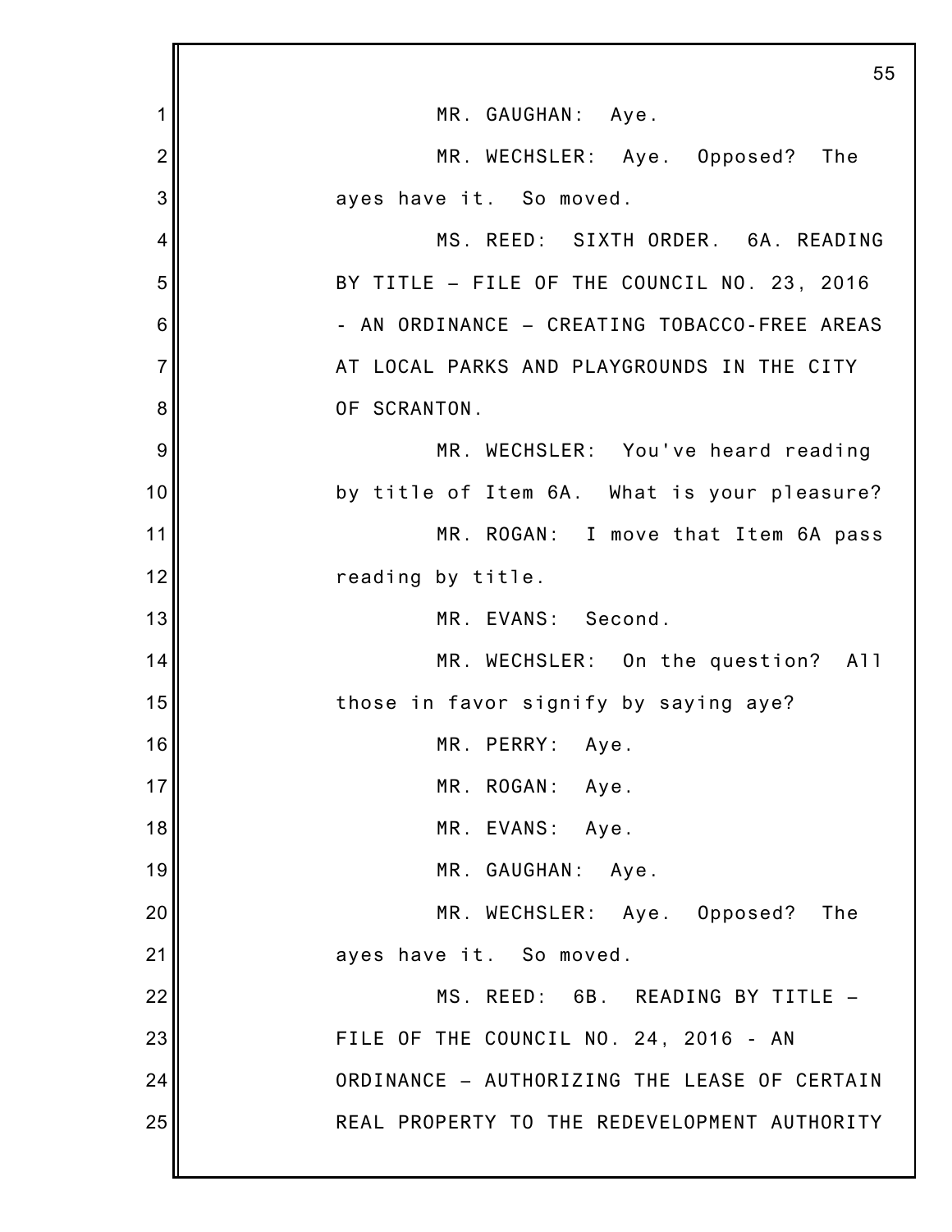MR. GAUGHAN: Aye.

MR. WECHSLER: Aye. Opposed? The ayes have it. So moved.

MS. REED: SIXTH ORDER. 6A. READING BY TITLE – FILE OF THE COUNCIL NO. 23, 2016 - AN ORDINANCE – CREATING TOBACCO-FREE AREAS AT LOCAL PARKS AND PLAYGROUNDS IN THE CITY OF SCRANTON.

MR. WECHSLER: You've heard reading by title of Item 6A. What is your pleasure?

MR. ROGAN: I move that Item 6A pass reading by title.

MR. EVANS: Second.

MR. WECHSLER: On the question? All those in favor signify by saying aye?

MR. PERRY: Aye.

MR. ROGAN: Aye.

MR. EVANS: Aye.

MR. GAUGHAN: Aye.

MR. WECHSLER: Aye. Opposed? The ayes have it. So moved.

MS. REED: 6B. READING BY TITLE – FILE OF THE COUNCIL NO. 24, 2016 - AN ORDINANCE – AUTHORIZING THE LEASE OF CERTAIN REAL PROPERTY TO THE REDEVELOPMENT AUTHORITY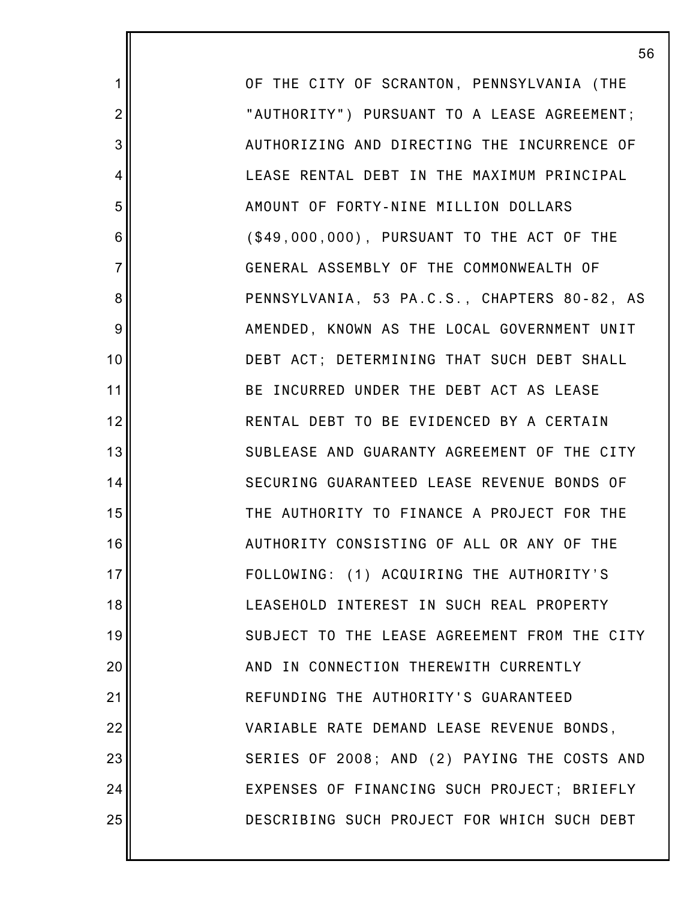OF THE CITY OF SCRANTON, PENNSYLVANIA (THE "AUTHORITY") PURSUANT TO A LEASE AGREEMENT; AUTHORIZING AND DIRECTING THE INCURRENCE OF LEASE RENTAL DEBT IN THE MAXIMUM PRINCIPAL AMOUNT OF FORTY-NINE MILLION DOLLARS ($49,000,000), PURSUANT TO THE ACT OF THE GENERAL ASSEMBLY OF THE COMMONWEALTH OF PENNSYLVANIA, 53 PA.C.S., CHAPTERS 80-82, AS AMENDED, KNOWN AS THE LOCAL GOVERNMENT UNIT DEBT ACT; DETERMINING THAT SUCH DEBT SHALL BE INCURRED UNDER THE DEBT ACT AS LEASE RENTAL DEBT TO BE EVIDENCED BY A CERTAIN SUBLEASE AND GUARANTY AGREEMENT OF THE CITY SECURING GUARANTEED LEASE REVENUE BONDS OF THE AUTHORITY TO FINANCE A PROJECT FOR THE AUTHORITY CONSISTING OF ALL OR ANY OF THE FOLLOWING: (1) ACQUIRING THE AUTHORITY'S LEASEHOLD INTEREST IN SUCH REAL PROPERTY SUBJECT TO THE LEASE AGREEMENT FROM THE CITY AND IN CONNECTION THEREWITH CURRENTLY REFUNDING THE AUTHORITY'S GUARANTEED VARIABLE RATE DEMAND LEASE REVENUE BONDS, SERIES OF 2008; AND (2) PAYING THE COSTS AND EXPENSES OF FINANCING SUCH PROJECT; BRIEFLY DESCRIBING SUCH PROJECT FOR WHICH SUCH DEBT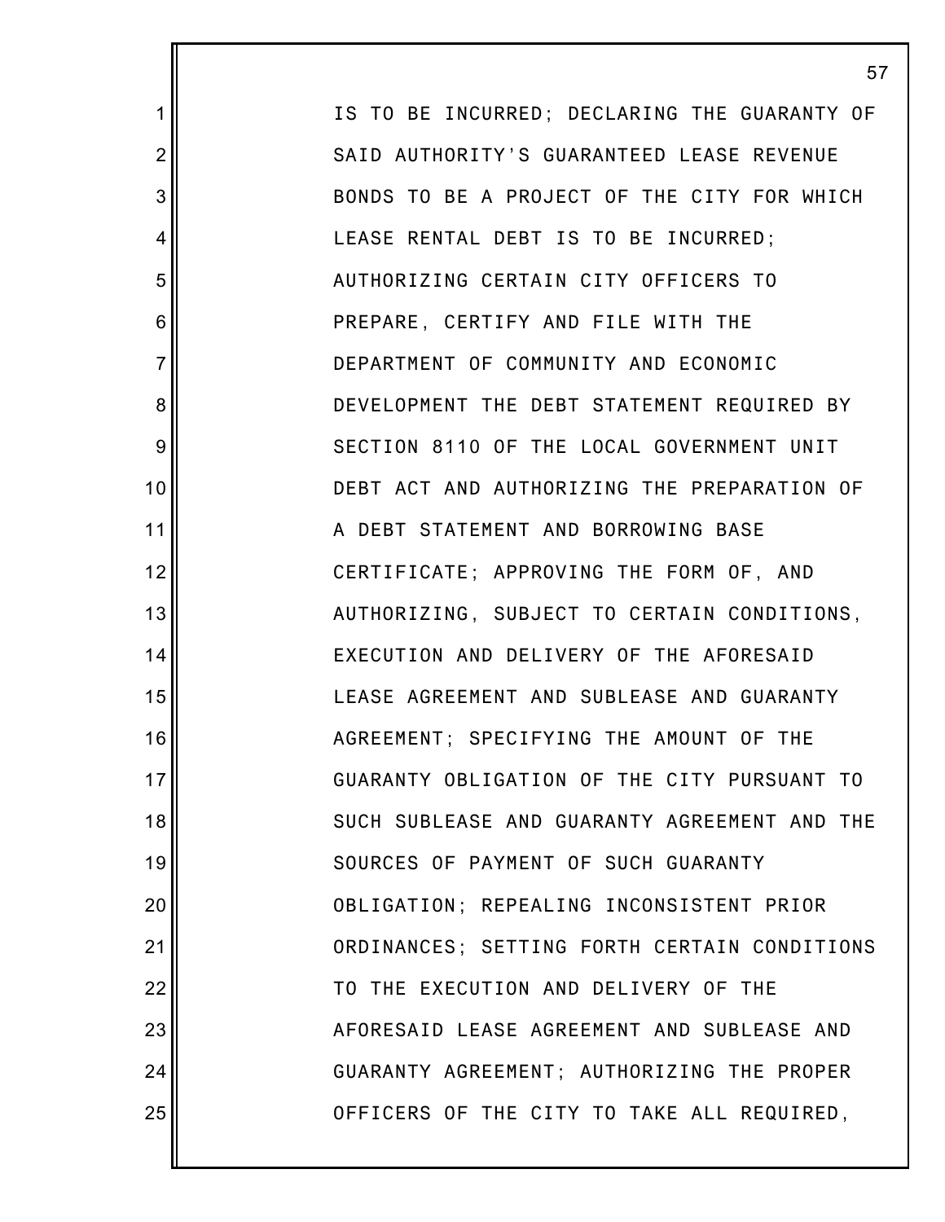IS TO BE INCURRED; DECLARING THE GUARANTY OF SAID AUTHORITY'S GUARANTEED LEASE REVENUE BONDS TO BE A PROJECT OF THE CITY FOR WHICH LEASE RENTAL DEBT IS TO BE INCURRED; AUTHORIZING CERTAIN CITY OFFICERS TO PREPARE, CERTIFY AND FILE WITH THE DEPARTMENT OF COMMUNITY AND ECONOMIC DEVELOPMENT THE DEBT STATEMENT REQUIRED BY SECTION 8110 OF THE LOCAL GOVERNMENT UNIT DEBT ACT AND AUTHORIZING THE PREPARATION OF A DEBT STATEMENT AND BORROWING BASE CERTIFICATE; APPROVING THE FORM OF, AND AUTHORIZING, SUBJECT TO CERTAIN CONDITIONS, EXECUTION AND DELIVERY OF THE AFORESAID LEASE AGREEMENT AND SUBLEASE AND GUARANTY AGREEMENT; SPECIFYING THE AMOUNT OF THE GUARANTY OBLIGATION OF THE CITY PURSUANT TO SUCH SUBLEASE AND GUARANTY AGREEMENT AND THE SOURCES OF PAYMENT OF SUCH GUARANTY OBLIGATION; REPEALING INCONSISTENT PRIOR ORDINANCES; SETTING FORTH CERTAIN CONDITIONS TO THE EXECUTION AND DELIVERY OF THE AFORESAID LEASE AGREEMENT AND SUBLEASE AND GUARANTY AGREEMENT; AUTHORIZING THE PROPER OFFICERS OF THE CITY TO TAKE ALL REQUIRED,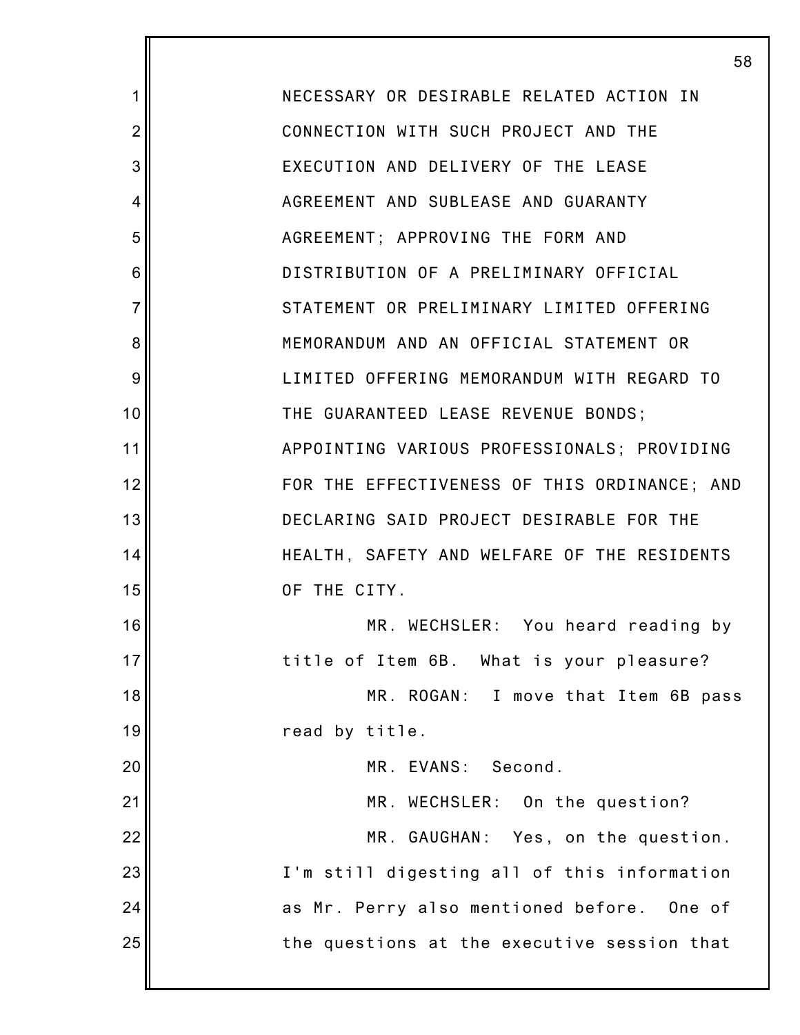NECESSARY OR DESIRABLE RELATED ACTION IN CONNECTION WITH SUCH PROJECT AND THE EXECUTION AND DELIVERY OF THE LEASE AGREEMENT AND SUBLEASE AND GUARANTY AGREEMENT; APPROVING THE FORM AND DISTRIBUTION OF A PRELIMINARY OFFICIAL STATEMENT OR PRELIMINARY LIMITED OFFERING MEMORANDUM AND AN OFFICIAL STATEMENT OR LIMITED OFFERING MEMORANDUM WITH REGARD TO THE GUARANTEED LEASE REVENUE BONDS; APPOINTING VARIOUS PROFESSIONALS; PROVIDING FOR THE EFFECTIVENESS OF THIS ORDINANCE; AND DECLARING SAID PROJECT DESIRABLE FOR THE HEALTH, SAFETY AND WELFARE OF THE RESIDENTS OF THE CITY.

MR. WECHSLER: You heard reading by title of Item 6B. What is your pleasure?

MR. ROGAN: I move that Item 6B pass read by title.

MR. EVANS: Second.

MR. WECHSLER: On the question?

MR. GAUGHAN: Yes, on the question. I'm still digesting all of this information as Mr. Perry also mentioned before. One of the questions at the executive session that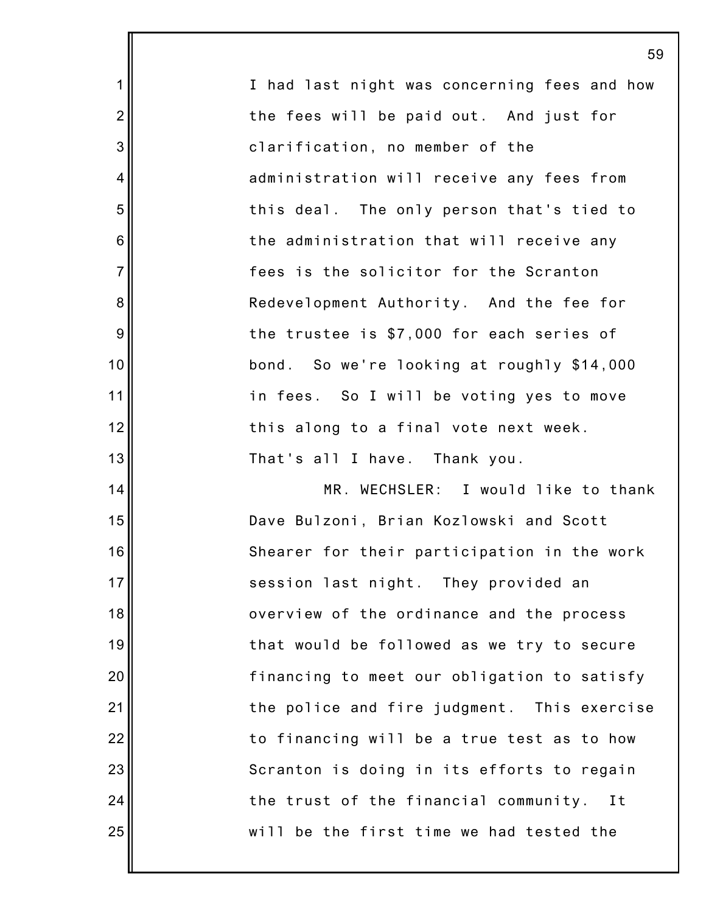I had last night was concerning fees and how the fees will be paid out. And just for clarification, no member of the administration will receive any fees from this deal. The only person that's tied to the administration that will receive any fees is the solicitor for the Scranton Redevelopment Authority. And the fee for the trustee is $7,000 for each series of bond. So we're looking at roughly $14,000 in fees. So I will be voting yes to move this along to a final vote next week. That's all I have. Thank you.

MR. WECHSLER: I would like to thank Dave Bulzoni, Brian Kozlowski and Scott Shearer for their participation in the work session last night. They provided an overview of the ordinance and the process that would be followed as we try to secure financing to meet our obligation to satisfy the police and fire judgment. This exercise to financing will be a true test as to how Scranton is doing in its efforts to regain the trust of the financial community. It will be the first time we had tested the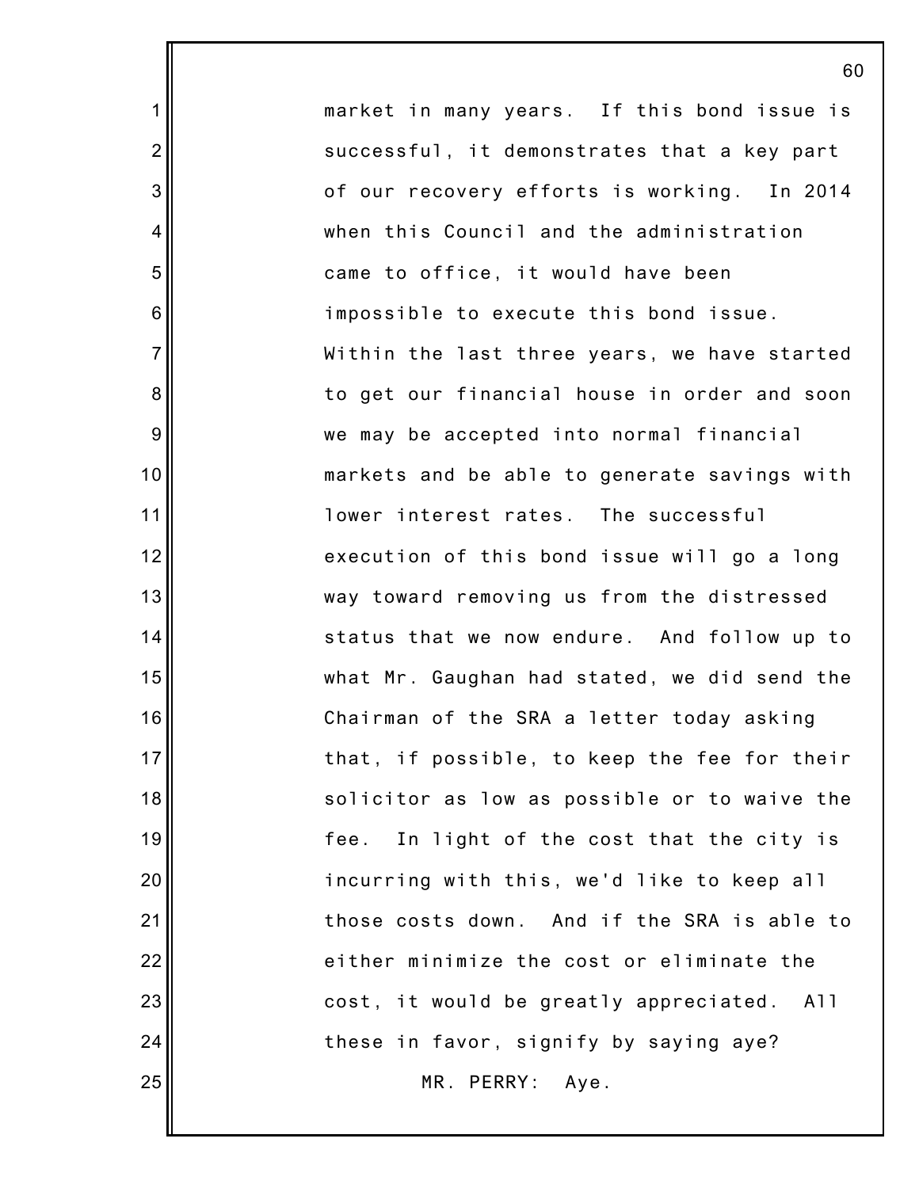market in many years. If this bond issue is successful, it demonstrates that a key part of our recovery efforts is working. In 2014 when this Council and the administration came to office, it would have been impossible to execute this bond issue. Within the last three years, we have started to get our financial house in order and soon we may be accepted into normal financial markets and be able to generate savings with lower interest rates. The successful execution of this bond issue will go a long way toward removing us from the distressed status that we now endure. And follow up to what Mr. Gaughan had stated, we did send the Chairman of the SRA a letter today asking that, if possible, to keep the fee for their solicitor as low as possible or to waive the fee. In light of the cost that the city is incurring with this, we'd like to keep all those costs down. And if the SRA is able to either minimize the cost or eliminate the cost, it would be greatly appreciated. All these in favor, signify by saying aye?

MR. PERRY: Aye.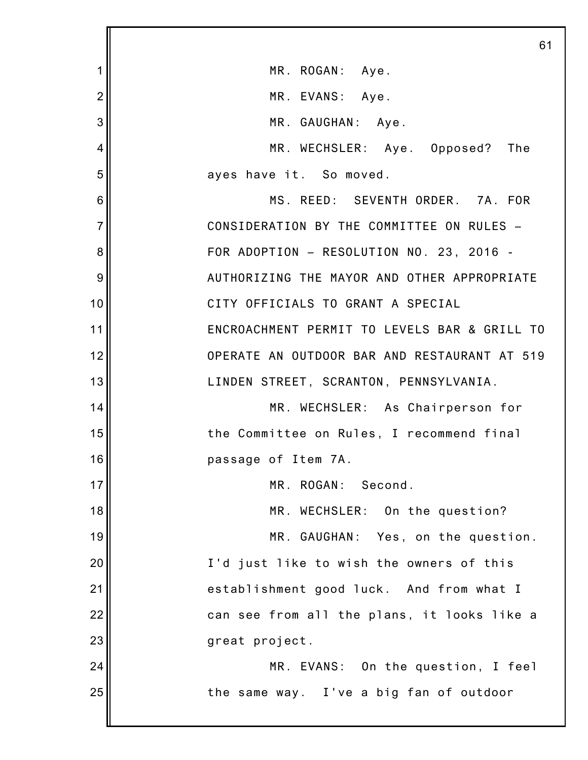MR. ROGAN: Aye.

MR. EVANS: Aye.

MR. GAUGHAN: Aye.

MR. WECHSLER: Aye. Opposed? The ayes have it. So moved.

MS. REED: SEVENTH ORDER. 7A. FOR CONSIDERATION BY THE COMMITTEE ON RULES – FOR ADOPTION – RESOLUTION NO. 23, 2016 - AUTHORIZING THE MAYOR AND OTHER APPROPRIATE CITY OFFICIALS TO GRANT A SPECIAL ENCROACHMENT PERMIT TO LEVELS BAR & GRILL TO OPERATE AN OUTDOOR BAR AND RESTAURANT AT 519 LINDEN STREET, SCRANTON, PENNSYLVANIA.

MR. WECHSLER: As Chairperson for the Committee on Rules, I recommend final passage of Item 7A.

MR. ROGAN: Second.

MR. WECHSLER: On the question?

MR. GAUGHAN: Yes, on the question. I'd just like to wish the owners of this establishment good luck. And from what I can see from all the plans, it looks like a great project.

MR. EVANS: On the question, I feel the same way. I've a big fan of outdoor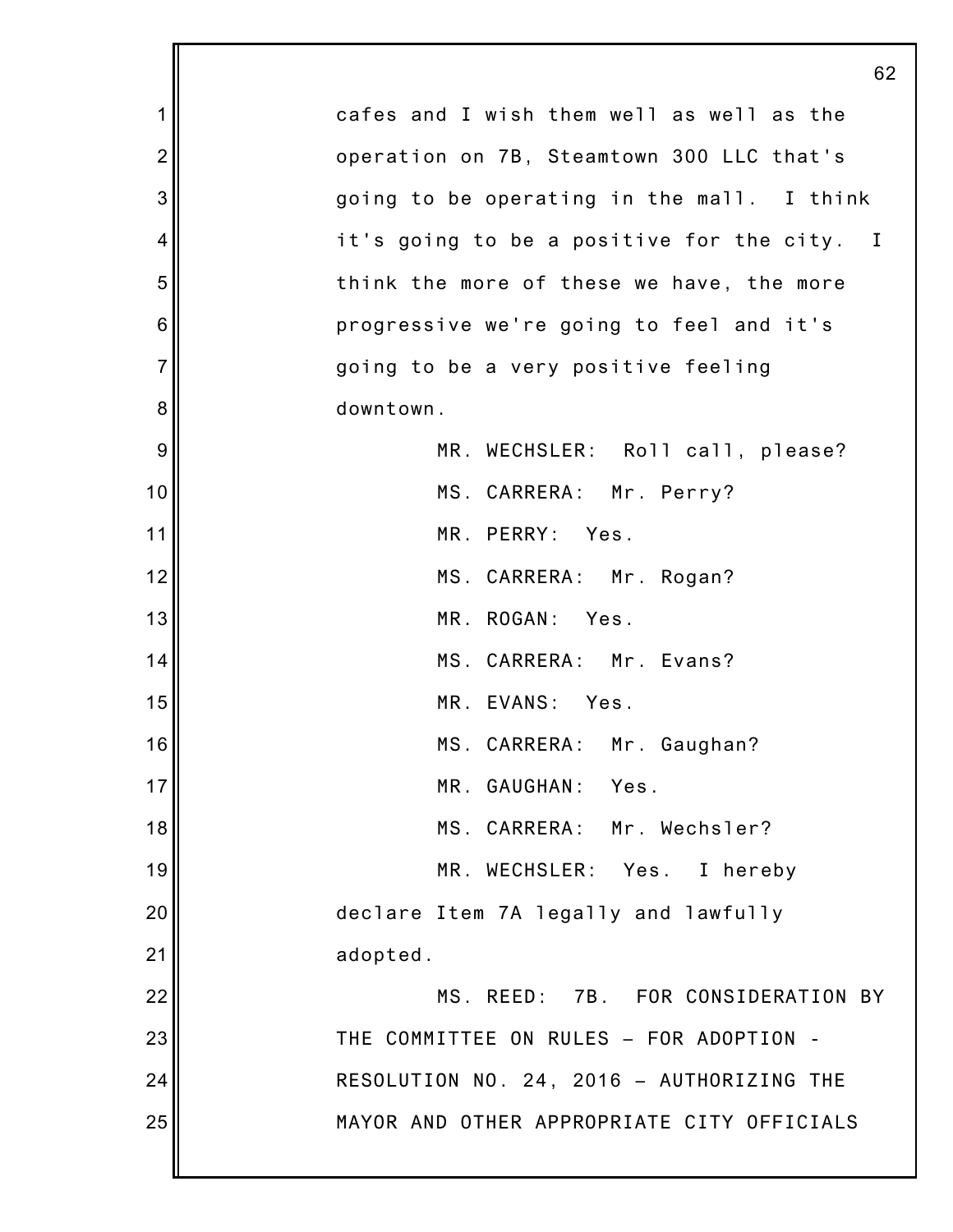cafes and I wish them well as well as the operation on 7B, Steamtown 300 LLC that's going to be operating in the mall. I think it's going to be a positive for the city. I think the more of these we have, the more progressive we're going to feel and it's going to be a very positive feeling downtown.

MR. WECHSLER: Roll call, please?

MS. CARRERA: Mr. Perry?

MR. PERRY: Yes.

MS. CARRERA: Mr. Rogan?

MR. ROGAN: Yes.

MS. CARRERA: Mr. Evans?

MR. EVANS: Yes.

MS. CARRERA: Mr. Gaughan?

MR. GAUGHAN: Yes.

MS. CARRERA: Mr. Wechsler?

MR. WECHSLER: Yes. I hereby declare Item 7A legally and lawfully adopted.

MS. REED: 7B. FOR CONSIDERATION BY THE COMMITTEE ON RULES – FOR ADOPTION - RESOLUTION NO. 24, 2016 – AUTHORIZING THE MAYOR AND OTHER APPROPRIATE CITY OFFICIALS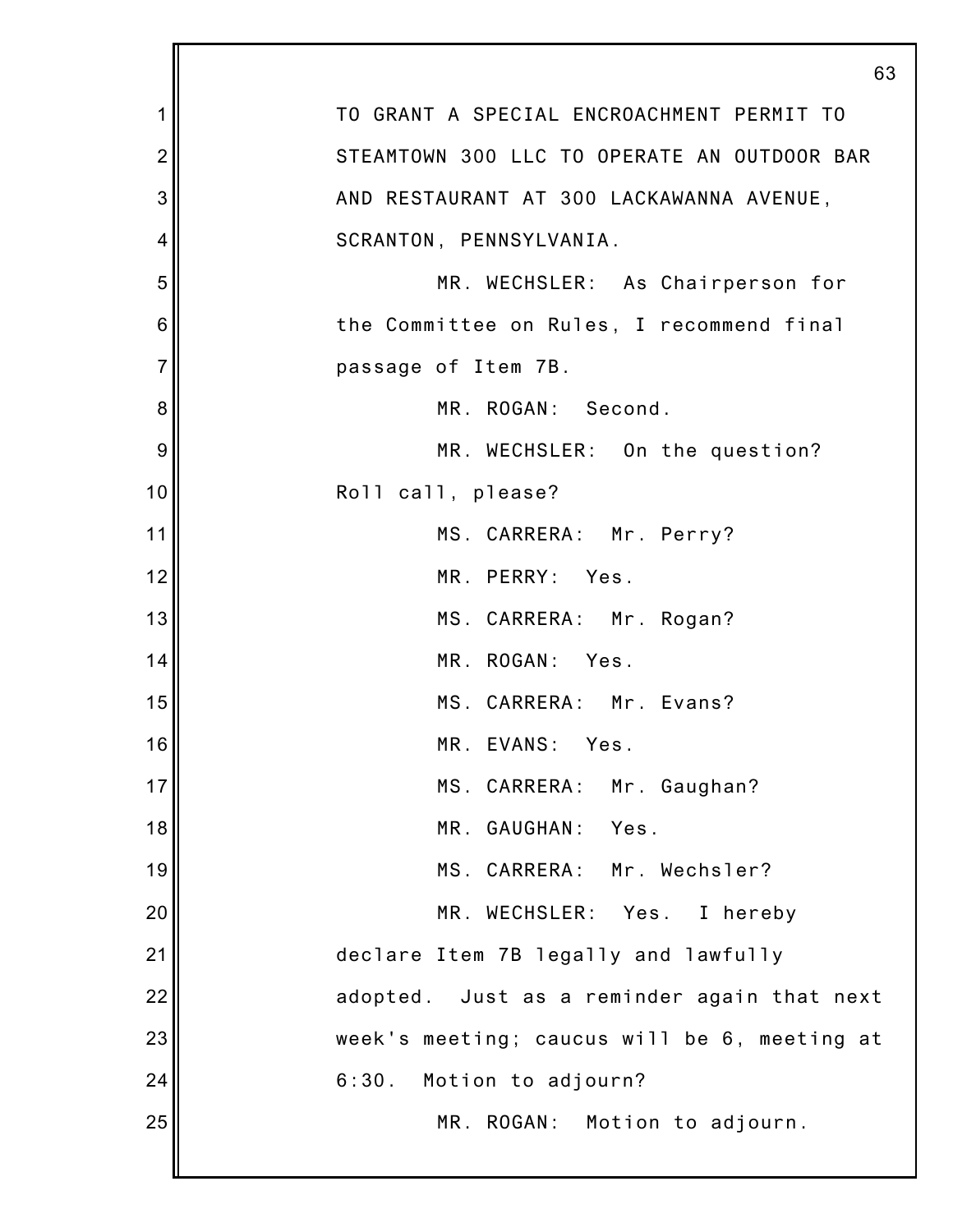TO GRANT A SPECIAL ENCROACHMENT PERMIT TO STEAMTOWN 300 LLC TO OPERATE AN OUTDOOR BAR AND RESTAURANT AT 300 LACKAWANNA AVENUE, SCRANTON, PENNSYLVANIA.

MR. WECHSLER: As Chairperson for the Committee on Rules, I recommend final passage of Item 7B.

MR. ROGAN: Second.

MR. WECHSLER: On the question? Roll call, please?

MS. CARRERA: Mr. Perry?

MR. PERRY: Yes.

MS. CARRERA: Mr. Rogan?

MR. ROGAN: Yes.

MS. CARRERA: Mr. Evans?

MR. EVANS: Yes.

MS. CARRERA: Mr. Gaughan?

MR. GAUGHAN: Yes.

MS. CARRERA: Mr. Wechsler?

MR. WECHSLER: Yes. I hereby declare Item 7B legally and lawfully adopted. Just as a reminder again that next week's meeting; caucus will be 6, meeting at 6:30. Motion to adjourn?

MR. ROGAN: Motion to adjourn.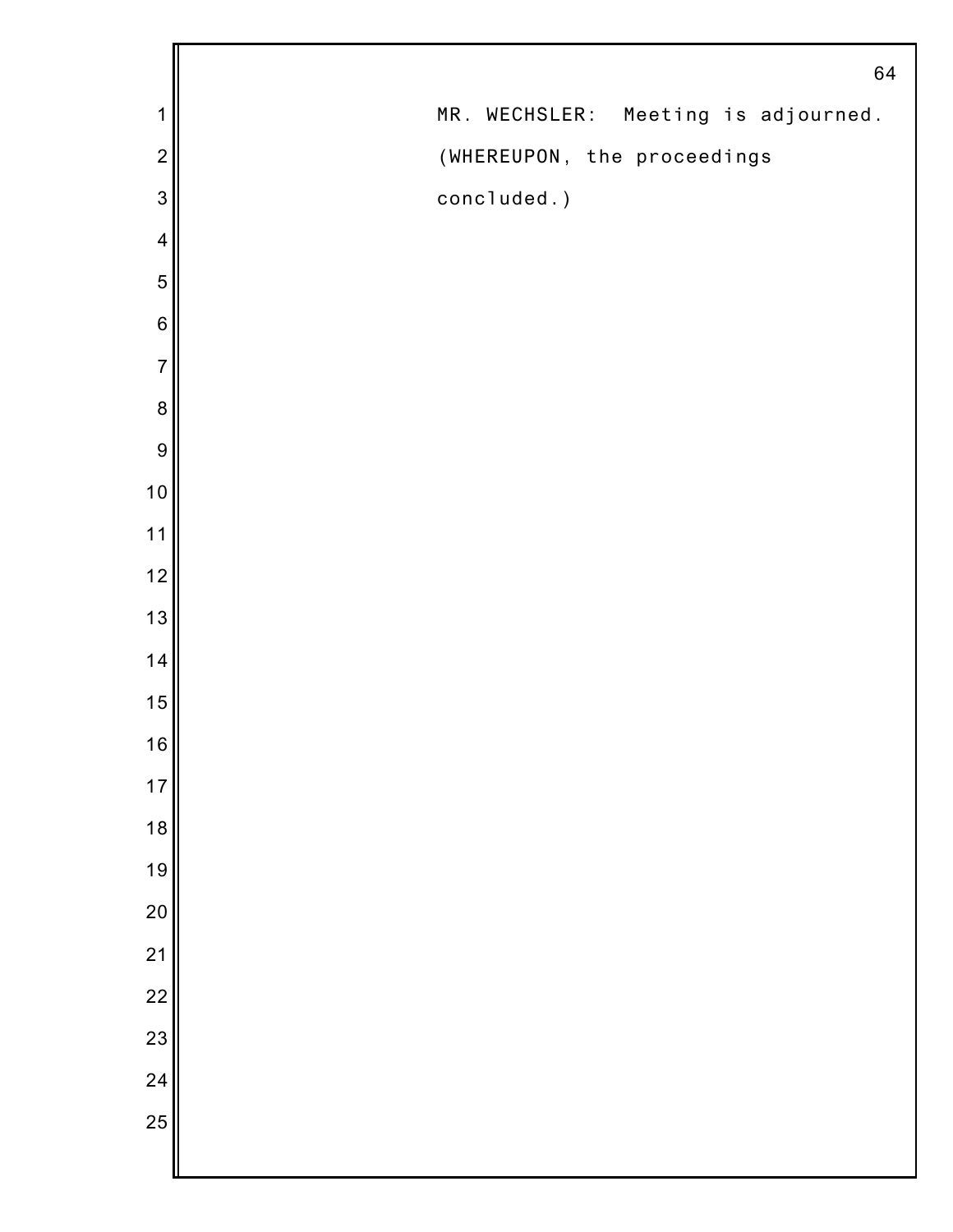MR. WECHSLER: Meeting is adjourned.

(WHEREUPON, the proceedings concluded.)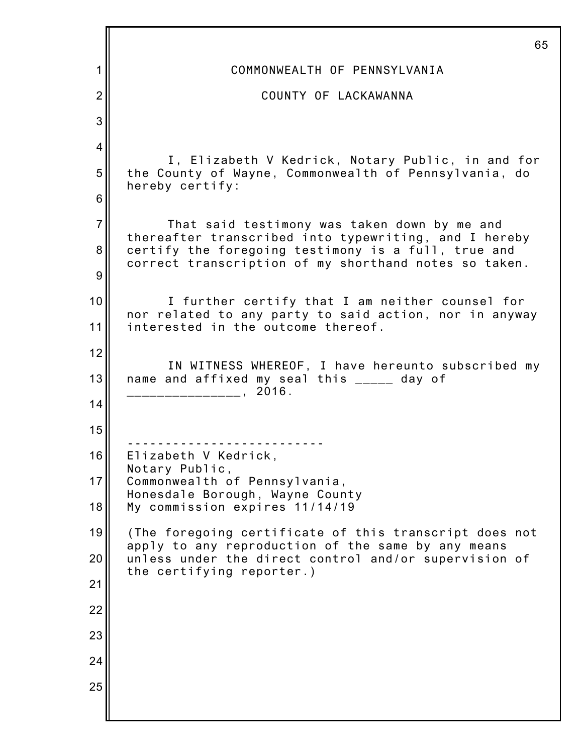COMMONWEALTH OF PENNSYLVANIA

COUNTY OF LACKAWANNA

I, Elizabeth V Kedrick, Notary Public, in and for the County of Wayne, Commonwealth of Pennsylvania, do hereby certify:

That said testimony was taken down by me and thereafter transcribed into typewriting, and I hereby certify the foregoing testimony is a full, true and correct transcription of my shorthand notes so taken.

I further certify that I am neither counsel for nor related to any party to said action, nor in anyway interested in the outcome thereof.

IN WITNESS WHEREOF, I have hereunto subscribed my name and affixed my seal this _____ day of _______________, 2016.

--------------------------
Elizabeth V Kedrick,
Notary Public,
Commonwealth of Pennsylvania,
Honesdale Borough, Wayne County
My commission expires 11/14/19

(The foregoing certificate of this transcript does not apply to any reproduction of the same by any means unless under the direct control and/or supervision of the certifying reporter.)